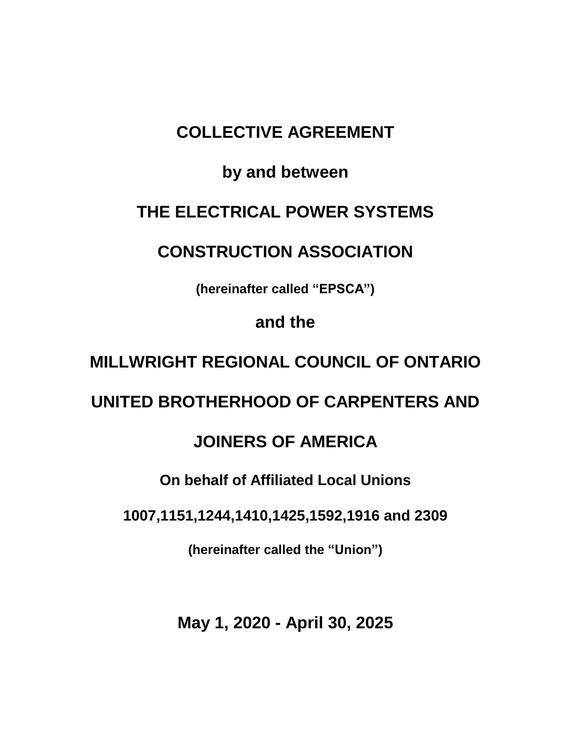# COLLECTIVE AGREEMENT

**by and between**

# THE ELECTRICAL POWER SYSTEMS CONSTRUCTION ASSOCIATION

**(hereinafter called "EPSCA")**

**and the**

# MILLWRIGHT REGIONAL COUNCIL OF ONTARIO UNITED BROTHERHOOD OF CARPENTERS AND JOINERS OF AMERICA

**On behalf of Affiliated Local Unions**

**1007,1151,1244,1410,1425,1592,1916 and 2309**

**(hereinafter called the "Union")**

**May 1, 2020 - April 30, 2025**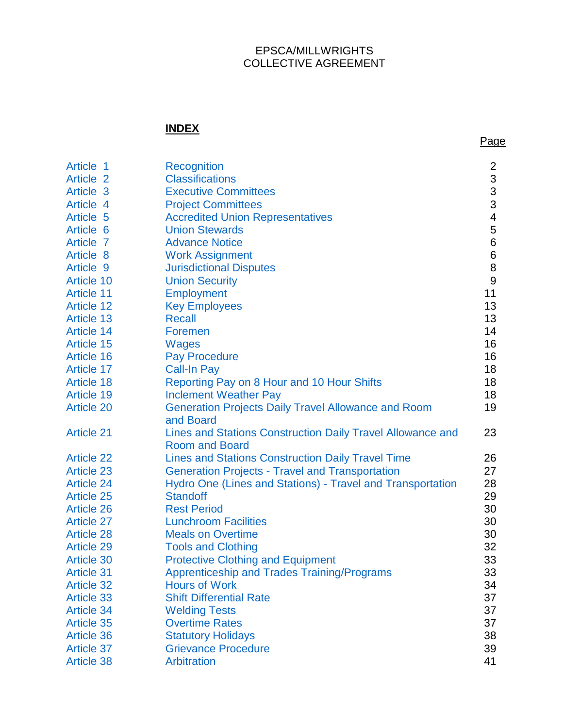EPSCA/MILLWRIGHTS
COLLECTIVE AGREEMENT

**INDEX**

| | | Page |
|---|---|---|
| Article 1 | Recognition | 2 |
| Article 2 | Classifications | 3 |
| Article 3 | Executive Committees | 3 |
| Article 4 | Project Committees | 3 |
| Article 5 | Accredited Union Representatives | 4 |
| Article 6 | Union Stewards | 5 |
| Article 7 | Advance Notice | 6 |
| Article 8 | Work Assignment | 6 |
| Article 9 | Jurisdictional Disputes | 8 |
| Article 10 | Union Security | 9 |
| Article 11 | Employment | 11 |
| Article 12 | Key Employees | 13 |
| Article 13 | Recall | 13 |
| Article 14 | Foremen | 14 |
| Article 15 | Wages | 16 |
| Article 16 | Pay Procedure | 16 |
| Article 17 | Call-In Pay | 18 |
| Article 18 | Reporting Pay on 8 Hour and 10 Hour Shifts | 18 |
| Article 19 | Inclement Weather Pay | 18 |
| Article 20 | Generation Projects Daily Travel Allowance and Room and Board | 19 |
| Article 21 | Lines and Stations Construction Daily Travel Allowance and Room and Board | 23 |
| Article 22 | Lines and Stations Construction Daily Travel Time | 26 |
| Article 23 | Generation Projects - Travel and Transportation | 27 |
| Article 24 | Hydro One (Lines and Stations) - Travel and Transportation | 28 |
| Article 25 | Standoff | 29 |
| Article 26 | Rest Period | 30 |
| Article 27 | Lunchroom Facilities | 30 |
| Article 28 | Meals on Overtime | 30 |
| Article 29 | Tools and Clothing | 32 |
| Article 30 | Protective Clothing and Equipment | 33 |
| Article 31 | Apprenticeship and Trades Training/Programs | 33 |
| Article 32 | Hours of Work | 34 |
| Article 33 | Shift Differential Rate | 37 |
| Article 34 | Welding Tests | 37 |
| Article 35 | Overtime Rates | 37 |
| Article 36 | Statutory Holidays | 38 |
| Article 37 | Grievance Procedure | 39 |
| Article 38 | Arbitration | 41 |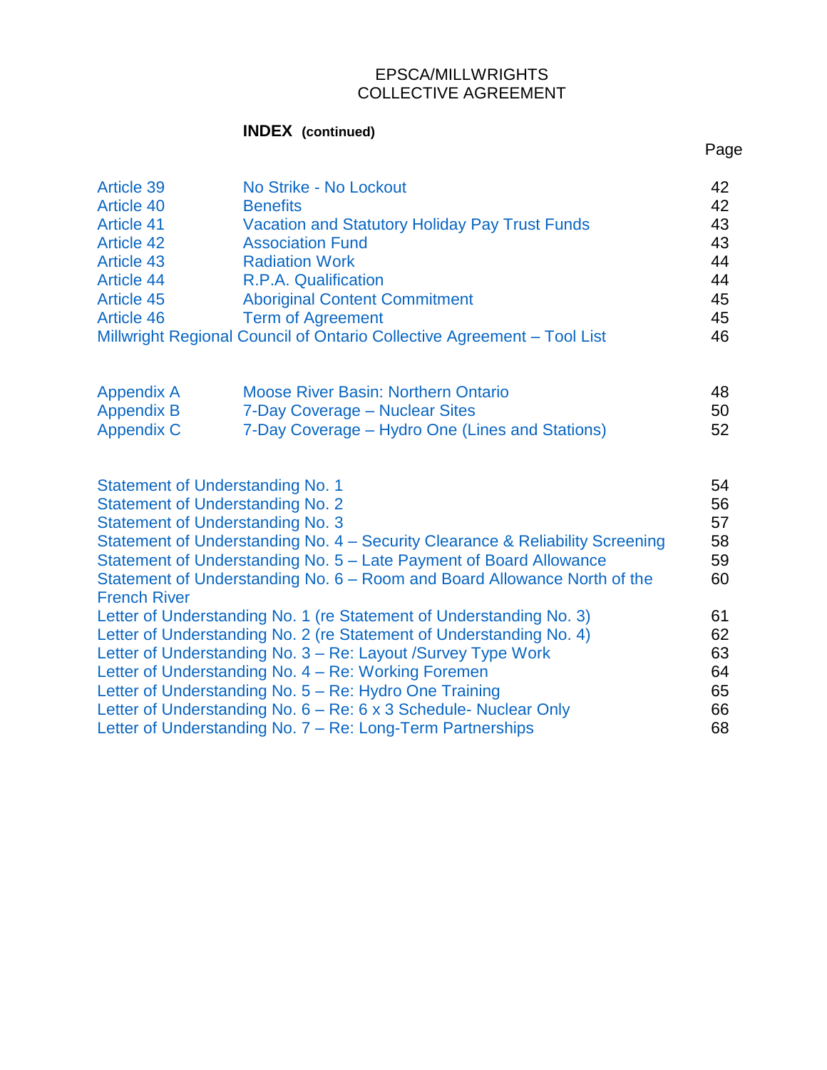EPSCA/MILLWRIGHTS
COLLECTIVE AGREEMENT

**INDEX (continued)**

| | | Page |
|---|---|---|
| Article 39 | No Strike - No Lockout | 42 |
| Article 40 | Benefits | 42 |
| Article 41 | Vacation and Statutory Holiday Pay Trust Funds | 43 |
| Article 42 | Association Fund | 43 |
| Article 43 | Radiation Work | 44 |
| Article 44 | R.P.A. Qualification | 44 |
| Article 45 | Aboriginal Content Commitment | 45 |
| Article 46 | Term of Agreement | 45 |
| Millwright Regional Council of Ontario Collective Agreement – Tool List | | 46 |
| | | |
| Appendix A | Moose River Basin: Northern Ontario | 48 |
| Appendix B | 7-Day Coverage – Nuclear Sites | 50 |
| Appendix C | 7-Day Coverage – Hydro One (Lines and Stations) | 52 |
| | | |
| Statement of Understanding No. 1 | | 54 |
| Statement of Understanding No. 2 | | 56 |
| Statement of Understanding No. 3 | | 57 |
| Statement of Understanding No. 4 – Security Clearance & Reliability Screening | | 58 |
| Statement of Understanding No. 5 – Late Payment of Board Allowance | | 59 |
| Statement of Understanding No. 6 – Room and Board Allowance North of the French River | | 60 |
| Letter of Understanding No. 1 (re Statement of Understanding No. 3) | | 61 |
| Letter of Understanding No. 2 (re Statement of Understanding No. 4) | | 62 |
| Letter of Understanding No. 3 – Re: Layout /Survey Type Work | | 63 |
| Letter of Understanding No. 4 – Re: Working Foremen | | 64 |
| Letter of Understanding No. 5 – Re: Hydro One Training | | 65 |
| Letter of Understanding No. 6 – Re: 6 x 3 Schedule- Nuclear Only | | 66 |
| Letter of Understanding No. 7 – Re: Long-Term Partnerships | | 68 |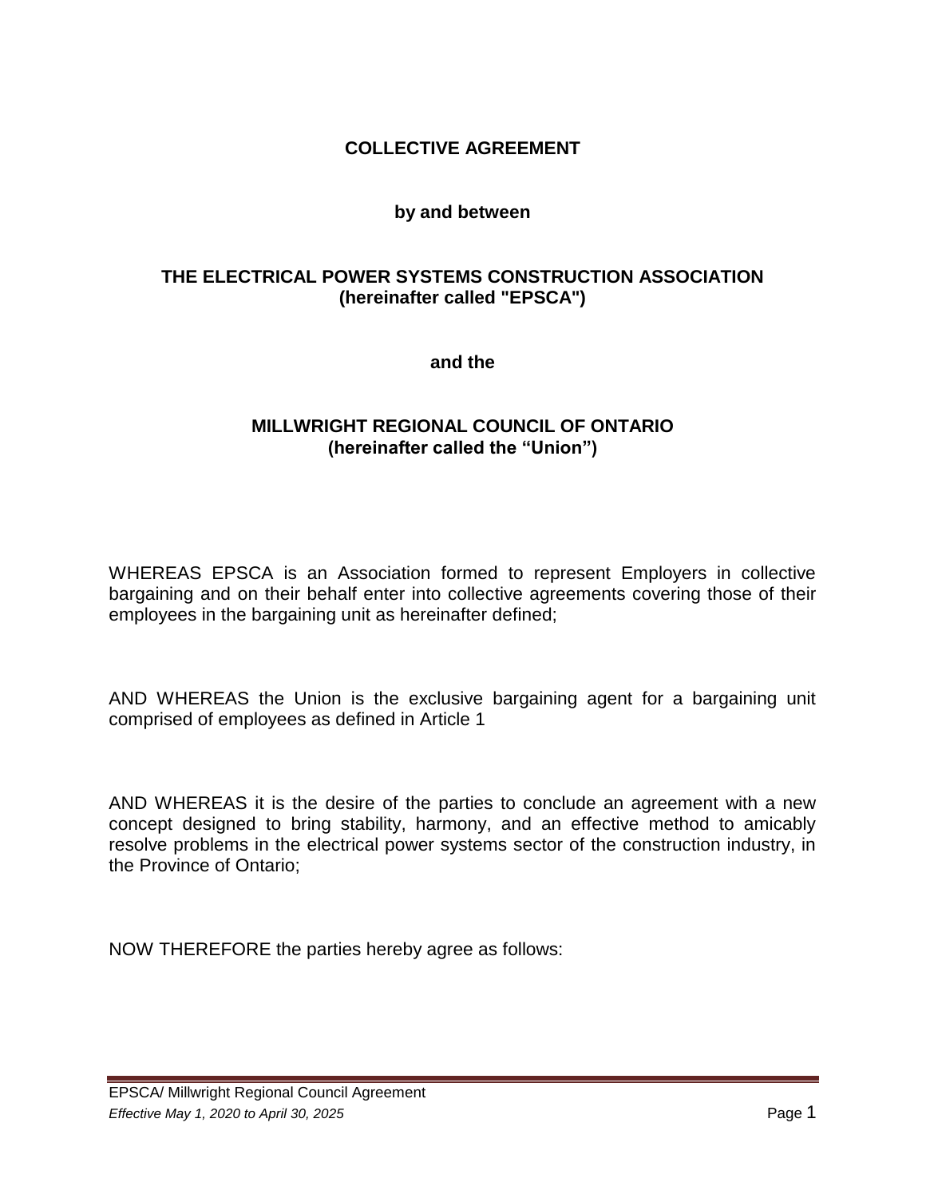# COLLECTIVE AGREEMENT

**by and between**

**THE ELECTRICAL POWER SYSTEMS CONSTRUCTION ASSOCIATION**
**(hereinafter called "EPSCA")**

**and the**

**MILLWRIGHT REGIONAL COUNCIL OF ONTARIO**
**(hereinafter called the "Union")**

WHEREAS EPSCA is an Association formed to represent Employers in collective bargaining and on their behalf enter into collective agreements covering those of their employees in the bargaining unit as hereinafter defined;

AND WHEREAS the Union is the exclusive bargaining agent for a bargaining unit comprised of employees as defined in Article 1

AND WHEREAS it is the desire of the parties to conclude an agreement with a new concept designed to bring stability, harmony, and an effective method to amicably resolve problems in the electrical power systems sector of the construction industry, in the Province of Ontario;

NOW THEREFORE the parties hereby agree as follows: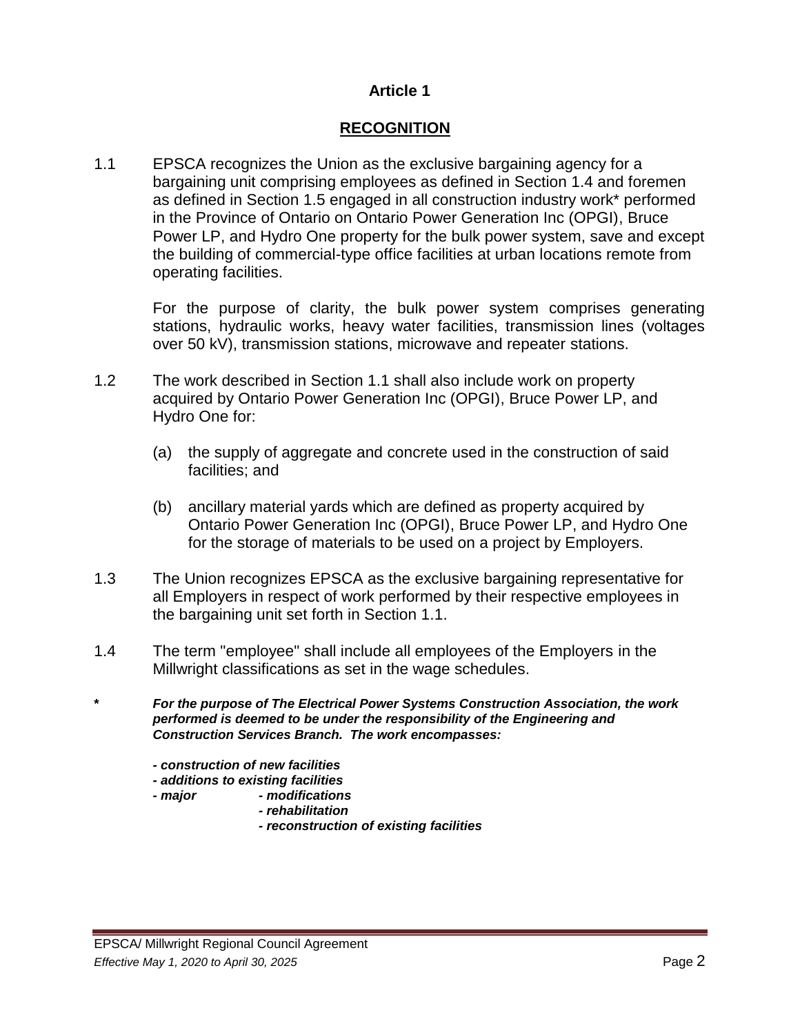# Article 1

## RECOGNITION

1.1 EPSCA recognizes the Union as the exclusive bargaining agency for a bargaining unit comprising employees as defined in Section 1.4 and foremen as defined in Section 1.5 engaged in all construction industry work* performed in the Province of Ontario on Ontario Power Generation Inc (OPGI), Bruce Power LP, and Hydro One property for the bulk power system, save and except the building of commercial-type office facilities at urban locations remote from operating facilities.

For the purpose of clarity, the bulk power system comprises generating stations, hydraulic works, heavy water facilities, transmission lines (voltages over 50 kV), transmission stations, microwave and repeater stations.

1.2 The work described in Section 1.1 shall also include work on property acquired by Ontario Power Generation Inc (OPGI), Bruce Power LP, and Hydro One for:

(a) the supply of aggregate and concrete used in the construction of said facilities; and

(b) ancillary material yards which are defined as property acquired by Ontario Power Generation Inc (OPGI), Bruce Power LP, and Hydro One for the storage of materials to be used on a project by Employers.

1.3 The Union recognizes EPSCA as the exclusive bargaining representative for all Employers in respect of work performed by their respective employees in the bargaining unit set forth in Section 1.1.

1.4 The term "employee" shall include all employees of the Employers in the Millwright classifications as set in the wage schedules.

\* ***For the purpose of The Electrical Power Systems Construction Association, the work performed is deemed to be under the responsibility of the Engineering and Construction Services Branch. The work encompasses:***

***- construction of new facilities***
***- additions to existing facilities***
***- major - modifications***
***- rehabilitation***
***- reconstruction of existing facilities***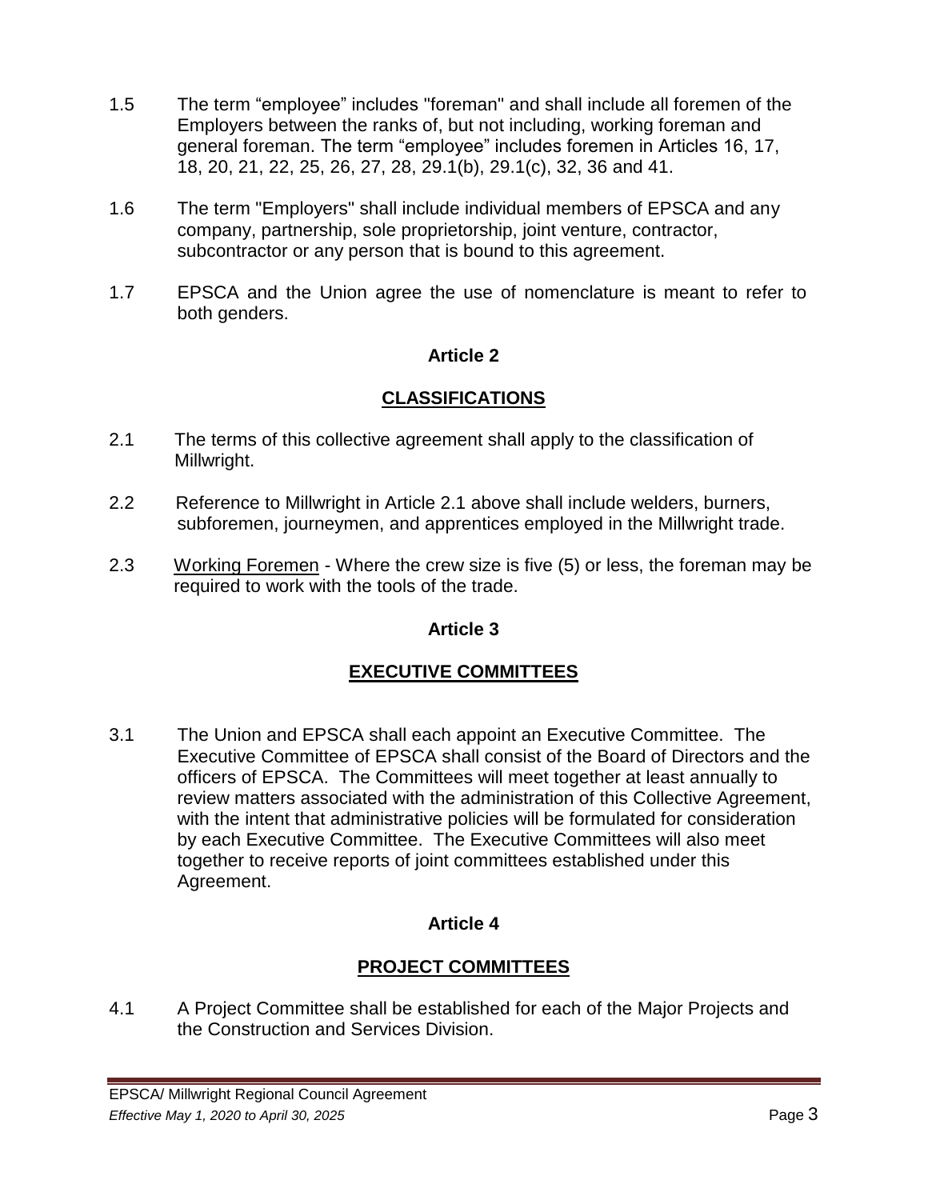1.5 The term “employee” includes "foreman" and shall include all foremen of the Employers between the ranks of, but not including, working foreman and general foreman. The term “employee” includes foremen in Articles 16, 17, 18, 20, 21, 22, 25, 26, 27, 28, 29.1(b), 29.1(c), 32, 36 and 41.

1.6 The term "Employers" shall include individual members of EPSCA and any company, partnership, sole proprietorship, joint venture, contractor, subcontractor or any person that is bound to this agreement.

1.7 EPSCA and the Union agree the use of nomenclature is meant to refer to both genders.

## Article 2

## CLASSIFICATIONS

2.1 The terms of this collective agreement shall apply to the classification of Millwright.

2.2 Reference to Millwright in Article 2.1 above shall include welders, burners, subforemen, journeymen, and apprentices employed in the Millwright trade.

2.3 Working Foremen - Where the crew size is five (5) or less, the foreman may be required to work with the tools of the trade.

## Article 3

## EXECUTIVE COMMITTEES

3.1 The Union and EPSCA shall each appoint an Executive Committee. The Executive Committee of EPSCA shall consist of the Board of Directors and the officers of EPSCA. The Committees will meet together at least annually to review matters associated with the administration of this Collective Agreement, with the intent that administrative policies will be formulated for consideration by each Executive Committee. The Executive Committees will also meet together to receive reports of joint committees established under this Agreement.

## Article 4

## PROJECT COMMITTEES

4.1 A Project Committee shall be established for each of the Major Projects and the Construction and Services Division.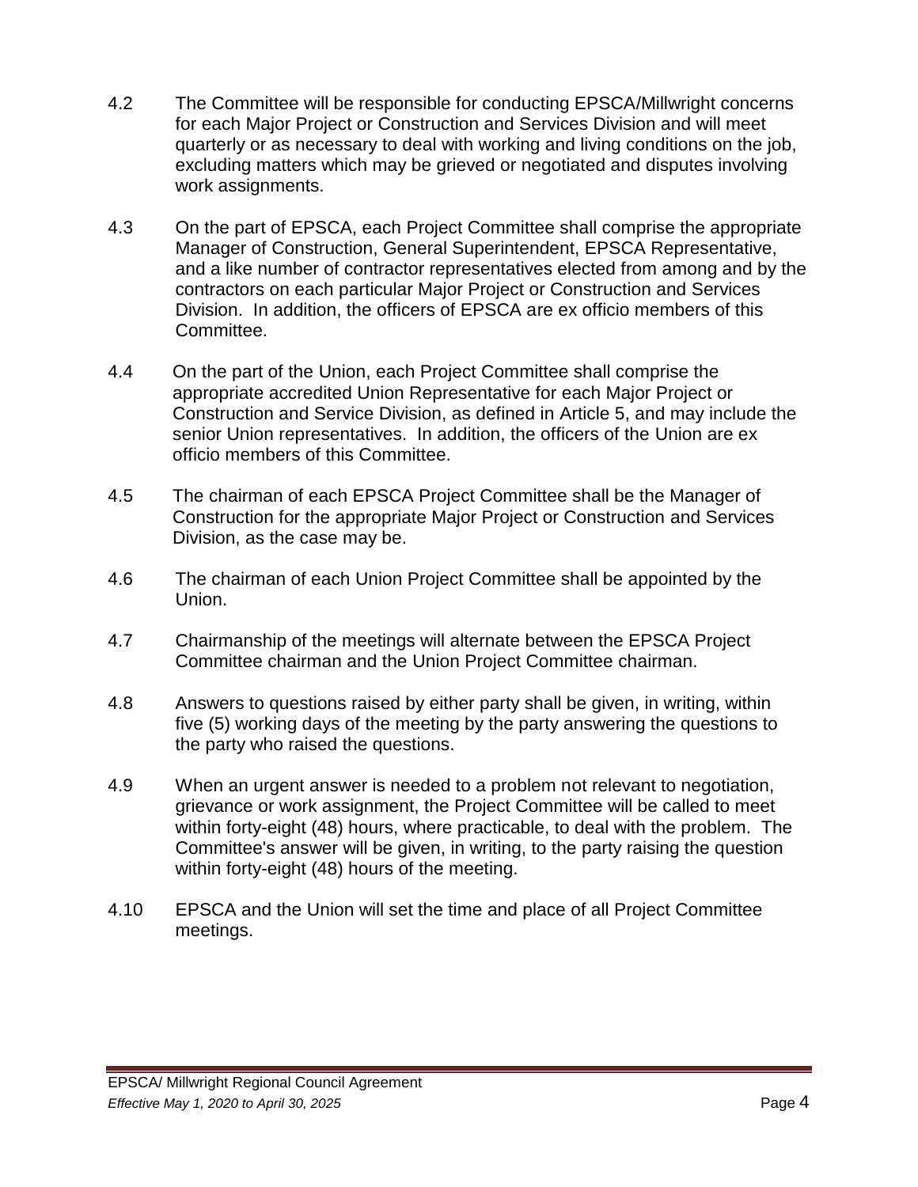4.2 The Committee will be responsible for conducting EPSCA/Millwright concerns for each Major Project or Construction and Services Division and will meet quarterly or as necessary to deal with working and living conditions on the job, excluding matters which may be grieved or negotiated and disputes involving work assignments.

4.3 On the part of EPSCA, each Project Committee shall comprise the appropriate Manager of Construction, General Superintendent, EPSCA Representative, and a like number of contractor representatives elected from among and by the contractors on each particular Major Project or Construction and Services Division. In addition, the officers of EPSCA are ex officio members of this Committee.

4.4 On the part of the Union, each Project Committee shall comprise the appropriate accredited Union Representative for each Major Project or Construction and Service Division, as defined in Article 5, and may include the senior Union representatives. In addition, the officers of the Union are ex officio members of this Committee.

4.5 The chairman of each EPSCA Project Committee shall be the Manager of Construction for the appropriate Major Project or Construction and Services Division, as the case may be.

4.6 The chairman of each Union Project Committee shall be appointed by the Union.

4.7 Chairmanship of the meetings will alternate between the EPSCA Project Committee chairman and the Union Project Committee chairman.

4.8 Answers to questions raised by either party shall be given, in writing, within five (5) working days of the meeting by the party answering the questions to the party who raised the questions.

4.9 When an urgent answer is needed to a problem not relevant to negotiation, grievance or work assignment, the Project Committee will be called to meet within forty-eight (48) hours, where practicable, to deal with the problem. The Committee's answer will be given, in writing, to the party raising the question within forty-eight (48) hours of the meeting.

4.10 EPSCA and the Union will set the time and place of all Project Committee meetings.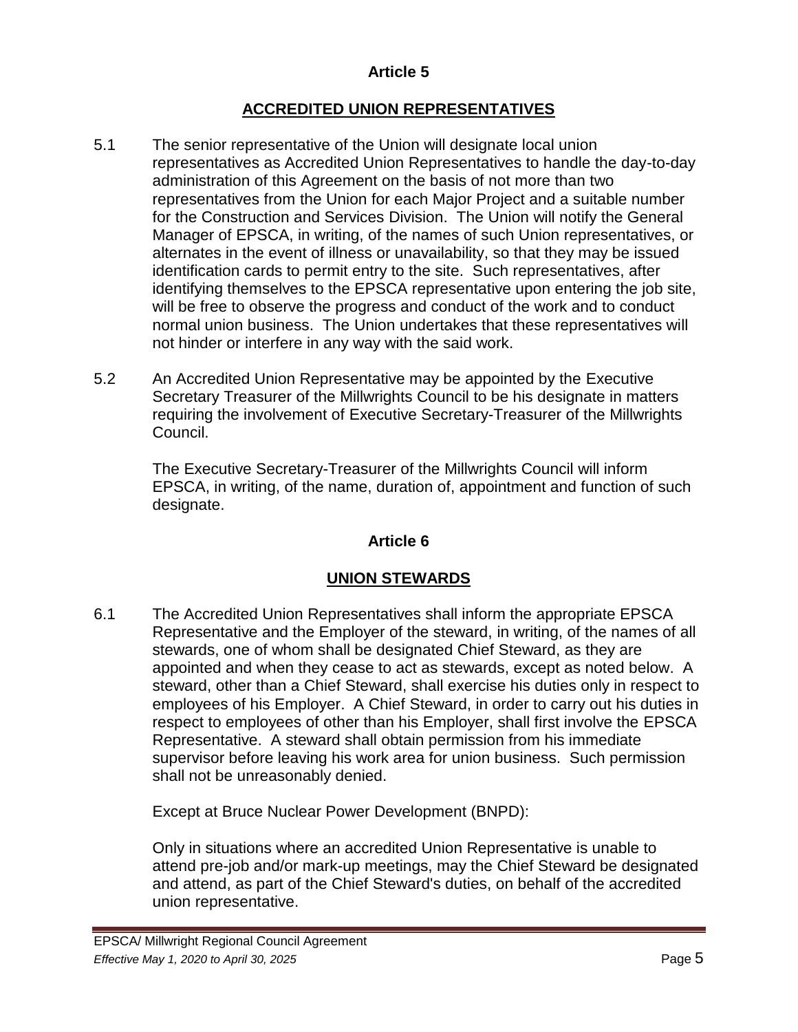## Article 5

## ACCREDITED UNION REPRESENTATIVES

5.1 The senior representative of the Union will designate local union representatives as Accredited Union Representatives to handle the day-to-day administration of this Agreement on the basis of not more than two representatives from the Union for each Major Project and a suitable number for the Construction and Services Division. The Union will notify the General Manager of EPSCA, in writing, of the names of such Union representatives, or alternates in the event of illness or unavailability, so that they may be issued identification cards to permit entry to the site. Such representatives, after identifying themselves to the EPSCA representative upon entering the job site, will be free to observe the progress and conduct of the work and to conduct normal union business. The Union undertakes that these representatives will not hinder or interfere in any way with the said work.

5.2 An Accredited Union Representative may be appointed by the Executive Secretary Treasurer of the Millwrights Council to be his designate in matters requiring the involvement of Executive Secretary-Treasurer of the Millwrights Council.

The Executive Secretary-Treasurer of the Millwrights Council will inform EPSCA, in writing, of the name, duration of, appointment and function of such designate.

## Article 6

## UNION STEWARDS

6.1 The Accredited Union Representatives shall inform the appropriate EPSCA Representative and the Employer of the steward, in writing, of the names of all stewards, one of whom shall be designated Chief Steward, as they are appointed and when they cease to act as stewards, except as noted below. A steward, other than a Chief Steward, shall exercise his duties only in respect to employees of his Employer. A Chief Steward, in order to carry out his duties in respect to employees of other than his Employer, shall first involve the EPSCA Representative. A steward shall obtain permission from his immediate supervisor before leaving his work area for union business. Such permission shall not be unreasonably denied.

Except at Bruce Nuclear Power Development (BNPD):

Only in situations where an accredited Union Representative is unable to attend pre-job and/or mark-up meetings, may the Chief Steward be designated and attend, as part of the Chief Steward's duties, on behalf of the accredited union representative.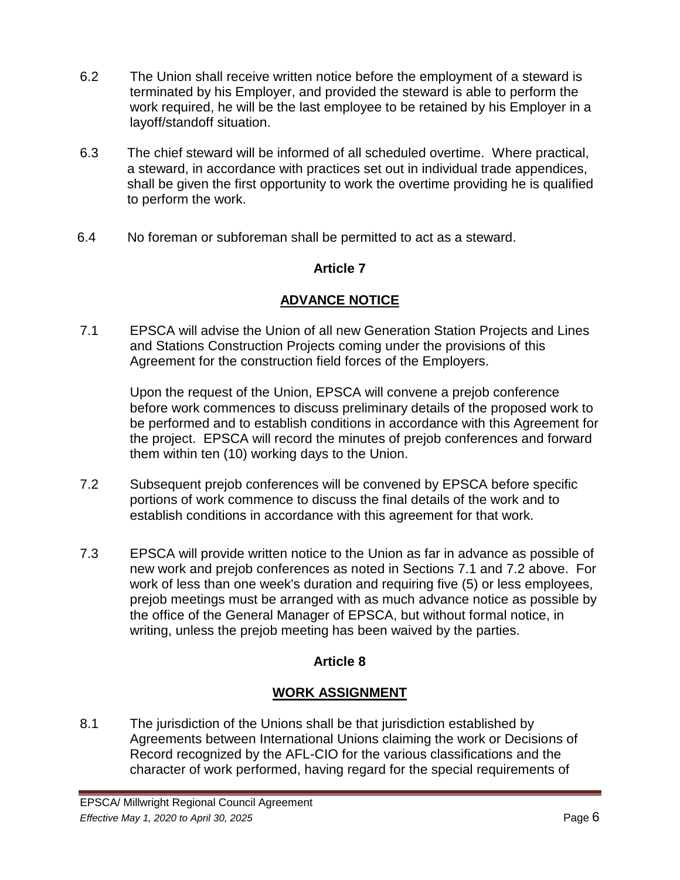6.2 The Union shall receive written notice before the employment of a steward is terminated by his Employer, and provided the steward is able to perform the work required, he will be the last employee to be retained by his Employer in a layoff/standoff situation.

6.3 The chief steward will be informed of all scheduled overtime. Where practical, a steward, in accordance with practices set out in individual trade appendices, shall be given the first opportunity to work the overtime providing he is qualified to perform the work.

6.4 No foreman or subforeman shall be permitted to act as a steward.

## Article 7

## ADVANCE NOTICE

7.1 EPSCA will advise the Union of all new Generation Station Projects and Lines and Stations Construction Projects coming under the provisions of this Agreement for the construction field forces of the Employers.

Upon the request of the Union, EPSCA will convene a prejob conference before work commences to discuss preliminary details of the proposed work to be performed and to establish conditions in accordance with this Agreement for the project. EPSCA will record the minutes of prejob conferences and forward them within ten (10) working days to the Union.

7.2 Subsequent prejob conferences will be convened by EPSCA before specific portions of work commence to discuss the final details of the work and to establish conditions in accordance with this agreement for that work.

7.3 EPSCA will provide written notice to the Union as far in advance as possible of new work and prejob conferences as noted in Sections 7.1 and 7.2 above. For work of less than one week's duration and requiring five (5) or less employees, prejob meetings must be arranged with as much advance notice as possible by the office of the General Manager of EPSCA, but without formal notice, in writing, unless the prejob meeting has been waived by the parties.

## Article 8

## WORK ASSIGNMENT

8.1 The jurisdiction of the Unions shall be that jurisdiction established by Agreements between International Unions claiming the work or Decisions of Record recognized by the AFL-CIO for the various classifications and the character of work performed, having regard for the special requirements of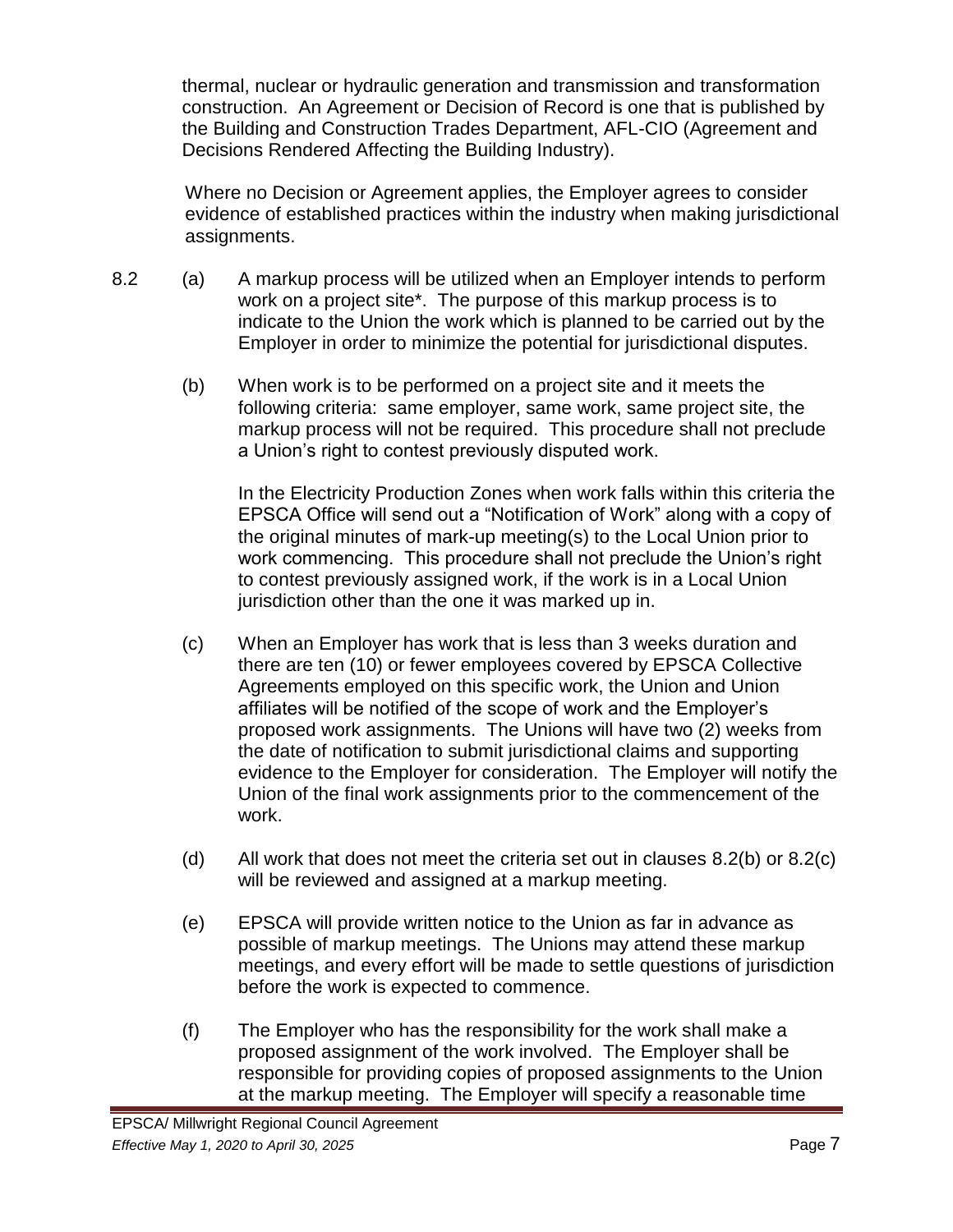thermal, nuclear or hydraulic generation and transmission and transformation construction. An Agreement or Decision of Record is one that is published by the Building and Construction Trades Department, AFL-CIO (Agreement and Decisions Rendered Affecting the Building Industry).

Where no Decision or Agreement applies, the Employer agrees to consider evidence of established practices within the industry when making jurisdictional assignments.

8.2 (a) A markup process will be utilized when an Employer intends to perform work on a project site*. The purpose of this markup process is to indicate to the Union the work which is planned to be carried out by the Employer in order to minimize the potential for jurisdictional disputes.

(b) When work is to be performed on a project site and it meets the following criteria: same employer, same work, same project site, the markup process will not be required. This procedure shall not preclude a Union's right to contest previously disputed work.

In the Electricity Production Zones when work falls within this criteria the EPSCA Office will send out a "Notification of Work" along with a copy of the original minutes of mark-up meeting(s) to the Local Union prior to work commencing. This procedure shall not preclude the Union's right to contest previously assigned work, if the work is in a Local Union jurisdiction other than the one it was marked up in.

(c) When an Employer has work that is less than 3 weeks duration and there are ten (10) or fewer employees covered by EPSCA Collective Agreements employed on this specific work, the Union and Union affiliates will be notified of the scope of work and the Employer's proposed work assignments. The Unions will have two (2) weeks from the date of notification to submit jurisdictional claims and supporting evidence to the Employer for consideration. The Employer will notify the Union of the final work assignments prior to the commencement of the work.

(d) All work that does not meet the criteria set out in clauses 8.2(b) or 8.2(c) will be reviewed and assigned at a markup meeting.

(e) EPSCA will provide written notice to the Union as far in advance as possible of markup meetings. The Unions may attend these markup meetings, and every effort will be made to settle questions of jurisdiction before the work is expected to commence.

(f) The Employer who has the responsibility for the work shall make a proposed assignment of the work involved. The Employer shall be responsible for providing copies of proposed assignments to the Union at the markup meeting. The Employer will specify a reasonable time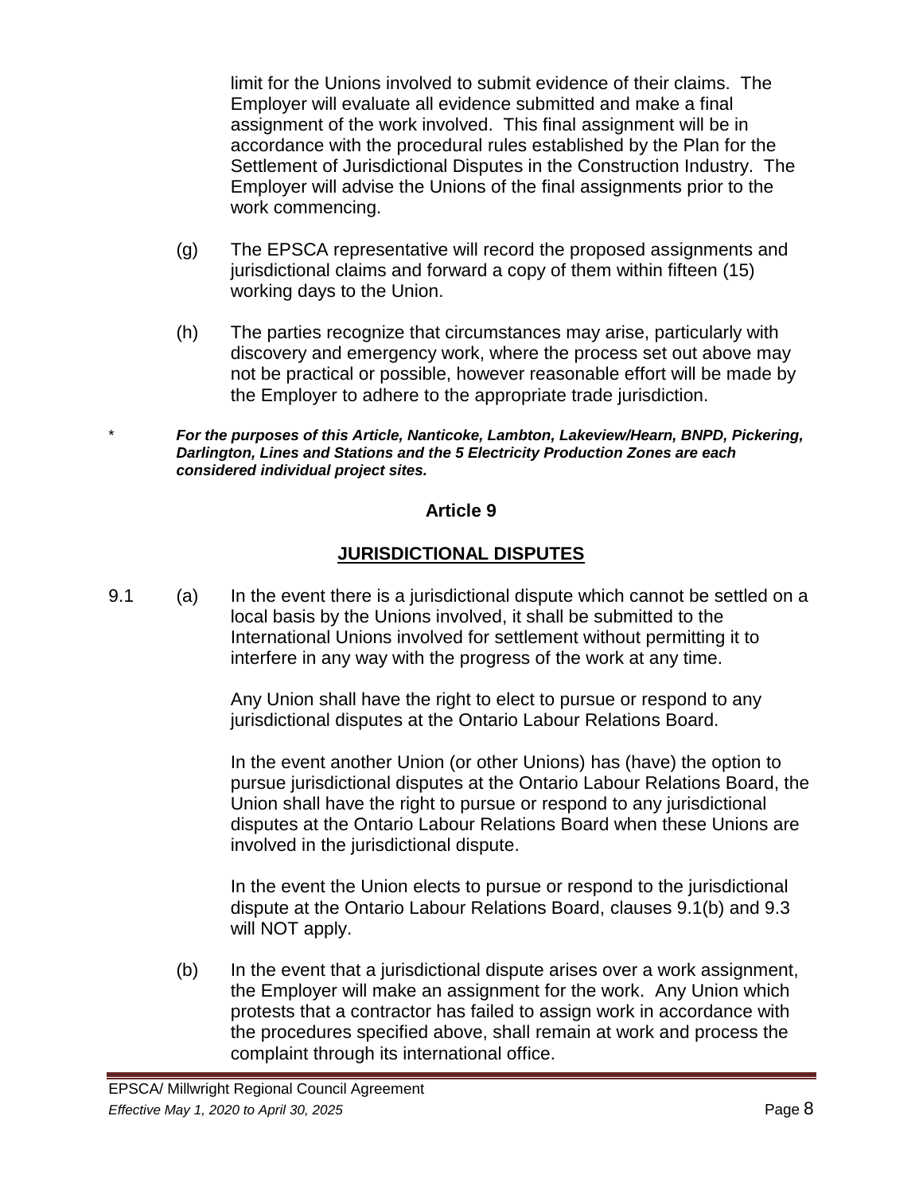limit for the Unions involved to submit evidence of their claims. The Employer will evaluate all evidence submitted and make a final assignment of the work involved. This final assignment will be in accordance with the procedural rules established by the Plan for the Settlement of Jurisdictional Disputes in the Construction Industry. The Employer will advise the Unions of the final assignments prior to the work commencing.

(g) The EPSCA representative will record the proposed assignments and jurisdictional claims and forward a copy of them within fifteen (15) working days to the Union.

(h) The parties recognize that circumstances may arise, particularly with discovery and emergency work, where the process set out above may not be practical or possible, however reasonable effort will be made by the Employer to adhere to the appropriate trade jurisdiction.

\* ***For the purposes of this Article, Nanticoke, Lambton, Lakeview/Hearn, BNPD, Pickering, Darlington, Lines and Stations and the 5 Electricity Production Zones are each considered individual project sites.***

## Article 9

## JURISDICTIONAL DISPUTES

9.1 (a) In the event there is a jurisdictional dispute which cannot be settled on a local basis by the Unions involved, it shall be submitted to the International Unions involved for settlement without permitting it to interfere in any way with the progress of the work at any time.

Any Union shall have the right to elect to pursue or respond to any jurisdictional disputes at the Ontario Labour Relations Board.

In the event another Union (or other Unions) has (have) the option to pursue jurisdictional disputes at the Ontario Labour Relations Board, the Union shall have the right to pursue or respond to any jurisdictional disputes at the Ontario Labour Relations Board when these Unions are involved in the jurisdictional dispute.

In the event the Union elects to pursue or respond to the jurisdictional dispute at the Ontario Labour Relations Board, clauses 9.1(b) and 9.3 will NOT apply.

(b) In the event that a jurisdictional dispute arises over a work assignment, the Employer will make an assignment for the work. Any Union which protests that a contractor has failed to assign work in accordance with the procedures specified above, shall remain at work and process the complaint through its international office.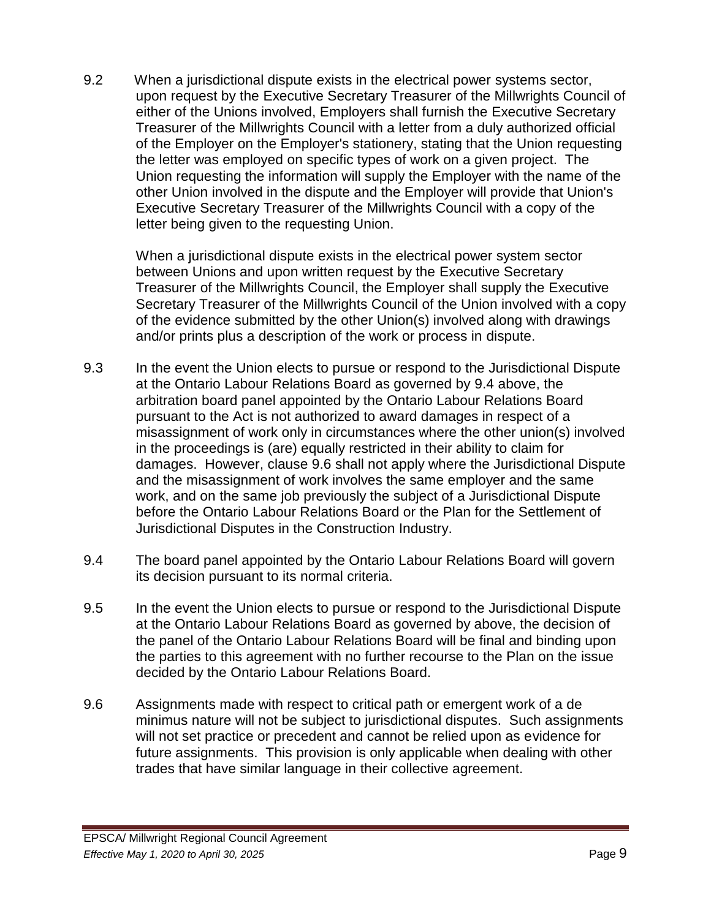9.2 When a jurisdictional dispute exists in the electrical power systems sector, upon request by the Executive Secretary Treasurer of the Millwrights Council of either of the Unions involved, Employers shall furnish the Executive Secretary Treasurer of the Millwrights Council with a letter from a duly authorized official of the Employer on the Employer's stationery, stating that the Union requesting the letter was employed on specific types of work on a given project. The Union requesting the information will supply the Employer with the name of the other Union involved in the dispute and the Employer will provide that Union's Executive Secretary Treasurer of the Millwrights Council with a copy of the letter being given to the requesting Union.

When a jurisdictional dispute exists in the electrical power system sector between Unions and upon written request by the Executive Secretary Treasurer of the Millwrights Council, the Employer shall supply the Executive Secretary Treasurer of the Millwrights Council of the Union involved with a copy of the evidence submitted by the other Union(s) involved along with drawings and/or prints plus a description of the work or process in dispute.

9.3 In the event the Union elects to pursue or respond to the Jurisdictional Dispute at the Ontario Labour Relations Board as governed by 9.4 above, the arbitration board panel appointed by the Ontario Labour Relations Board pursuant to the Act is not authorized to award damages in respect of a misassignment of work only in circumstances where the other union(s) involved in the proceedings is (are) equally restricted in their ability to claim for damages. However, clause 9.6 shall not apply where the Jurisdictional Dispute and the misassignment of work involves the same employer and the same work, and on the same job previously the subject of a Jurisdictional Dispute before the Ontario Labour Relations Board or the Plan for the Settlement of Jurisdictional Disputes in the Construction Industry.

9.4 The board panel appointed by the Ontario Labour Relations Board will govern its decision pursuant to its normal criteria.

9.5 In the event the Union elects to pursue or respond to the Jurisdictional Dispute at the Ontario Labour Relations Board as governed by above, the decision of the panel of the Ontario Labour Relations Board will be final and binding upon the parties to this agreement with no further recourse to the Plan on the issue decided by the Ontario Labour Relations Board.

9.6 Assignments made with respect to critical path or emergent work of a de minimus nature will not be subject to jurisdictional disputes. Such assignments will not set practice or precedent and cannot be relied upon as evidence for future assignments. This provision is only applicable when dealing with other trades that have similar language in their collective agreement.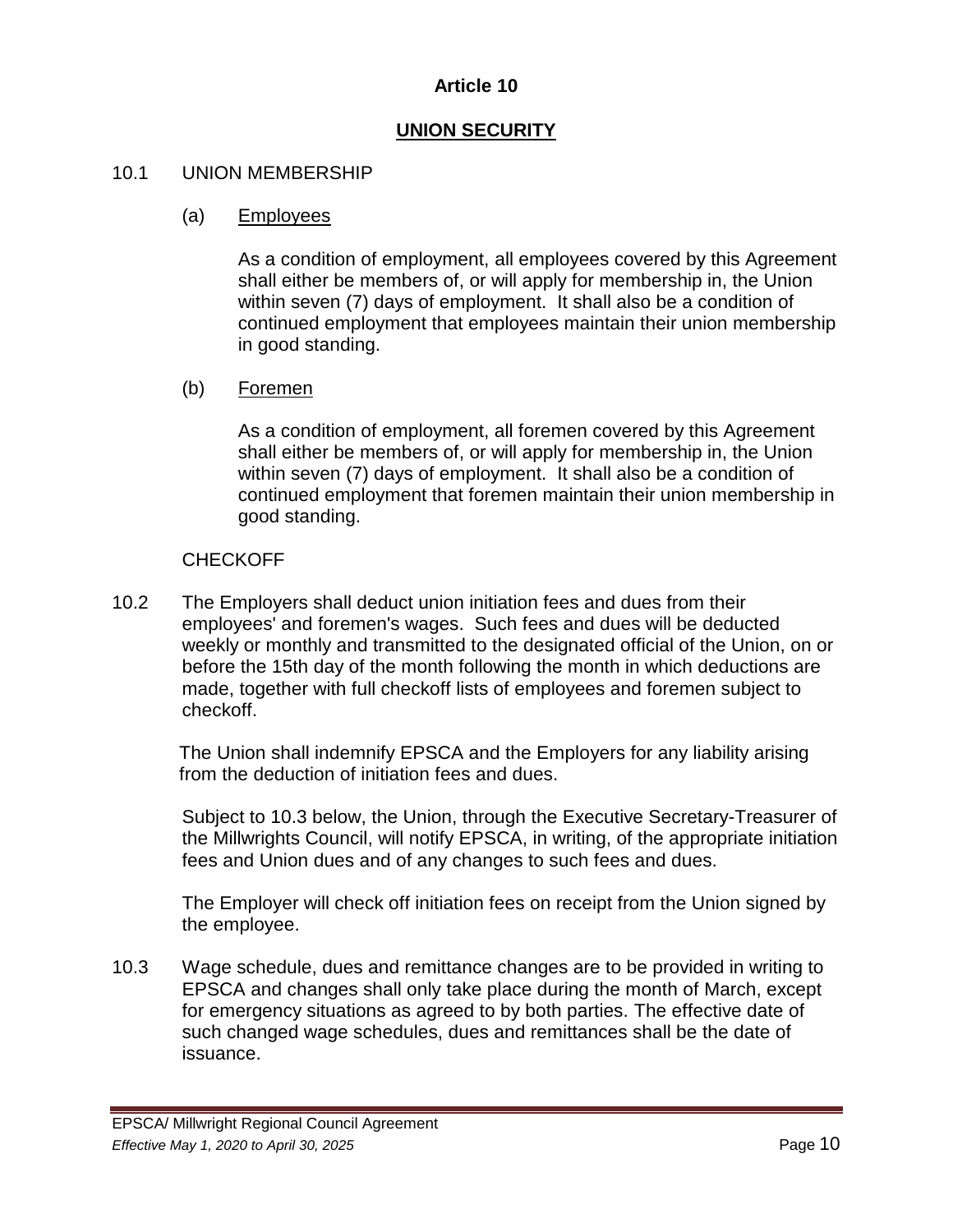## Article 10

## UNION SECURITY

10.1 UNION MEMBERSHIP

(a) Employees

As a condition of employment, all employees covered by this Agreement shall either be members of, or will apply for membership in, the Union within seven (7) days of employment. It shall also be a condition of continued employment that employees maintain their union membership in good standing.

(b) Foremen

As a condition of employment, all foremen covered by this Agreement shall either be members of, or will apply for membership in, the Union within seven (7) days of employment. It shall also be a condition of continued employment that foremen maintain their union membership in good standing.

CHECKOFF

10.2 The Employers shall deduct union initiation fees and dues from their employees' and foremen's wages. Such fees and dues will be deducted weekly or monthly and transmitted to the designated official of the Union, on or before the 15th day of the month following the month in which deductions are made, together with full checkoff lists of employees and foremen subject to checkoff.

The Union shall indemnify EPSCA and the Employers for any liability arising from the deduction of initiation fees and dues.

Subject to 10.3 below, the Union, through the Executive Secretary-Treasurer of the Millwrights Council, will notify EPSCA, in writing, of the appropriate initiation fees and Union dues and of any changes to such fees and dues.

The Employer will check off initiation fees on receipt from the Union signed by the employee.

10.3 Wage schedule, dues and remittance changes are to be provided in writing to EPSCA and changes shall only take place during the month of March, except for emergency situations as agreed to by both parties. The effective date of such changed wage schedules, dues and remittances shall be the date of issuance.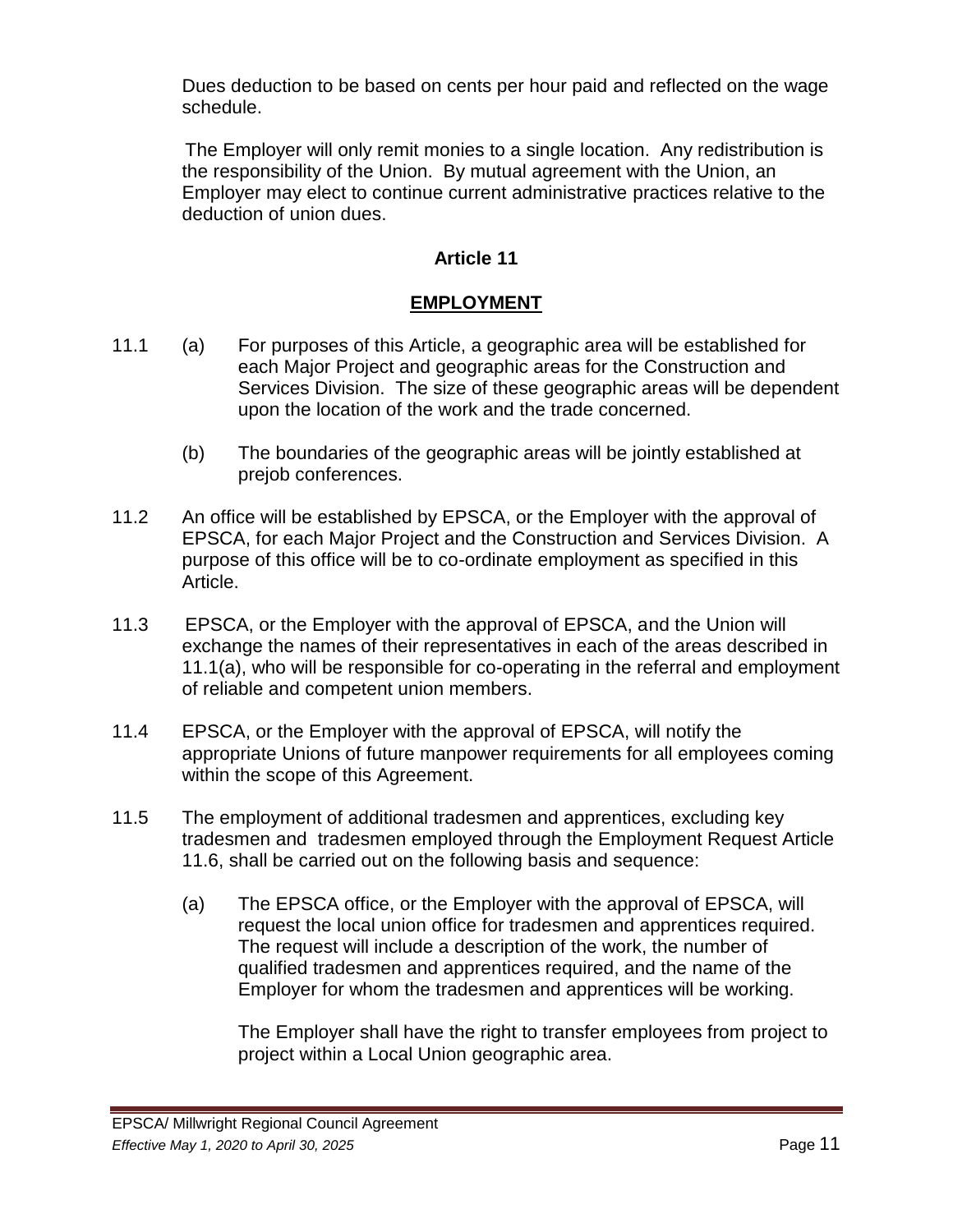Dues deduction to be based on cents per hour paid and reflected on the wage schedule.

The Employer will only remit monies to a single location. Any redistribution is the responsibility of the Union. By mutual agreement with the Union, an Employer may elect to continue current administrative practices relative to the deduction of union dues.

## Article 11

## EMPLOYMENT

11.1 (a) For purposes of this Article, a geographic area will be established for each Major Project and geographic areas for the Construction and Services Division. The size of these geographic areas will be dependent upon the location of the work and the trade concerned.

(b) The boundaries of the geographic areas will be jointly established at prejob conferences.

11.2 An office will be established by EPSCA, or the Employer with the approval of EPSCA, for each Major Project and the Construction and Services Division. A purpose of this office will be to co-ordinate employment as specified in this Article.

11.3 EPSCA, or the Employer with the approval of EPSCA, and the Union will exchange the names of their representatives in each of the areas described in 11.1(a), who will be responsible for co-operating in the referral and employment of reliable and competent union members.

11.4 EPSCA, or the Employer with the approval of EPSCA, will notify the appropriate Unions of future manpower requirements for all employees coming within the scope of this Agreement.

11.5 The employment of additional tradesmen and apprentices, excluding key tradesmen and tradesmen employed through the Employment Request Article 11.6, shall be carried out on the following basis and sequence:

(a) The EPSCA office, or the Employer with the approval of EPSCA, will request the local union office for tradesmen and apprentices required. The request will include a description of the work, the number of qualified tradesmen and apprentices required, and the name of the Employer for whom the tradesmen and apprentices will be working.

The Employer shall have the right to transfer employees from project to project within a Local Union geographic area.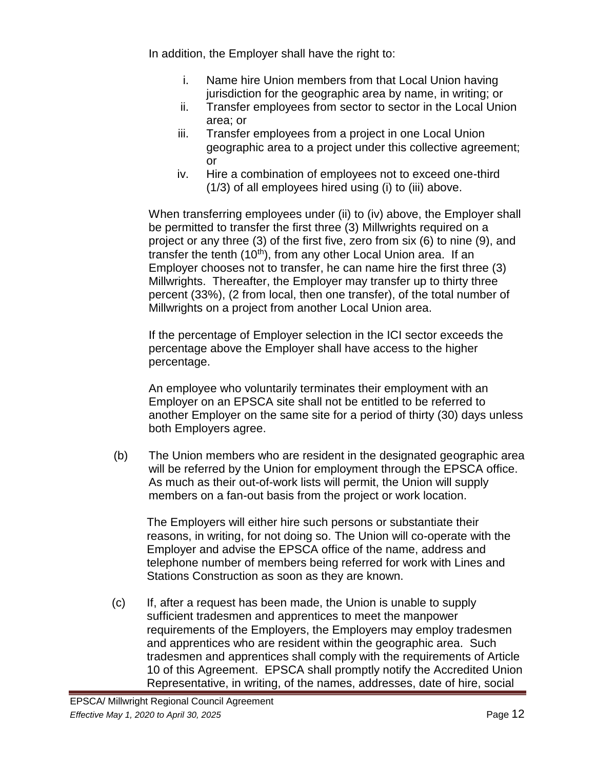In addition, the Employer shall have the right to:

i. Name hire Union members from that Local Union having jurisdiction for the geographic area by name, in writing; or
ii. Transfer employees from sector to sector in the Local Union area; or
iii. Transfer employees from a project in one Local Union geographic area to a project under this collective agreement; or
iv. Hire a combination of employees not to exceed one-third (1/3) of all employees hired using (i) to (iii) above.

When transferring employees under (ii) to (iv) above, the Employer shall be permitted to transfer the first three (3) Millwrights required on a project or any three (3) of the first five, zero from six (6) to nine (9), and transfer the tenth (10th), from any other Local Union area. If an Employer chooses not to transfer, he can name hire the first three (3) Millwrights. Thereafter, the Employer may transfer up to thirty three percent (33%), (2 from local, then one transfer), of the total number of Millwrights on a project from another Local Union area.

If the percentage of Employer selection in the ICI sector exceeds the percentage above the Employer shall have access to the higher percentage.

An employee who voluntarily terminates their employment with an Employer on an EPSCA site shall not be entitled to be referred to another Employer on the same site for a period of thirty (30) days unless both Employers agree.

(b) The Union members who are resident in the designated geographic area will be referred by the Union for employment through the EPSCA office. As much as their out-of-work lists will permit, the Union will supply members on a fan-out basis from the project or work location.

The Employers will either hire such persons or substantiate their reasons, in writing, for not doing so. The Union will co-operate with the Employer and advise the EPSCA office of the name, address and telephone number of members being referred for work with Lines and Stations Construction as soon as they are known.

(c) If, after a request has been made, the Union is unable to supply sufficient tradesmen and apprentices to meet the manpower requirements of the Employers, the Employers may employ tradesmen and apprentices who are resident within the geographic area. Such tradesmen and apprentices shall comply with the requirements of Article 10 of this Agreement. EPSCA shall promptly notify the Accredited Union Representative, in writing, of the names, addresses, date of hire, social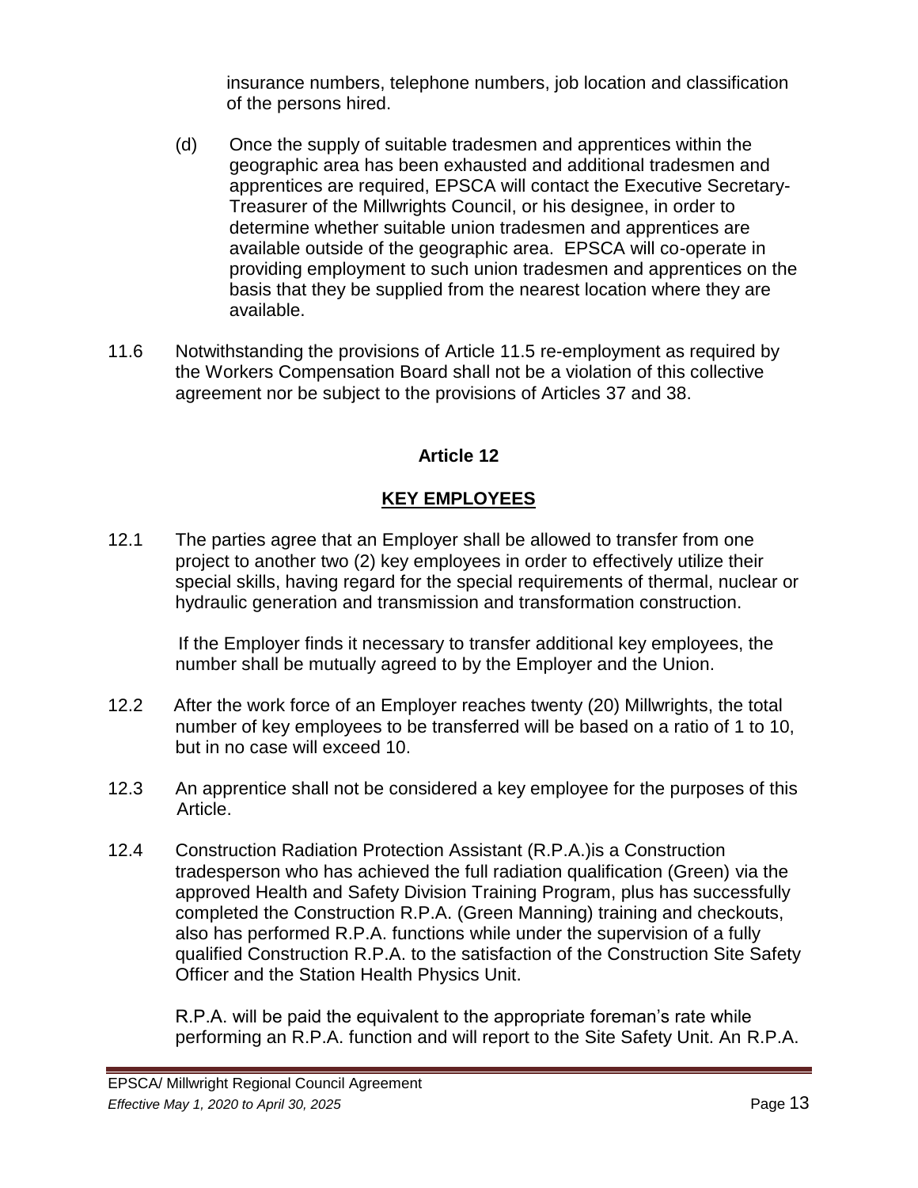insurance numbers, telephone numbers, job location and classification of the persons hired.

(d) Once the supply of suitable tradesmen and apprentices within the geographic area has been exhausted and additional tradesmen and apprentices are required, EPSCA will contact the Executive Secretary-Treasurer of the Millwrights Council, or his designee, in order to determine whether suitable union tradesmen and apprentices are available outside of the geographic area. EPSCA will co-operate in providing employment to such union tradesmen and apprentices on the basis that they be supplied from the nearest location where they are available.

11.6 Notwithstanding the provisions of Article 11.5 re-employment as required by the Workers Compensation Board shall not be a violation of this collective agreement nor be subject to the provisions of Articles 37 and 38.

## Article 12

## KEY EMPLOYEES

12.1 The parties agree that an Employer shall be allowed to transfer from one project to another two (2) key employees in order to effectively utilize their special skills, having regard for the special requirements of thermal, nuclear or hydraulic generation and transmission and transformation construction.

If the Employer finds it necessary to transfer additional key employees, the number shall be mutually agreed to by the Employer and the Union.

12.2 After the work force of an Employer reaches twenty (20) Millwrights, the total number of key employees to be transferred will be based on a ratio of 1 to 10, but in no case will exceed 10.

12.3 An apprentice shall not be considered a key employee for the purposes of this Article.

12.4 Construction Radiation Protection Assistant (R.P.A.)is a Construction tradesperson who has achieved the full radiation qualification (Green) via the approved Health and Safety Division Training Program, plus has successfully completed the Construction R.P.A. (Green Manning) training and checkouts, also has performed R.P.A. functions while under the supervision of a fully qualified Construction R.P.A. to the satisfaction of the Construction Site Safety Officer and the Station Health Physics Unit.

R.P.A. will be paid the equivalent to the appropriate foreman's rate while performing an R.P.A. function and will report to the Site Safety Unit. An R.P.A.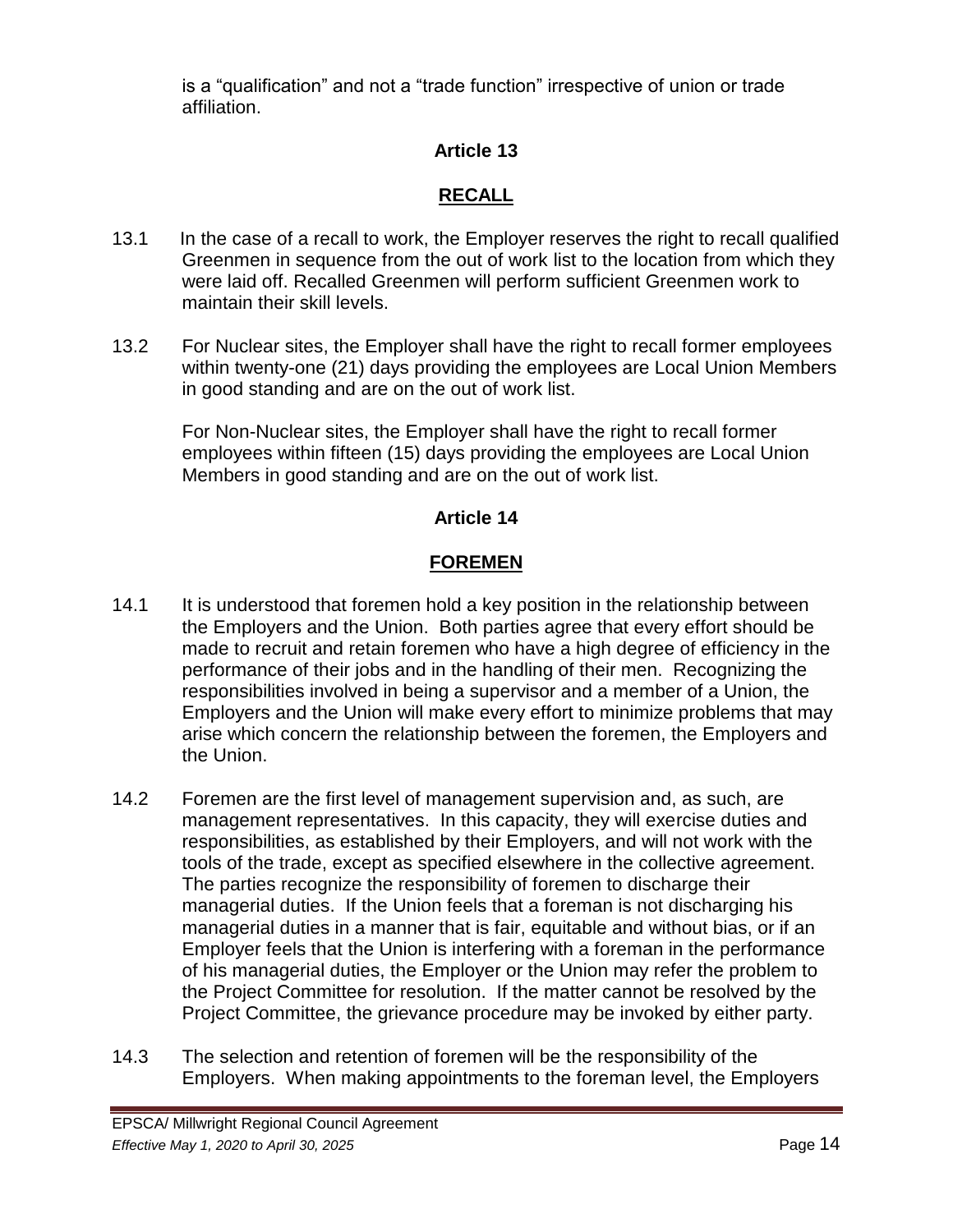is a "qualification" and not a "trade function" irrespective of union or trade affiliation.

## Article 13

## RECALL

13.1 In the case of a recall to work, the Employer reserves the right to recall qualified Greenmen in sequence from the out of work list to the location from which they were laid off. Recalled Greenmen will perform sufficient Greenmen work to maintain their skill levels.

13.2 For Nuclear sites, the Employer shall have the right to recall former employees within twenty-one (21) days providing the employees are Local Union Members in good standing and are on the out of work list.

For Non-Nuclear sites, the Employer shall have the right to recall former employees within fifteen (15) days providing the employees are Local Union Members in good standing and are on the out of work list.

## Article 14

## FOREMEN

14.1 It is understood that foremen hold a key position in the relationship between the Employers and the Union. Both parties agree that every effort should be made to recruit and retain foremen who have a high degree of efficiency in the performance of their jobs and in the handling of their men. Recognizing the responsibilities involved in being a supervisor and a member of a Union, the Employers and the Union will make every effort to minimize problems that may arise which concern the relationship between the foremen, the Employers and the Union.

14.2 Foremen are the first level of management supervision and, as such, are management representatives. In this capacity, they will exercise duties and responsibilities, as established by their Employers, and will not work with the tools of the trade, except as specified elsewhere in the collective agreement. The parties recognize the responsibility of foremen to discharge their managerial duties. If the Union feels that a foreman is not discharging his managerial duties in a manner that is fair, equitable and without bias, or if an Employer feels that the Union is interfering with a foreman in the performance of his managerial duties, the Employer or the Union may refer the problem to the Project Committee for resolution. If the matter cannot be resolved by the Project Committee, the grievance procedure may be invoked by either party.

14.3 The selection and retention of foremen will be the responsibility of the Employers. When making appointments to the foreman level, the Employers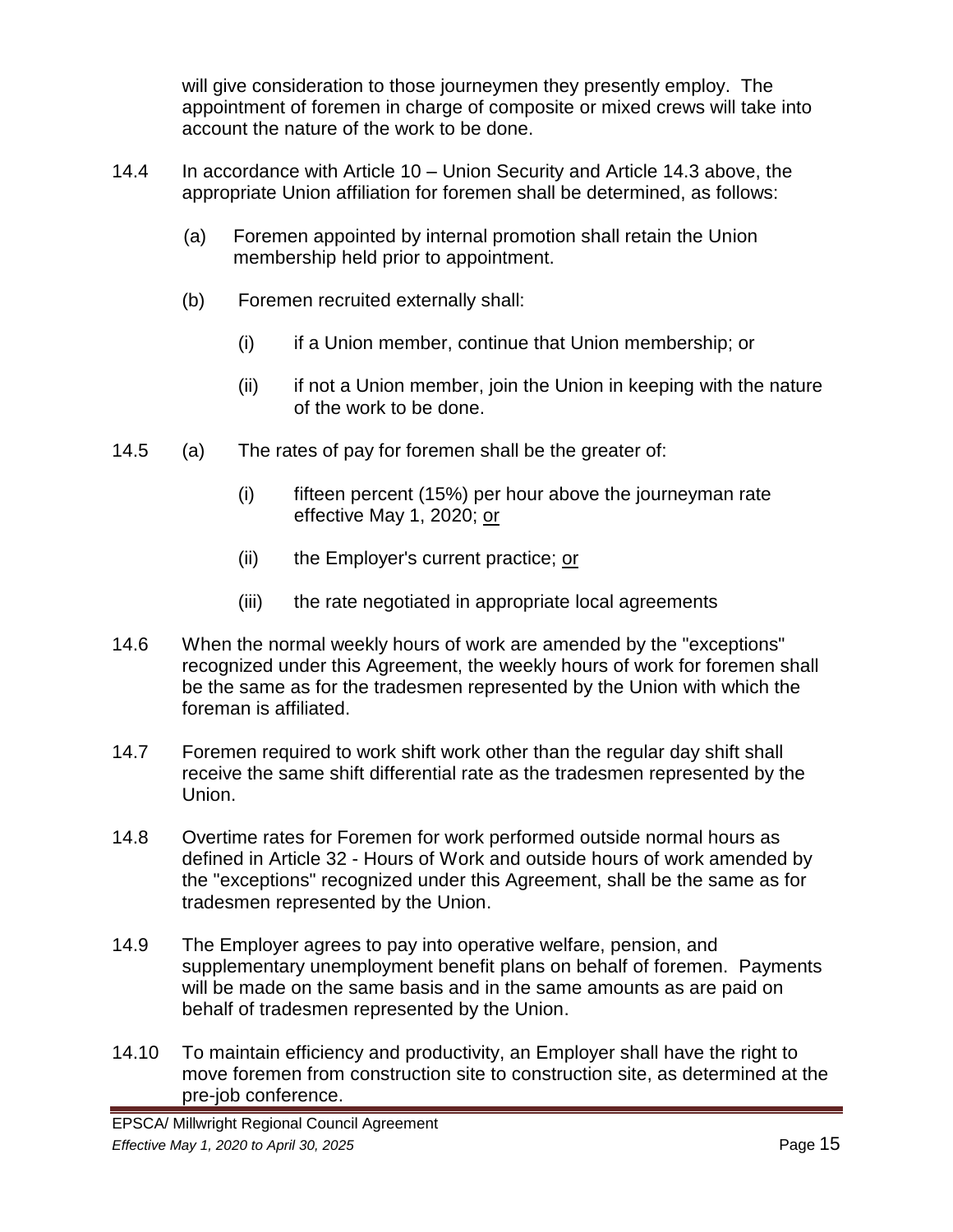will give consideration to those journeymen they presently employ. The appointment of foremen in charge of composite or mixed crews will take into account the nature of the work to be done.

14.4 In accordance with Article 10 – Union Security and Article 14.3 above, the appropriate Union affiliation for foremen shall be determined, as follows:

(a) Foremen appointed by internal promotion shall retain the Union membership held prior to appointment.

(b) Foremen recruited externally shall:

(i) if a Union member, continue that Union membership; or

(ii) if not a Union member, join the Union in keeping with the nature of the work to be done.

14.5 (a) The rates of pay for foremen shall be the greater of:

(i) fifteen percent (15%) per hour above the journeyman rate effective May 1, 2020; <u>or</u>

(ii) the Employer's current practice; <u>or</u>

(iii) the rate negotiated in appropriate local agreements

14.6 When the normal weekly hours of work are amended by the "exceptions" recognized under this Agreement, the weekly hours of work for foremen shall be the same as for the tradesmen represented by the Union with which the foreman is affiliated.

14.7 Foremen required to work shift work other than the regular day shift shall receive the same shift differential rate as the tradesmen represented by the Union.

14.8 Overtime rates for Foremen for work performed outside normal hours as defined in Article 32 - Hours of Work and outside hours of work amended by the "exceptions" recognized under this Agreement, shall be the same as for tradesmen represented by the Union.

14.9 The Employer agrees to pay into operative welfare, pension, and supplementary unemployment benefit plans on behalf of foremen. Payments will be made on the same basis and in the same amounts as are paid on behalf of tradesmen represented by the Union.

14.10 To maintain efficiency and productivity, an Employer shall have the right to move foremen from construction site to construction site, as determined at the pre-job conference.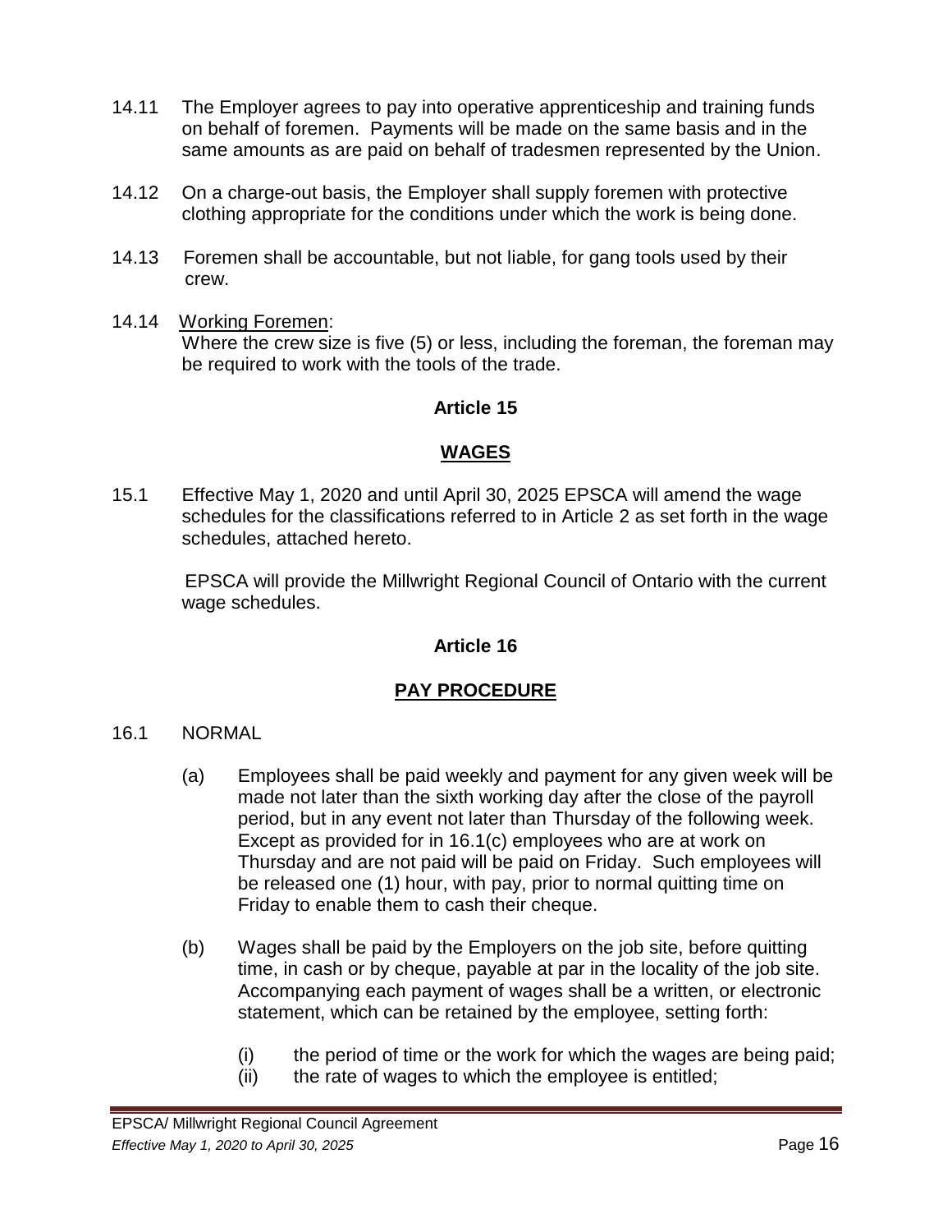14.11 The Employer agrees to pay into operative apprenticeship and training funds on behalf of foremen. Payments will be made on the same basis and in the same amounts as are paid on behalf of tradesmen represented by the Union.

14.12 On a charge-out basis, the Employer shall supply foremen with protective clothing appropriate for the conditions under which the work is being done.

14.13 Foremen shall be accountable, but not liable, for gang tools used by their crew.

14.14 Working Foremen:
Where the crew size is five (5) or less, including the foreman, the foreman may be required to work with the tools of the trade.

## Article 15

## WAGES

15.1 Effective May 1, 2020 and until April 30, 2025 EPSCA will amend the wage schedules for the classifications referred to in Article 2 as set forth in the wage schedules, attached hereto.

EPSCA will provide the Millwright Regional Council of Ontario with the current wage schedules.

## Article 16

## PAY PROCEDURE

16.1 NORMAL

(a) Employees shall be paid weekly and payment for any given week will be made not later than the sixth working day after the close of the payroll period, but in any event not later than Thursday of the following week. Except as provided for in 16.1(c) employees who are at work on Thursday and are not paid will be paid on Friday. Such employees will be released one (1) hour, with pay, prior to normal quitting time on Friday to enable them to cash their cheque.

(b) Wages shall be paid by the Employers on the job site, before quitting time, in cash or by cheque, payable at par in the locality of the job site. Accompanying each payment of wages shall be a written, or electronic statement, which can be retained by the employee, setting forth:

(i) the period of time or the work for which the wages are being paid;
(ii) the rate of wages to which the employee is entitled;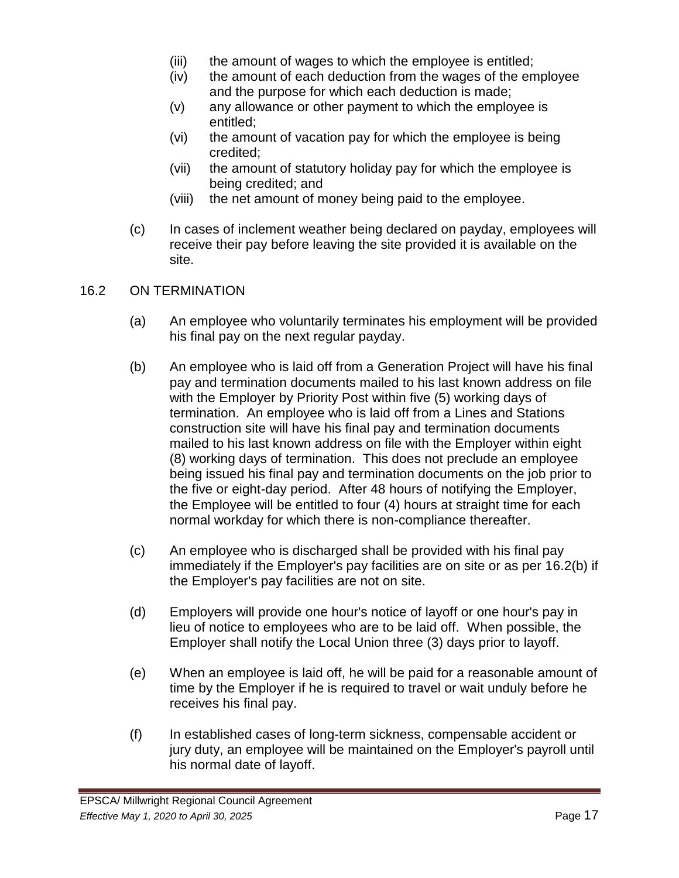(iii) the amount of wages to which the employee is entitled;

(iv) the amount of each deduction from the wages of the employee and the purpose for which each deduction is made;

(v) any allowance or other payment to which the employee is entitled;

(vi) the amount of vacation pay for which the employee is being credited;

(vii) the amount of statutory holiday pay for which the employee is being credited; and

(viii) the net amount of money being paid to the employee.

(c) In cases of inclement weather being declared on payday, employees will receive their pay before leaving the site provided it is available on the site.

## 16.2 ON TERMINATION

(a) An employee who voluntarily terminates his employment will be provided his final pay on the next regular payday.

(b) An employee who is laid off from a Generation Project will have his final pay and termination documents mailed to his last known address on file with the Employer by Priority Post within five (5) working days of termination. An employee who is laid off from a Lines and Stations construction site will have his final pay and termination documents mailed to his last known address on file with the Employer within eight (8) working days of termination. This does not preclude an employee being issued his final pay and termination documents on the job prior to the five or eight-day period. After 48 hours of notifying the Employer, the Employee will be entitled to four (4) hours at straight time for each normal workday for which there is non-compliance thereafter.

(c) An employee who is discharged shall be provided with his final pay immediately if the Employer's pay facilities are on site or as per 16.2(b) if the Employer's pay facilities are not on site.

(d) Employers will provide one hour's notice of layoff or one hour's pay in lieu of notice to employees who are to be laid off. When possible, the Employer shall notify the Local Union three (3) days prior to layoff.

(e) When an employee is laid off, he will be paid for a reasonable amount of time by the Employer if he is required to travel or wait unduly before he receives his final pay.

(f) In established cases of long-term sickness, compensable accident or jury duty, an employee will be maintained on the Employer's payroll until his normal date of layoff.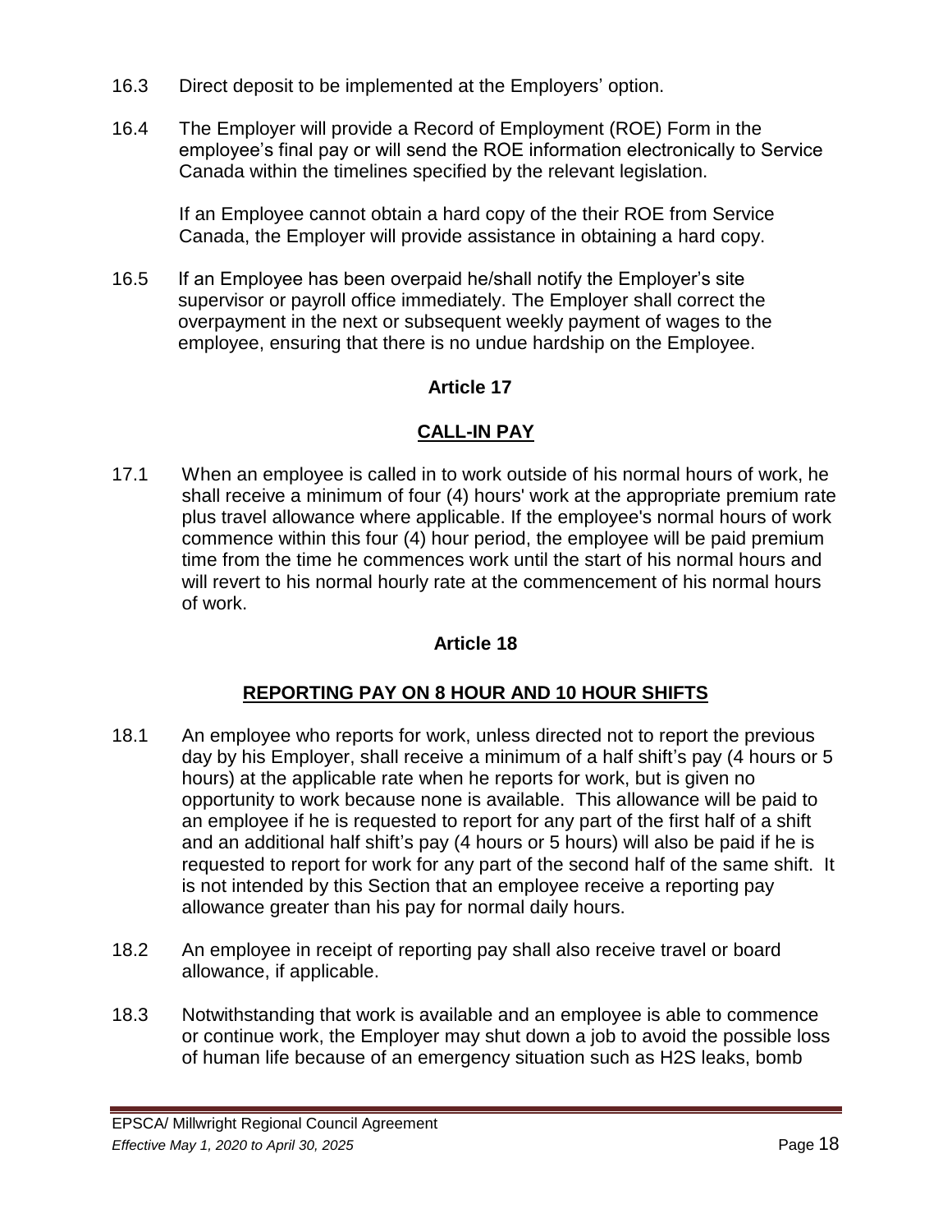16.3 Direct deposit to be implemented at the Employers' option.

16.4 The Employer will provide a Record of Employment (ROE) Form in the employee's final pay or will send the ROE information electronically to Service Canada within the timelines specified by the relevant legislation.

If an Employee cannot obtain a hard copy of the their ROE from Service Canada, the Employer will provide assistance in obtaining a hard copy.

16.5 If an Employee has been overpaid he/shall notify the Employer's site supervisor or payroll office immediately. The Employer shall correct the overpayment in the next or subsequent weekly payment of wages to the employee, ensuring that there is no undue hardship on the Employee.

## Article 17

## CALL-IN PAY

17.1 When an employee is called in to work outside of his normal hours of work, he shall receive a minimum of four (4) hours' work at the appropriate premium rate plus travel allowance where applicable. If the employee's normal hours of work commence within this four (4) hour period, the employee will be paid premium time from the time he commences work until the start of his normal hours and will revert to his normal hourly rate at the commencement of his normal hours of work.

## Article 18

## REPORTING PAY ON 8 HOUR AND 10 HOUR SHIFTS

18.1 An employee who reports for work, unless directed not to report the previous day by his Employer, shall receive a minimum of a half shift's pay (4 hours or 5 hours) at the applicable rate when he reports for work, but is given no opportunity to work because none is available. This allowance will be paid to an employee if he is requested to report for any part of the first half of a shift and an additional half shift's pay (4 hours or 5 hours) will also be paid if he is requested to report for work for any part of the second half of the same shift. It is not intended by this Section that an employee receive a reporting pay allowance greater than his pay for normal daily hours.

18.2 An employee in receipt of reporting pay shall also receive travel or board allowance, if applicable.

18.3 Notwithstanding that work is available and an employee is able to commence or continue work, the Employer may shut down a job to avoid the possible loss of human life because of an emergency situation such as H2S leaks, bomb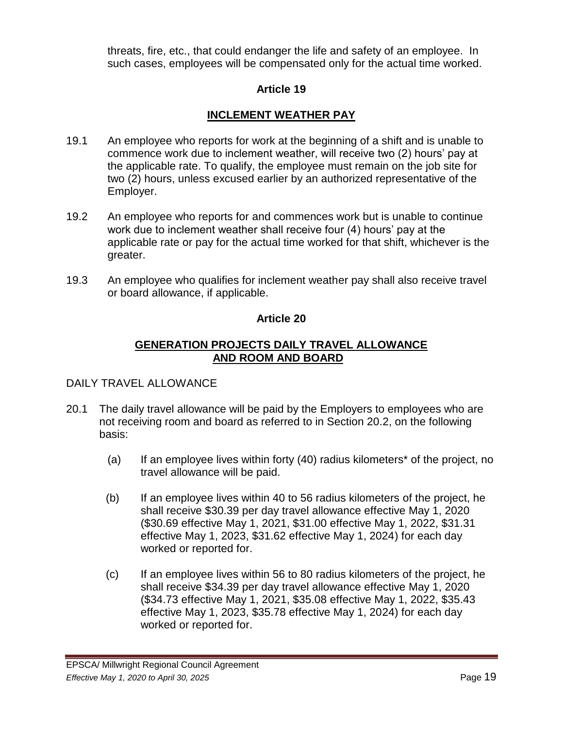threats, fire, etc., that could endanger the life and safety of an employee. In such cases, employees will be compensated only for the actual time worked.

## Article 19

## INCLEMENT WEATHER PAY

19.1 An employee who reports for work at the beginning of a shift and is unable to commence work due to inclement weather, will receive two (2) hours' pay at the applicable rate. To qualify, the employee must remain on the job site for two (2) hours, unless excused earlier by an authorized representative of the Employer.

19.2 An employee who reports for and commences work but is unable to continue work due to inclement weather shall receive four (4) hours' pay at the applicable rate or pay for the actual time worked for that shift, whichever is the greater.

19.3 An employee who qualifies for inclement weather pay shall also receive travel or board allowance, if applicable.

## Article 20

## GENERATION PROJECTS DAILY TRAVEL ALLOWANCE AND ROOM AND BOARD

DAILY TRAVEL ALLOWANCE

20.1 The daily travel allowance will be paid by the Employers to employees who are not receiving room and board as referred to in Section 20.2, on the following basis:

(a) If an employee lives within forty (40) radius kilometers* of the project, no travel allowance will be paid.

(b) If an employee lives within 40 to 56 radius kilometers of the project, he shall receive $30.39 per day travel allowance effective May 1, 2020 ($30.69 effective May 1, 2021, $31.00 effective May 1, 2022, $31.31 effective May 1, 2023, $31.62 effective May 1, 2024) for each day worked or reported for.

(c) If an employee lives within 56 to 80 radius kilometers of the project, he shall receive $34.39 per day travel allowance effective May 1, 2020 ($34.73 effective May 1, 2021, $35.08 effective May 1, 2022, $35.43 effective May 1, 2023, $35.78 effective May 1, 2024) for each day worked or reported for.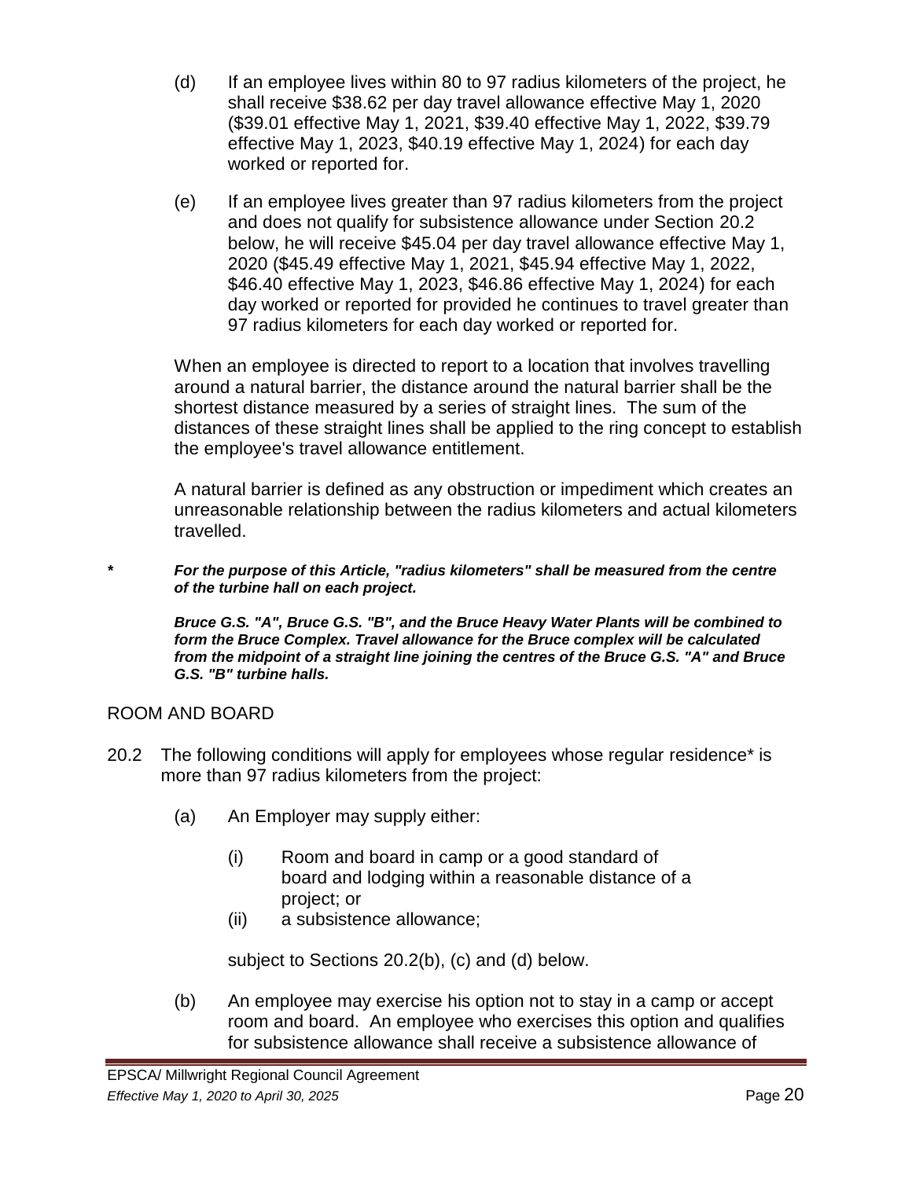(d) If an employee lives within 80 to 97 radius kilometers of the project, he shall receive $38.62 per day travel allowance effective May 1, 2020 ($39.01 effective May 1, 2021, $39.40 effective May 1, 2022, $39.79 effective May 1, 2023, $40.19 effective May 1, 2024) for each day worked or reported for.

(e) If an employee lives greater than 97 radius kilometers from the project and does not qualify for subsistence allowance under Section 20.2 below, he will receive $45.04 per day travel allowance effective May 1, 2020 ($45.49 effective May 1, 2021, $45.94 effective May 1, 2022, $46.40 effective May 1, 2023, $46.86 effective May 1, 2024) for each day worked or reported for provided he continues to travel greater than 97 radius kilometers for each day worked or reported for.

When an employee is directed to report to a location that involves travelling around a natural barrier, the distance around the natural barrier shall be the shortest distance measured by a series of straight lines. The sum of the distances of these straight lines shall be applied to the ring concept to establish the employee's travel allowance entitlement.

A natural barrier is defined as any obstruction or impediment which creates an unreasonable relationship between the radius kilometers and actual kilometers travelled.

*\* **For the purpose of this Article, "radius kilometers" shall be measured from the centre of the turbine hall on each project.***

***Bruce G.S. "A", Bruce G.S. "B", and the Bruce Heavy Water Plants will be combined to form the Bruce Complex. Travel allowance for the Bruce complex will be calculated from the midpoint of a straight line joining the centres of the Bruce G.S. "A" and Bruce G.S. "B" turbine halls.***

ROOM AND BOARD

20.2 The following conditions will apply for employees whose regular residence* is more than 97 radius kilometers from the project:

(a) An Employer may supply either:

(i) Room and board in camp or a good standard of board and lodging within a reasonable distance of a project; or

(ii) a subsistence allowance;

subject to Sections 20.2(b), (c) and (d) below.

(b) An employee may exercise his option not to stay in a camp or accept room and board. An employee who exercises this option and qualifies for subsistence allowance shall receive a subsistence allowance of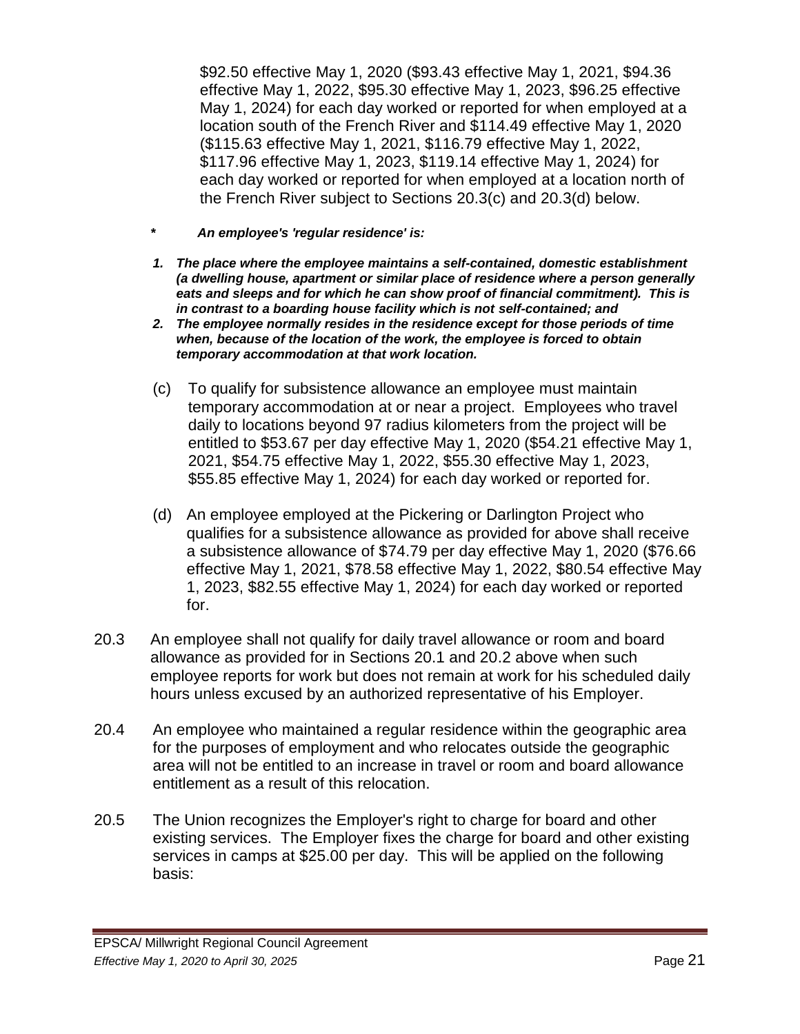$92.50 effective May 1, 2020 ($93.43 effective May 1, 2021, $94.36 effective May 1, 2022, $95.30 effective May 1, 2023, $96.25 effective May 1, 2024) for each day worked or reported for when employed at a location south of the French River and $114.49 effective May 1, 2020 ($115.63 effective May 1, 2021, $116.79 effective May 1, 2022, $117.96 effective May 1, 2023, $119.14 effective May 1, 2024) for each day worked or reported for when employed at a location north of the French River subject to Sections 20.3(c) and 20.3(d) below.

***** ***An employee's 'regular residence' is:***

1. ***The place where the employee maintains a self-contained, domestic establishment (a dwelling house, apartment or similar place of residence where a person generally eats and sleeps and for which he can show proof of financial commitment). This is in contrast to a boarding house facility which is not self-contained; and***
2. ***The employee normally resides in the residence except for those periods of time when, because of the location of the work, the employee is forced to obtain temporary accommodation at that work location.***

(c) To qualify for subsistence allowance an employee must maintain temporary accommodation at or near a project. Employees who travel daily to locations beyond 97 radius kilometers from the project will be entitled to $53.67 per day effective May 1, 2020 ($54.21 effective May 1, 2021, $54.75 effective May 1, 2022, $55.30 effective May 1, 2023, $55.85 effective May 1, 2024) for each day worked or reported for.

(d) An employee employed at the Pickering or Darlington Project who qualifies for a subsistence allowance as provided for above shall receive a subsistence allowance of $74.79 per day effective May 1, 2020 ($76.66 effective May 1, 2021, $78.58 effective May 1, 2022, $80.54 effective May 1, 2023, $82.55 effective May 1, 2024) for each day worked or reported for.

20.3 An employee shall not qualify for daily travel allowance or room and board allowance as provided for in Sections 20.1 and 20.2 above when such employee reports for work but does not remain at work for his scheduled daily hours unless excused by an authorized representative of his Employer.

20.4 An employee who maintained a regular residence within the geographic area for the purposes of employment and who relocates outside the geographic area will not be entitled to an increase in travel or room and board allowance entitlement as a result of this relocation.

20.5 The Union recognizes the Employer's right to charge for board and other existing services. The Employer fixes the charge for board and other existing services in camps at $25.00 per day. This will be applied on the following basis: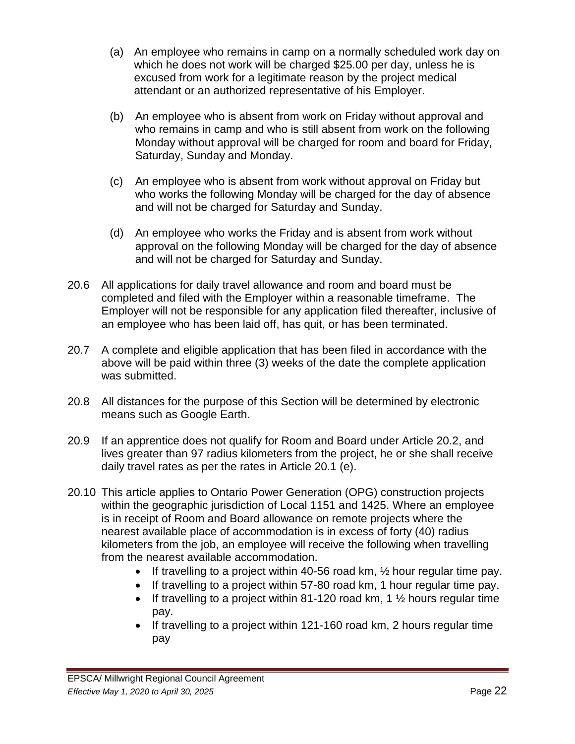(a) An employee who remains in camp on a normally scheduled work day on which he does not work will be charged $25.00 per day, unless he is excused from work for a legitimate reason by the project medical attendant or an authorized representative of his Employer.

(b) An employee who is absent from work on Friday without approval and who remains in camp and who is still absent from work on the following Monday without approval will be charged for room and board for Friday, Saturday, Sunday and Monday.

(c) An employee who is absent from work without approval on Friday but who works the following Monday will be charged for the day of absence and will not be charged for Saturday and Sunday.

(d) An employee who works the Friday and is absent from work without approval on the following Monday will be charged for the day of absence and will not be charged for Saturday and Sunday.

20.6 All applications for daily travel allowance and room and board must be completed and filed with the Employer within a reasonable timeframe. The Employer will not be responsible for any application filed thereafter, inclusive of an employee who has been laid off, has quit, or has been terminated.

20.7 A complete and eligible application that has been filed in accordance with the above will be paid within three (3) weeks of the date the complete application was submitted.

20.8 All distances for the purpose of this Section will be determined by electronic means such as Google Earth.

20.9 If an apprentice does not qualify for Room and Board under Article 20.2, and lives greater than 97 radius kilometers from the project, he or she shall receive daily travel rates as per the rates in Article 20.1 (e).

20.10 This article applies to Ontario Power Generation (OPG) construction projects within the geographic jurisdiction of Local 1151 and 1425. Where an employee is in receipt of Room and Board allowance on remote projects where the nearest available place of accommodation is in excess of forty (40) radius kilometers from the job, an employee will receive the following when travelling from the nearest available accommodation.

- If travelling to a project within 40-56 road km, ½ hour regular time pay.
- If travelling to a project within 57-80 road km, 1 hour regular time pay.
- If travelling to a project within 81-120 road km, 1 ½ hours regular time pay.
- If travelling to a project within 121-160 road km, 2 hours regular time pay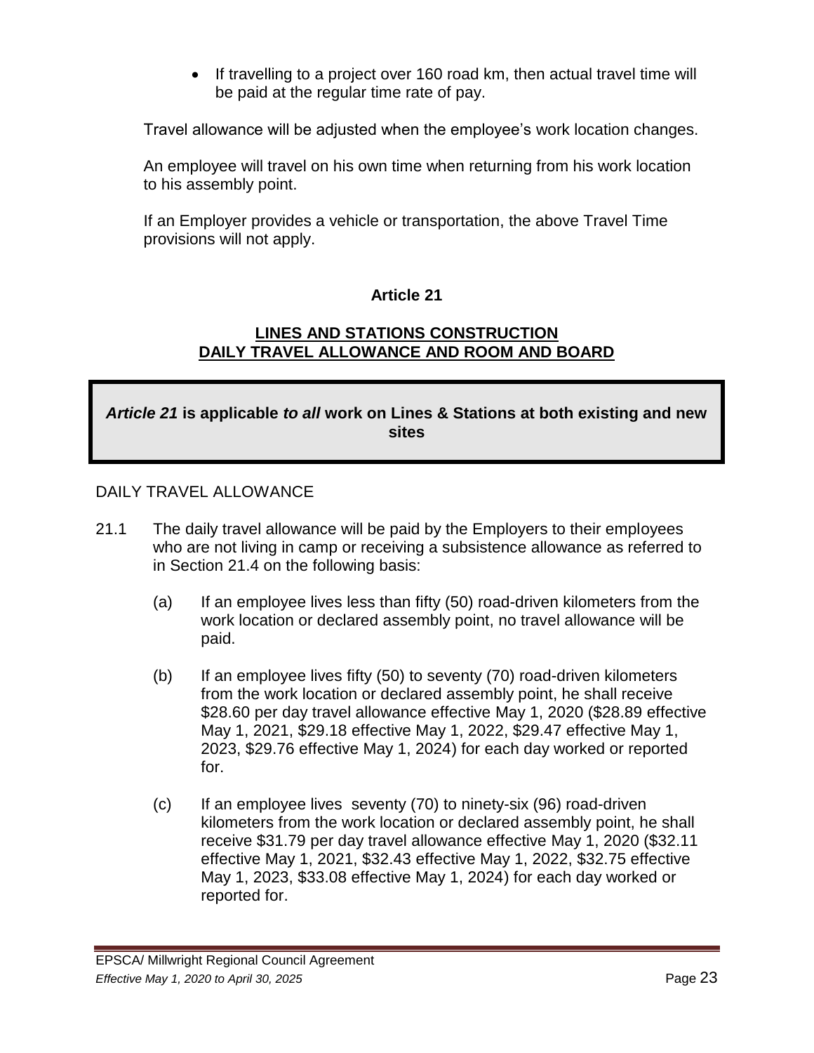- If travelling to a project over 160 road km, then actual travel time will be paid at the regular time rate of pay.

Travel allowance will be adjusted when the employee's work location changes.

An employee will travel on his own time when returning from his work location to his assembly point.

If an Employer provides a vehicle or transportation, the above Travel Time provisions will not apply.

## Article 21

## LINES AND STATIONS CONSTRUCTION DAILY TRAVEL ALLOWANCE AND ROOM AND BOARD

***Article 21* is applicable *to all* work on Lines & Stations at both existing and new sites**

DAILY TRAVEL ALLOWANCE

21.1 The daily travel allowance will be paid by the Employers to their employees who are not living in camp or receiving a subsistence allowance as referred to in Section 21.4 on the following basis:

(a) If an employee lives less than fifty (50) road-driven kilometers from the work location or declared assembly point, no travel allowance will be paid.

(b) If an employee lives fifty (50) to seventy (70) road-driven kilometers from the work location or declared assembly point, he shall receive $28.60 per day travel allowance effective May 1, 2020 ($28.89 effective May 1, 2021, $29.18 effective May 1, 2022, $29.47 effective May 1, 2023, $29.76 effective May 1, 2024) for each day worked or reported for.

(c) If an employee lives seventy (70) to ninety-six (96) road-driven kilometers from the work location or declared assembly point, he shall receive $31.79 per day travel allowance effective May 1, 2020 ($32.11 effective May 1, 2021, $32.43 effective May 1, 2022, $32.75 effective May 1, 2023, $33.08 effective May 1, 2024) for each day worked or reported for.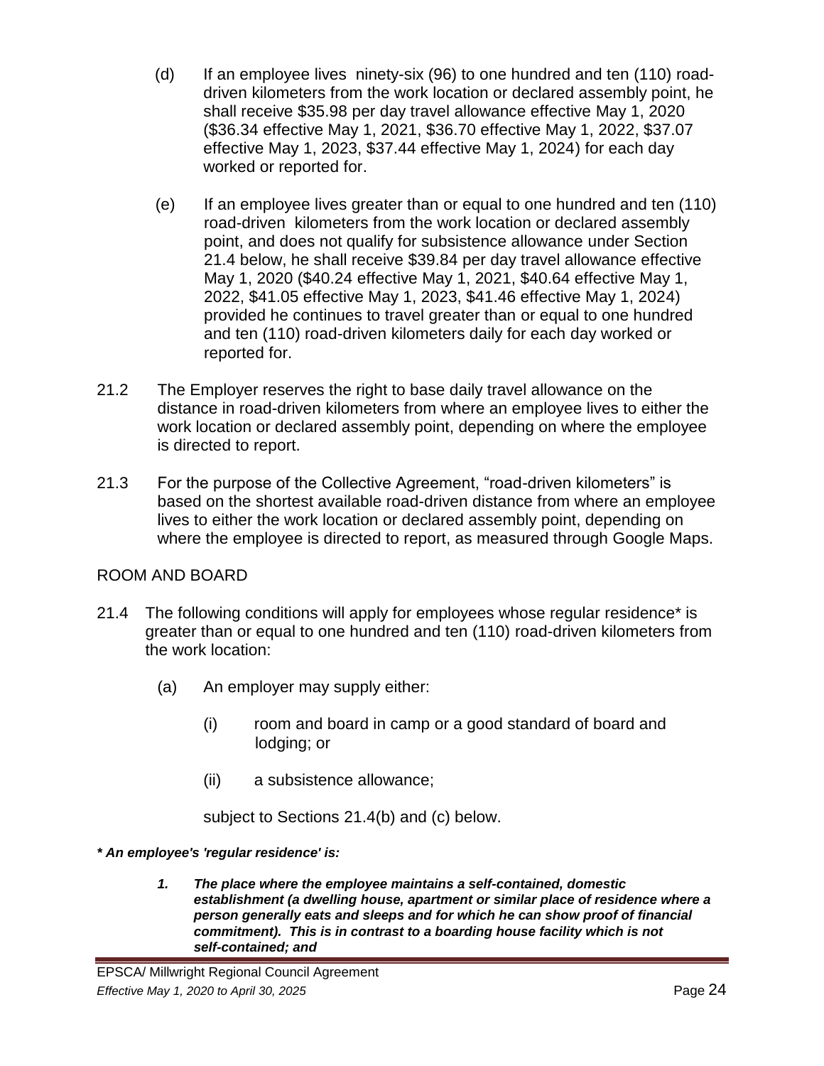(d) If an employee lives ninety-six (96) to one hundred and ten (110) road-driven kilometers from the work location or declared assembly point, he shall receive $35.98 per day travel allowance effective May 1, 2020 ($36.34 effective May 1, 2021, $36.70 effective May 1, 2022, $37.07 effective May 1, 2023, $37.44 effective May 1, 2024) for each day worked or reported for.

(e) If an employee lives greater than or equal to one hundred and ten (110) road-driven kilometers from the work location or declared assembly point, and does not qualify for subsistence allowance under Section 21.4 below, he shall receive $39.84 per day travel allowance effective May 1, 2020 ($40.24 effective May 1, 2021, $40.64 effective May 1, 2022, $41.05 effective May 1, 2023, $41.46 effective May 1, 2024) provided he continues to travel greater than or equal to one hundred and ten (110) road-driven kilometers daily for each day worked or reported for.

21.2 The Employer reserves the right to base daily travel allowance on the distance in road-driven kilometers from where an employee lives to either the work location or declared assembly point, depending on where the employee is directed to report.

21.3 For the purpose of the Collective Agreement, "road-driven kilometers" is based on the shortest available road-driven distance from where an employee lives to either the work location or declared assembly point, depending on where the employee is directed to report, as measured through Google Maps.

ROOM AND BOARD

21.4 The following conditions will apply for employees whose regular residence* is greater than or equal to one hundred and ten (110) road-driven kilometers from the work location:

(a) An employer may supply either:

(i) room and board in camp or a good standard of board and lodging; or

(ii) a subsistence allowance;

subject to Sections 21.4(b) and (c) below.

***\* An employee's 'regular residence' is:***

1. ***The place where the employee maintains a self-contained, domestic establishment (a dwelling house, apartment or similar place of residence where a person generally eats and sleeps and for which he can show proof of financial commitment). This is in contrast to a boarding house facility which is not self-contained; and***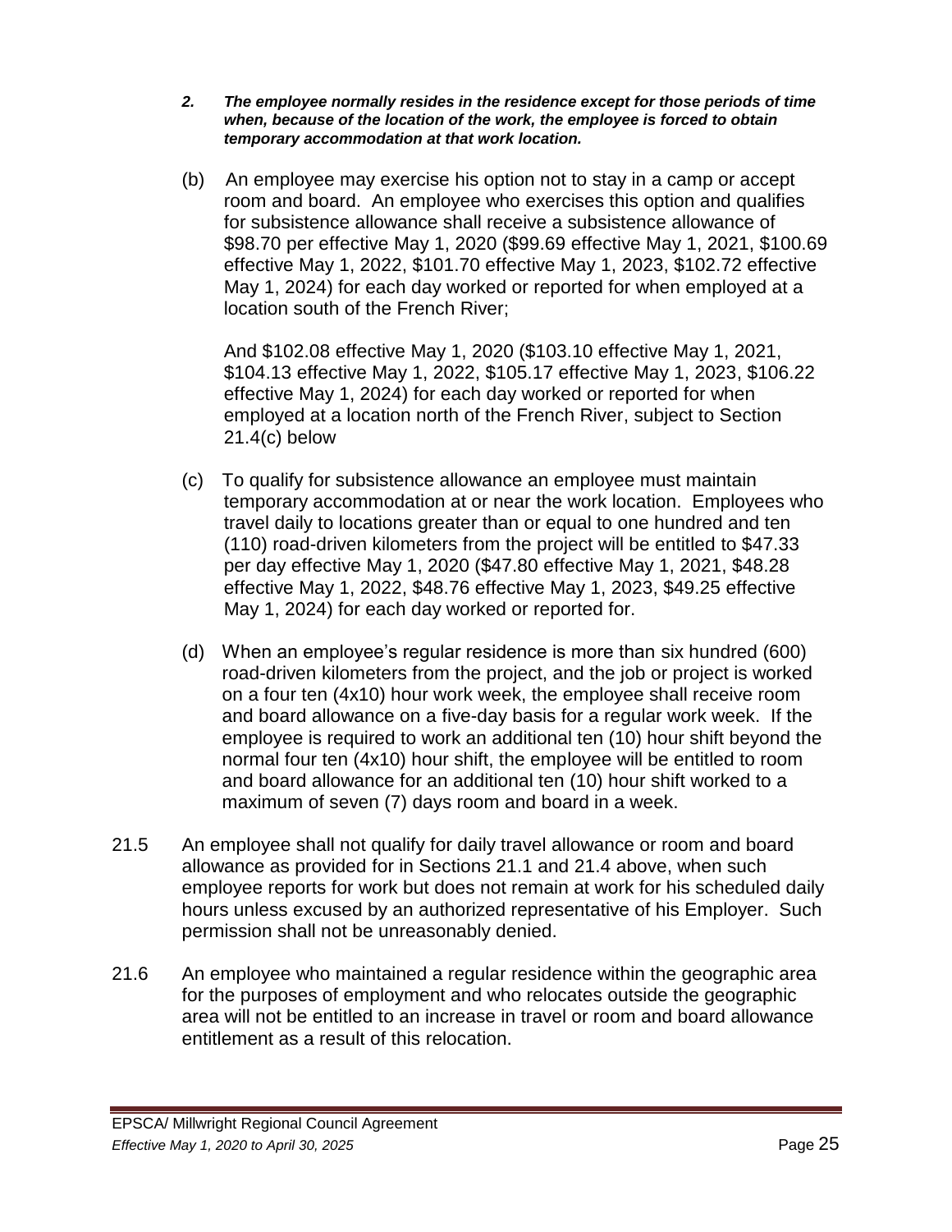*2. The employee normally resides in the residence except for those periods of time when, because of the location of the work, the employee is forced to obtain temporary accommodation at that work location.*

(b) An employee may exercise his option not to stay in a camp or accept room and board. An employee who exercises this option and qualifies for subsistence allowance shall receive a subsistence allowance of $98.70 per effective May 1, 2020 ($99.69 effective May 1, 2021, $100.69 effective May 1, 2022, $101.70 effective May 1, 2023, $102.72 effective May 1, 2024) for each day worked or reported for when employed at a location south of the French River;

And $102.08 effective May 1, 2020 ($103.10 effective May 1, 2021, $104.13 effective May 1, 2022, $105.17 effective May 1, 2023, $106.22 effective May 1, 2024) for each day worked or reported for when employed at a location north of the French River, subject to Section 21.4(c) below

(c) To qualify for subsistence allowance an employee must maintain temporary accommodation at or near the work location. Employees who travel daily to locations greater than or equal to one hundred and ten (110) road-driven kilometers from the project will be entitled to $47.33 per day effective May 1, 2020 ($47.80 effective May 1, 2021, $48.28 effective May 1, 2022, $48.76 effective May 1, 2023, $49.25 effective May 1, 2024) for each day worked or reported for.

(d) When an employee's regular residence is more than six hundred (600) road-driven kilometers from the project, and the job or project is worked on a four ten (4x10) hour work week, the employee shall receive room and board allowance on a five-day basis for a regular work week. If the employee is required to work an additional ten (10) hour shift beyond the normal four ten (4x10) hour shift, the employee will be entitled to room and board allowance for an additional ten (10) hour shift worked to a maximum of seven (7) days room and board in a week.

21.5 An employee shall not qualify for daily travel allowance or room and board allowance as provided for in Sections 21.1 and 21.4 above, when such employee reports for work but does not remain at work for his scheduled daily hours unless excused by an authorized representative of his Employer. Such permission shall not be unreasonably denied.

21.6 An employee who maintained a regular residence within the geographic area for the purposes of employment and who relocates outside the geographic area will not be entitled to an increase in travel or room and board allowance entitlement as a result of this relocation.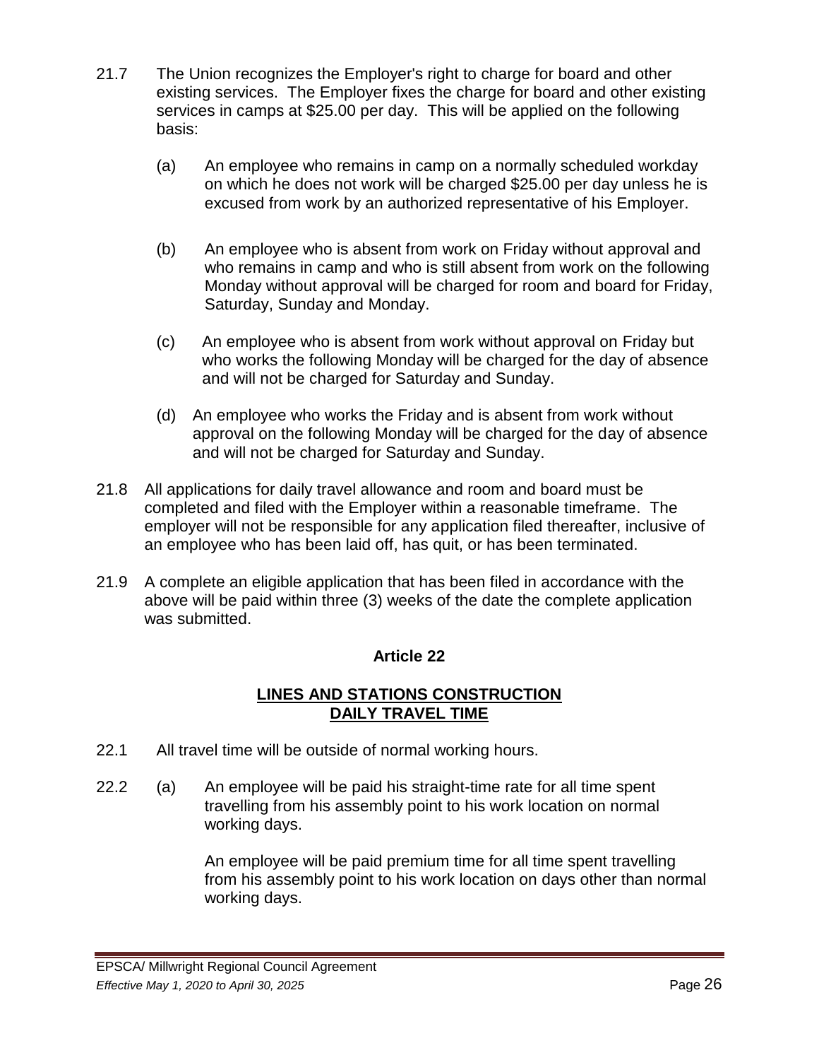21.7 The Union recognizes the Employer's right to charge for board and other existing services. The Employer fixes the charge for board and other existing services in camps at $25.00 per day. This will be applied on the following basis:

(a) An employee who remains in camp on a normally scheduled workday on which he does not work will be charged $25.00 per day unless he is excused from work by an authorized representative of his Employer.

(b) An employee who is absent from work on Friday without approval and who remains in camp and who is still absent from work on the following Monday without approval will be charged for room and board for Friday, Saturday, Sunday and Monday.

(c) An employee who is absent from work without approval on Friday but who works the following Monday will be charged for the day of absence and will not be charged for Saturday and Sunday.

(d) An employee who works the Friday and is absent from work without approval on the following Monday will be charged for the day of absence and will not be charged for Saturday and Sunday.

21.8 All applications for daily travel allowance and room and board must be completed and filed with the Employer within a reasonable timeframe. The employer will not be responsible for any application filed thereafter, inclusive of an employee who has been laid off, has quit, or has been terminated.

21.9 A complete an eligible application that has been filed in accordance with the above will be paid within three (3) weeks of the date the complete application was submitted.

## Article 22

### LINES AND STATIONS CONSTRUCTION DAILY TRAVEL TIME

22.1 All travel time will be outside of normal working hours.

22.2 (a) An employee will be paid his straight-time rate for all time spent travelling from his assembly point to his work location on normal working days.

An employee will be paid premium time for all time spent travelling from his assembly point to his work location on days other than normal working days.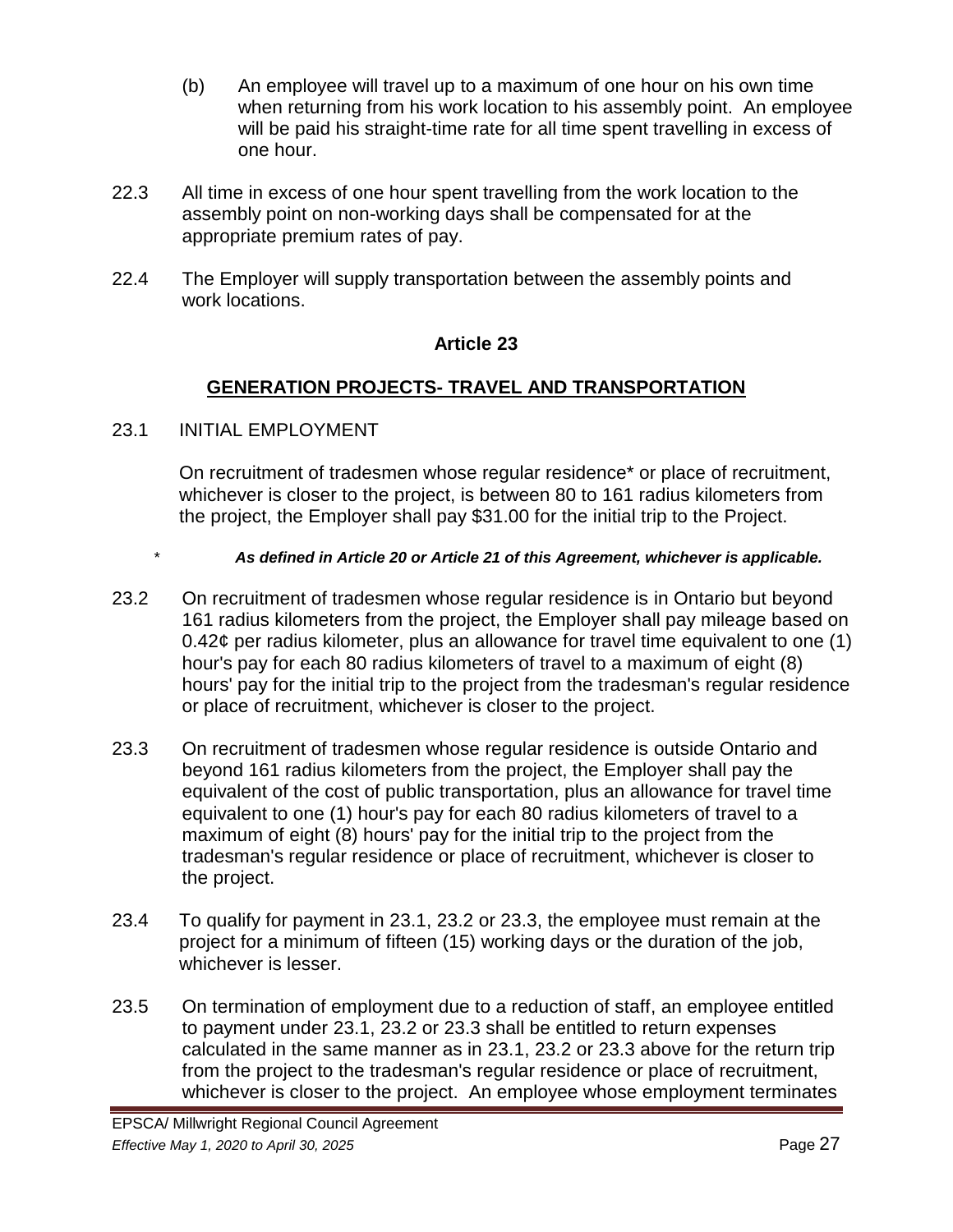(b) An employee will travel up to a maximum of one hour on his own time when returning from his work location to his assembly point. An employee will be paid his straight-time rate for all time spent travelling in excess of one hour.

22.3 All time in excess of one hour spent travelling from the work location to the assembly point on non-working days shall be compensated for at the appropriate premium rates of pay.

22.4 The Employer will supply transportation between the assembly points and work locations.

## Article 23

## GENERATION PROJECTS- TRAVEL AND TRANSPORTATION

23.1 INITIAL EMPLOYMENT

On recruitment of tradesmen whose regular residence* or place of recruitment, whichever is closer to the project, is between 80 to 161 radius kilometers from the project, the Employer shall pay $31.00 for the initial trip to the Project.

\* ***As defined in Article 20 or Article 21 of this Agreement, whichever is applicable.***

23.2 On recruitment of tradesmen whose regular residence is in Ontario but beyond 161 radius kilometers from the project, the Employer shall pay mileage based on 0.42¢ per radius kilometer, plus an allowance for travel time equivalent to one (1) hour's pay for each 80 radius kilometers of travel to a maximum of eight (8) hours' pay for the initial trip to the project from the tradesman's regular residence or place of recruitment, whichever is closer to the project.

23.3 On recruitment of tradesmen whose regular residence is outside Ontario and beyond 161 radius kilometers from the project, the Employer shall pay the equivalent of the cost of public transportation, plus an allowance for travel time equivalent to one (1) hour's pay for each 80 radius kilometers of travel to a maximum of eight (8) hours' pay for the initial trip to the project from the tradesman's regular residence or place of recruitment, whichever is closer to the project.

23.4 To qualify for payment in 23.1, 23.2 or 23.3, the employee must remain at the project for a minimum of fifteen (15) working days or the duration of the job, whichever is lesser.

23.5 On termination of employment due to a reduction of staff, an employee entitled to payment under 23.1, 23.2 or 23.3 shall be entitled to return expenses calculated in the same manner as in 23.1, 23.2 or 23.3 above for the return trip from the project to the tradesman's regular residence or place of recruitment, whichever is closer to the project. An employee whose employment terminates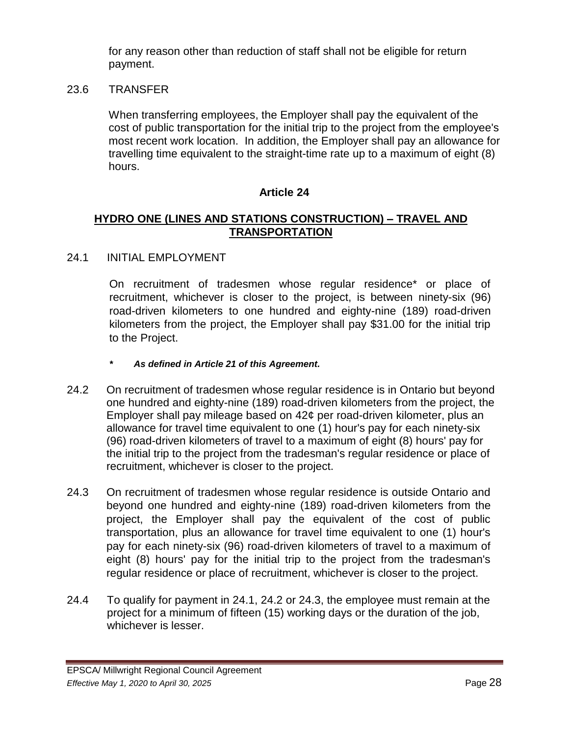for any reason other than reduction of staff shall not be eligible for return payment.

23.6 TRANSFER

When transferring employees, the Employer shall pay the equivalent of the cost of public transportation for the initial trip to the project from the employee's most recent work location. In addition, the Employer shall pay an allowance for travelling time equivalent to the straight-time rate up to a maximum of eight (8) hours.

## Article 24

## HYDRO ONE (LINES AND STATIONS CONSTRUCTION) – TRAVEL AND TRANSPORTATION

24.1 INITIAL EMPLOYMENT

On recruitment of tradesmen whose regular residence* or place of recruitment, whichever is closer to the project, is between ninety-six (96) road-driven kilometers to one hundred and eighty-nine (189) road-driven kilometers from the project, the Employer shall pay $31.00 for the initial trip to the Project.

***\* As defined in Article 21 of this Agreement.***

24.2 On recruitment of tradesmen whose regular residence is in Ontario but beyond one hundred and eighty-nine (189) road-driven kilometers from the project, the Employer shall pay mileage based on 42¢ per road-driven kilometer, plus an allowance for travel time equivalent to one (1) hour's pay for each ninety-six (96) road-driven kilometers of travel to a maximum of eight (8) hours' pay for the initial trip to the project from the tradesman's regular residence or place of recruitment, whichever is closer to the project.

24.3 On recruitment of tradesmen whose regular residence is outside Ontario and beyond one hundred and eighty-nine (189) road-driven kilometers from the project, the Employer shall pay the equivalent of the cost of public transportation, plus an allowance for travel time equivalent to one (1) hour's pay for each ninety-six (96) road-driven kilometers of travel to a maximum of eight (8) hours' pay for the initial trip to the project from the tradesman's regular residence or place of recruitment, whichever is closer to the project.

24.4 To qualify for payment in 24.1, 24.2 or 24.3, the employee must remain at the project for a minimum of fifteen (15) working days or the duration of the job, whichever is lesser.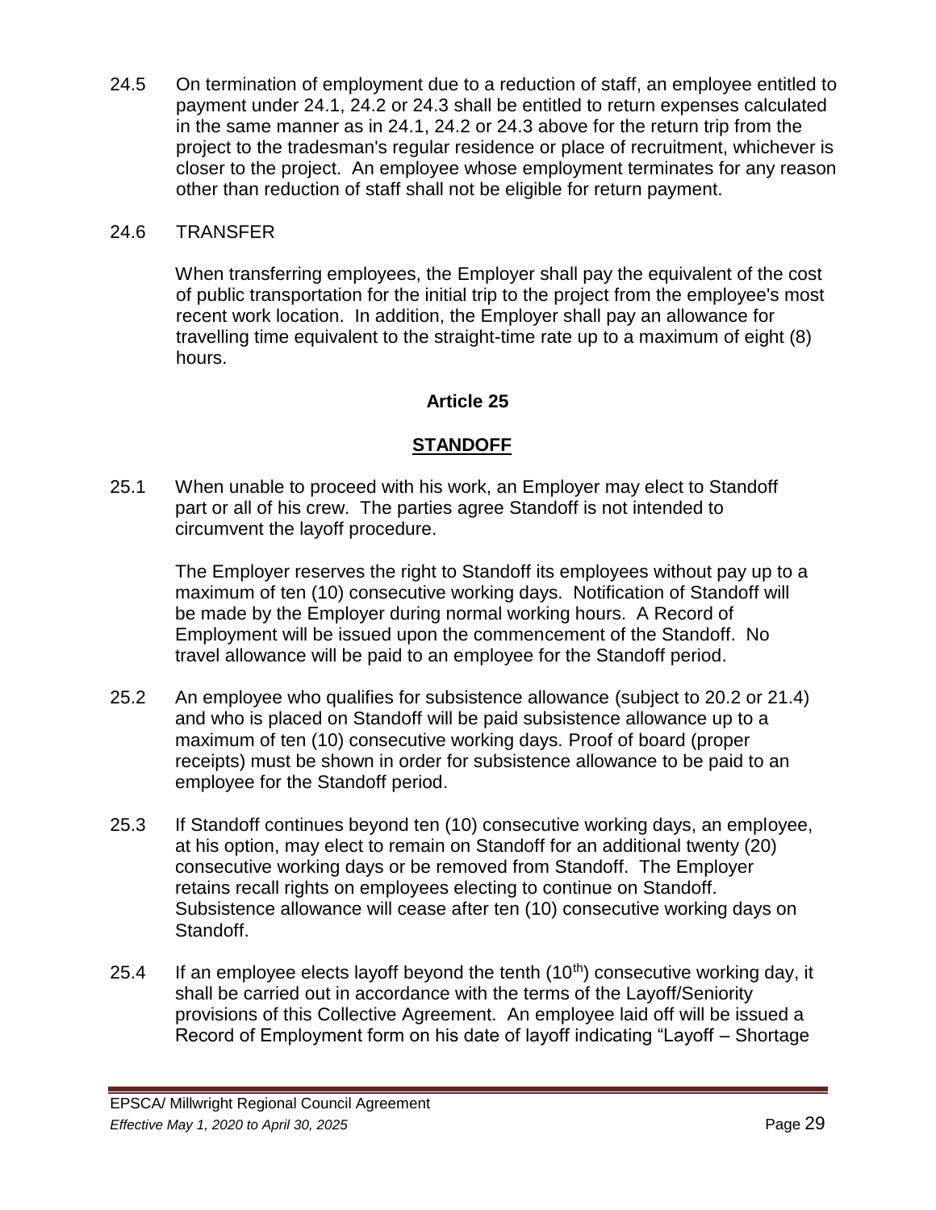24.5 On termination of employment due to a reduction of staff, an employee entitled to payment under 24.1, 24.2 or 24.3 shall be entitled to return expenses calculated in the same manner as in 24.1, 24.2 or 24.3 above for the return trip from the project to the tradesman's regular residence or place of recruitment, whichever is closer to the project. An employee whose employment terminates for any reason other than reduction of staff shall not be eligible for return payment.

24.6 TRANSFER

When transferring employees, the Employer shall pay the equivalent of the cost of public transportation for the initial trip to the project from the employee's most recent work location. In addition, the Employer shall pay an allowance for travelling time equivalent to the straight-time rate up to a maximum of eight (8) hours.

## Article 25

## STANDOFF

25.1 When unable to proceed with his work, an Employer may elect to Standoff part or all of his crew. The parties agree Standoff is not intended to circumvent the layoff procedure.

The Employer reserves the right to Standoff its employees without pay up to a maximum of ten (10) consecutive working days. Notification of Standoff will be made by the Employer during normal working hours. A Record of Employment will be issued upon the commencement of the Standoff. No travel allowance will be paid to an employee for the Standoff period.

25.2 An employee who qualifies for subsistence allowance (subject to 20.2 or 21.4) and who is placed on Standoff will be paid subsistence allowance up to a maximum of ten (10) consecutive working days. Proof of board (proper receipts) must be shown in order for subsistence allowance to be paid to an employee for the Standoff period.

25.3 If Standoff continues beyond ten (10) consecutive working days, an employee, at his option, may elect to remain on Standoff for an additional twenty (20) consecutive working days or be removed from Standoff. The Employer retains recall rights on employees electing to continue on Standoff. Subsistence allowance will cease after ten (10) consecutive working days on Standoff.

25.4 If an employee elects layoff beyond the tenth (10th) consecutive working day, it shall be carried out in accordance with the terms of the Layoff/Seniority provisions of this Collective Agreement. An employee laid off will be issued a Record of Employment form on his date of layoff indicating "Layoff – Shortage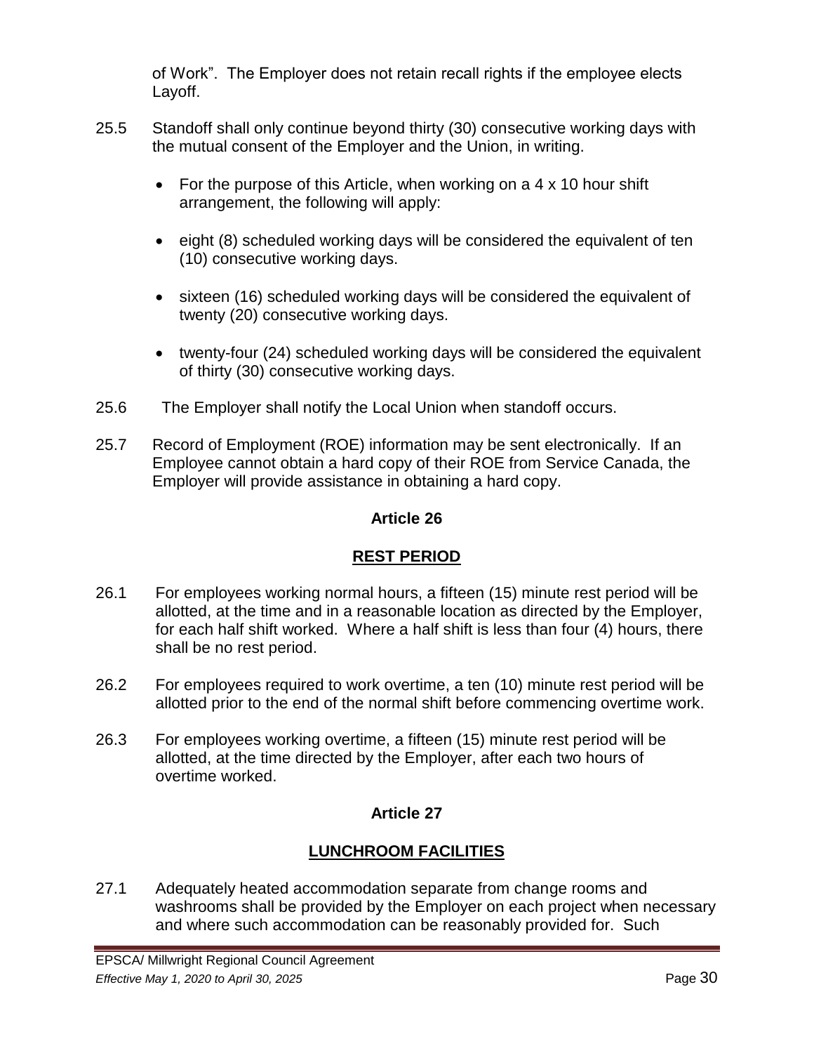of Work". The Employer does not retain recall rights if the employee elects Layoff.

25.5 Standoff shall only continue beyond thirty (30) consecutive working days with the mutual consent of the Employer and the Union, in writing.

- For the purpose of this Article, when working on a 4 x 10 hour shift arrangement, the following will apply:
- eight (8) scheduled working days will be considered the equivalent of ten (10) consecutive working days.
- sixteen (16) scheduled working days will be considered the equivalent of twenty (20) consecutive working days.
- twenty-four (24) scheduled working days will be considered the equivalent of thirty (30) consecutive working days.

25.6 The Employer shall notify the Local Union when standoff occurs.

25.7 Record of Employment (ROE) information may be sent electronically. If an Employee cannot obtain a hard copy of their ROE from Service Canada, the Employer will provide assistance in obtaining a hard copy.

## Article 26

## REST PERIOD

26.1 For employees working normal hours, a fifteen (15) minute rest period will be allotted, at the time and in a reasonable location as directed by the Employer, for each half shift worked. Where a half shift is less than four (4) hours, there shall be no rest period.

26.2 For employees required to work overtime, a ten (10) minute rest period will be allotted prior to the end of the normal shift before commencing overtime work.

26.3 For employees working overtime, a fifteen (15) minute rest period will be allotted, at the time directed by the Employer, after each two hours of overtime worked.

## Article 27

## LUNCHROOM FACILITIES

27.1 Adequately heated accommodation separate from change rooms and washrooms shall be provided by the Employer on each project when necessary and where such accommodation can be reasonably provided for. Such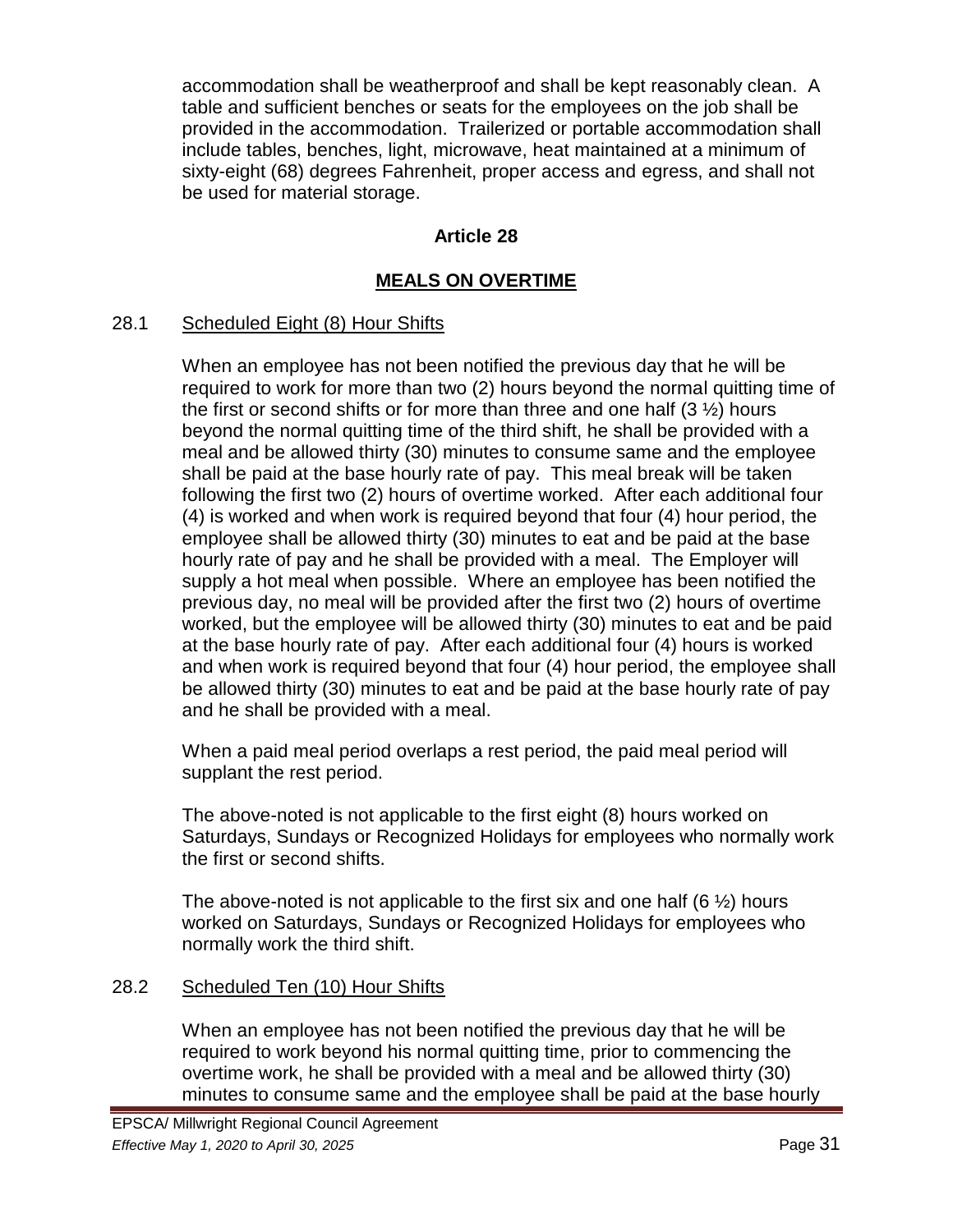accommodation shall be weatherproof and shall be kept reasonably clean. A table and sufficient benches or seats for the employees on the job shall be provided in the accommodation. Trailerized or portable accommodation shall include tables, benches, light, microwave, heat maintained at a minimum of sixty-eight (68) degrees Fahrenheit, proper access and egress, and shall not be used for material storage.

## Article 28

## MEALS ON OVERTIME

### 28.1 Scheduled Eight (8) Hour Shifts

When an employee has not been notified the previous day that he will be required to work for more than two (2) hours beyond the normal quitting time of the first or second shifts or for more than three and one half (3 ½) hours beyond the normal quitting time of the third shift, he shall be provided with a meal and be allowed thirty (30) minutes to consume same and the employee shall be paid at the base hourly rate of pay. This meal break will be taken following the first two (2) hours of overtime worked. After each additional four (4) is worked and when work is required beyond that four (4) hour period, the employee shall be allowed thirty (30) minutes to eat and be paid at the base hourly rate of pay and he shall be provided with a meal. The Employer will supply a hot meal when possible. Where an employee has been notified the previous day, no meal will be provided after the first two (2) hours of overtime worked, but the employee will be allowed thirty (30) minutes to eat and be paid at the base hourly rate of pay. After each additional four (4) hours is worked and when work is required beyond that four (4) hour period, the employee shall be allowed thirty (30) minutes to eat and be paid at the base hourly rate of pay and he shall be provided with a meal.

When a paid meal period overlaps a rest period, the paid meal period will supplant the rest period.

The above-noted is not applicable to the first eight (8) hours worked on Saturdays, Sundays or Recognized Holidays for employees who normally work the first or second shifts.

The above-noted is not applicable to the first six and one half (6 ½) hours worked on Saturdays, Sundays or Recognized Holidays for employees who normally work the third shift.

### 28.2 Scheduled Ten (10) Hour Shifts

When an employee has not been notified the previous day that he will be required to work beyond his normal quitting time, prior to commencing the overtime work, he shall be provided with a meal and be allowed thirty (30) minutes to consume same and the employee shall be paid at the base hourly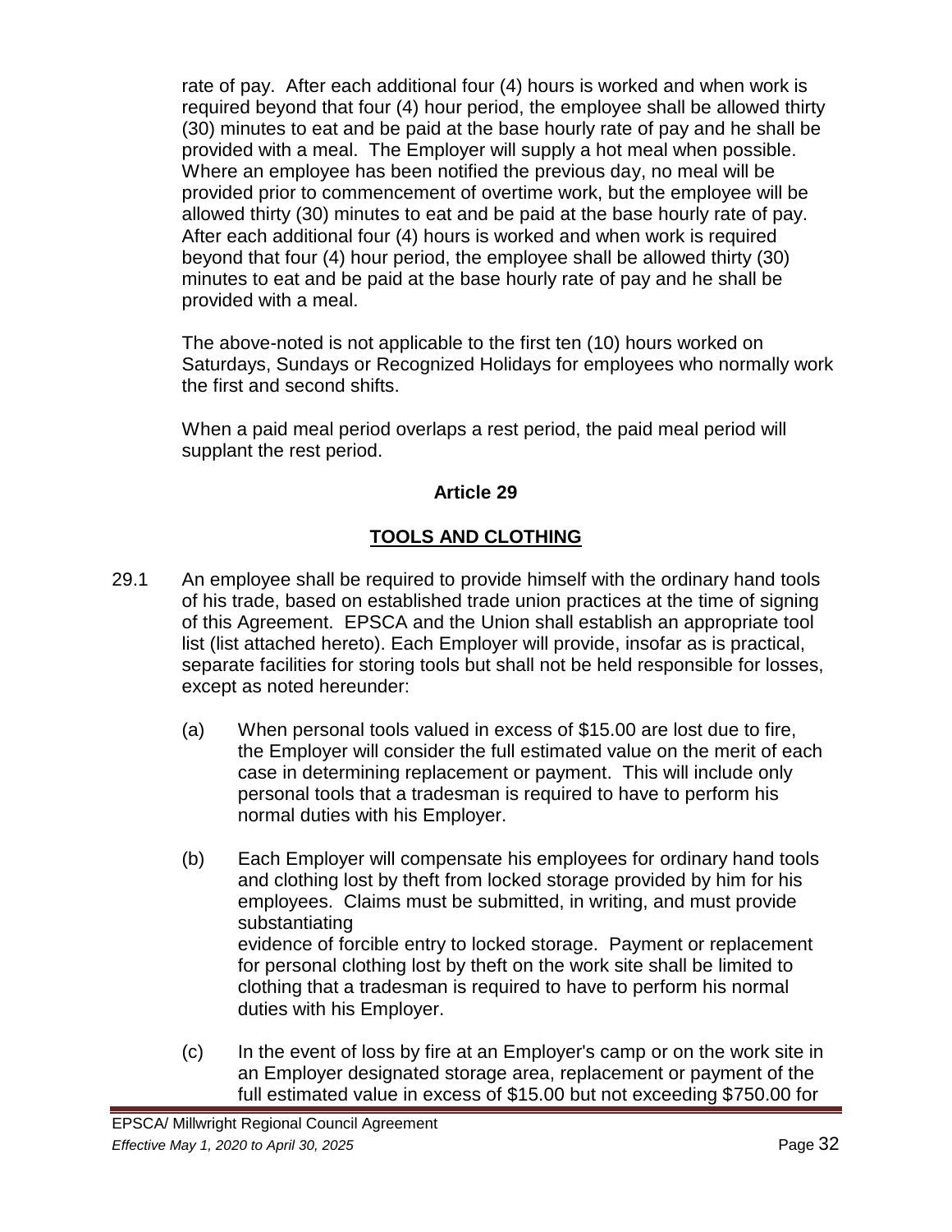rate of pay. After each additional four (4) hours is worked and when work is required beyond that four (4) hour period, the employee shall be allowed thirty (30) minutes to eat and be paid at the base hourly rate of pay and he shall be provided with a meal. The Employer will supply a hot meal when possible. Where an employee has been notified the previous day, no meal will be provided prior to commencement of overtime work, but the employee will be allowed thirty (30) minutes to eat and be paid at the base hourly rate of pay. After each additional four (4) hours is worked and when work is required beyond that four (4) hour period, the employee shall be allowed thirty (30) minutes to eat and be paid at the base hourly rate of pay and he shall be provided with a meal.

The above-noted is not applicable to the first ten (10) hours worked on Saturdays, Sundays or Recognized Holidays for employees who normally work the first and second shifts.

When a paid meal period overlaps a rest period, the paid meal period will supplant the rest period.

## Article 29

## TOOLS AND CLOTHING

29.1 An employee shall be required to provide himself with the ordinary hand tools of his trade, based on established trade union practices at the time of signing of this Agreement. EPSCA and the Union shall establish an appropriate tool list (list attached hereto). Each Employer will provide, insofar as is practical, separate facilities for storing tools but shall not be held responsible for losses, except as noted hereunder:

(a) When personal tools valued in excess of $15.00 are lost due to fire, the Employer will consider the full estimated value on the merit of each case in determining replacement or payment. This will include only personal tools that a tradesman is required to have to perform his normal duties with his Employer.

(b) Each Employer will compensate his employees for ordinary hand tools and clothing lost by theft from locked storage provided by him for his employees. Claims must be submitted, in writing, and must provide substantiating evidence of forcible entry to locked storage. Payment or replacement for personal clothing lost by theft on the work site shall be limited to clothing that a tradesman is required to have to perform his normal duties with his Employer.

(c) In the event of loss by fire at an Employer's camp or on the work site in an Employer designated storage area, replacement or payment of the full estimated value in excess of $15.00 but not exceeding $750.00 for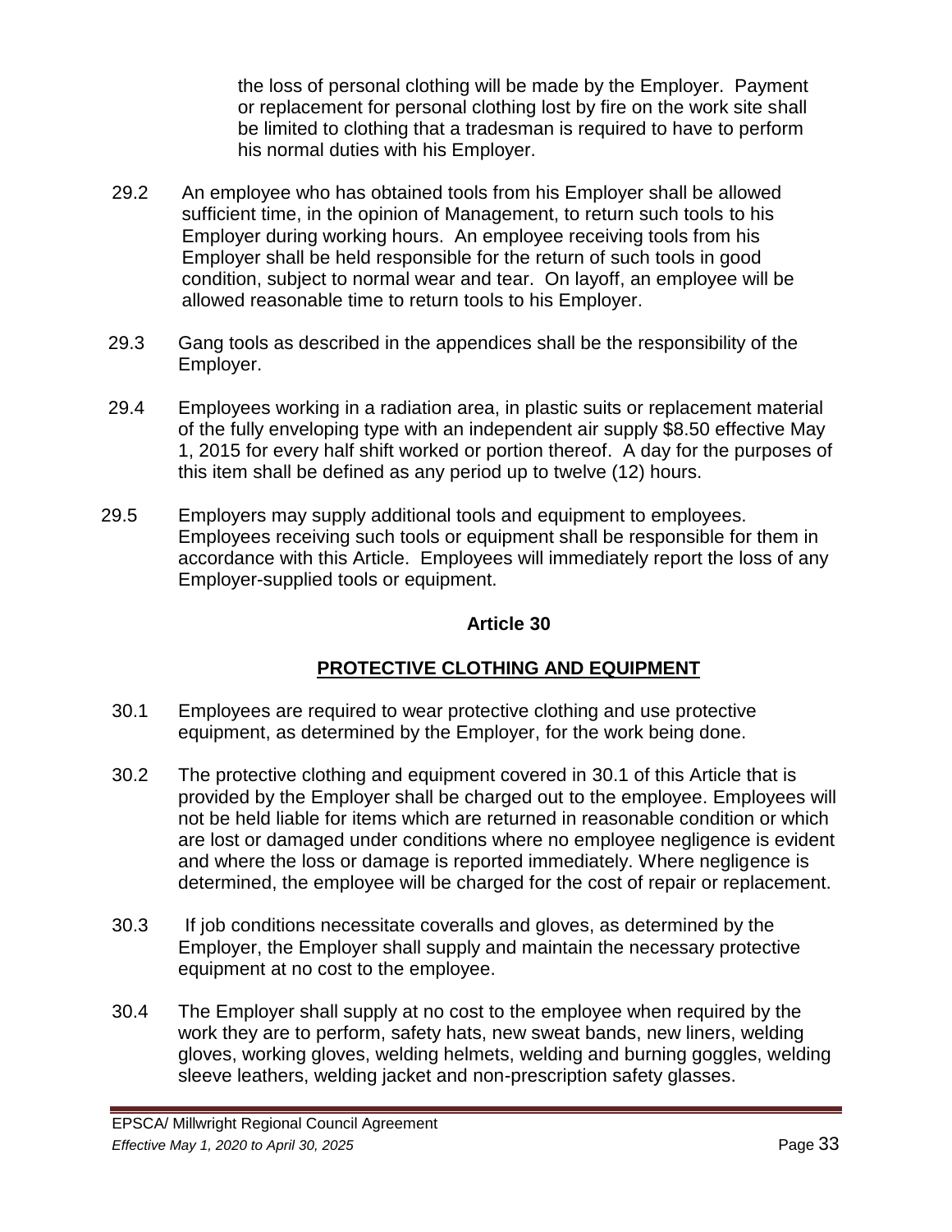the loss of personal clothing will be made by the Employer. Payment or replacement for personal clothing lost by fire on the work site shall be limited to clothing that a tradesman is required to have to perform his normal duties with his Employer.

29.2 An employee who has obtained tools from his Employer shall be allowed sufficient time, in the opinion of Management, to return such tools to his Employer during working hours. An employee receiving tools from his Employer shall be held responsible for the return of such tools in good condition, subject to normal wear and tear. On layoff, an employee will be allowed reasonable time to return tools to his Employer.

29.3 Gang tools as described in the appendices shall be the responsibility of the Employer.

29.4 Employees working in a radiation area, in plastic suits or replacement material of the fully enveloping type with an independent air supply $8.50 effective May 1, 2015 for every half shift worked or portion thereof. A day for the purposes of this item shall be defined as any period up to twelve (12) hours.

29.5 Employers may supply additional tools and equipment to employees. Employees receiving such tools or equipment shall be responsible for them in accordance with this Article. Employees will immediately report the loss of any Employer-supplied tools or equipment.

## Article 30

## PROTECTIVE CLOTHING AND EQUIPMENT

30.1 Employees are required to wear protective clothing and use protective equipment, as determined by the Employer, for the work being done.

30.2 The protective clothing and equipment covered in 30.1 of this Article that is provided by the Employer shall be charged out to the employee. Employees will not be held liable for items which are returned in reasonable condition or which are lost or damaged under conditions where no employee negligence is evident and where the loss or damage is reported immediately. Where negligence is determined, the employee will be charged for the cost of repair or replacement.

30.3 If job conditions necessitate coveralls and gloves, as determined by the Employer, the Employer shall supply and maintain the necessary protective equipment at no cost to the employee.

30.4 The Employer shall supply at no cost to the employee when required by the work they are to perform, safety hats, new sweat bands, new liners, welding gloves, working gloves, welding helmets, welding and burning goggles, welding sleeve leathers, welding jacket and non-prescription safety glasses.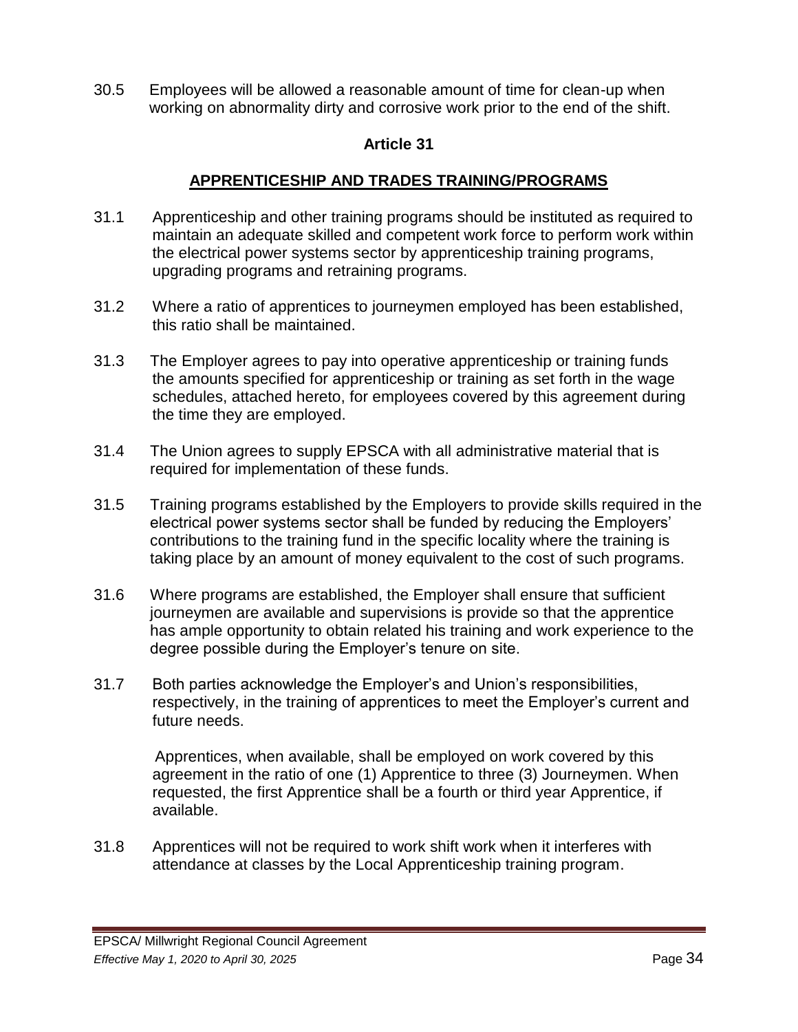30.5 Employees will be allowed a reasonable amount of time for clean-up when working on abnormality dirty and corrosive work prior to the end of the shift.

## Article 31

## APPRENTICESHIP AND TRADES TRAINING/PROGRAMS

31.1 Apprenticeship and other training programs should be instituted as required to maintain an adequate skilled and competent work force to perform work within the electrical power systems sector by apprenticeship training programs, upgrading programs and retraining programs.

31.2 Where a ratio of apprentices to journeymen employed has been established, this ratio shall be maintained.

31.3 The Employer agrees to pay into operative apprenticeship or training funds the amounts specified for apprenticeship or training as set forth in the wage schedules, attached hereto, for employees covered by this agreement during the time they are employed.

31.4 The Union agrees to supply EPSCA with all administrative material that is required for implementation of these funds.

31.5 Training programs established by the Employers to provide skills required in the electrical power systems sector shall be funded by reducing the Employers' contributions to the training fund in the specific locality where the training is taking place by an amount of money equivalent to the cost of such programs.

31.6 Where programs are established, the Employer shall ensure that sufficient journeymen are available and supervisions is provide so that the apprentice has ample opportunity to obtain related his training and work experience to the degree possible during the Employer's tenure on site.

31.7 Both parties acknowledge the Employer's and Union's responsibilities, respectively, in the training of apprentices to meet the Employer's current and future needs.

Apprentices, when available, shall be employed on work covered by this agreement in the ratio of one (1) Apprentice to three (3) Journeymen. When requested, the first Apprentice shall be a fourth or third year Apprentice, if available.

31.8 Apprentices will not be required to work shift work when it interferes with attendance at classes by the Local Apprenticeship training program.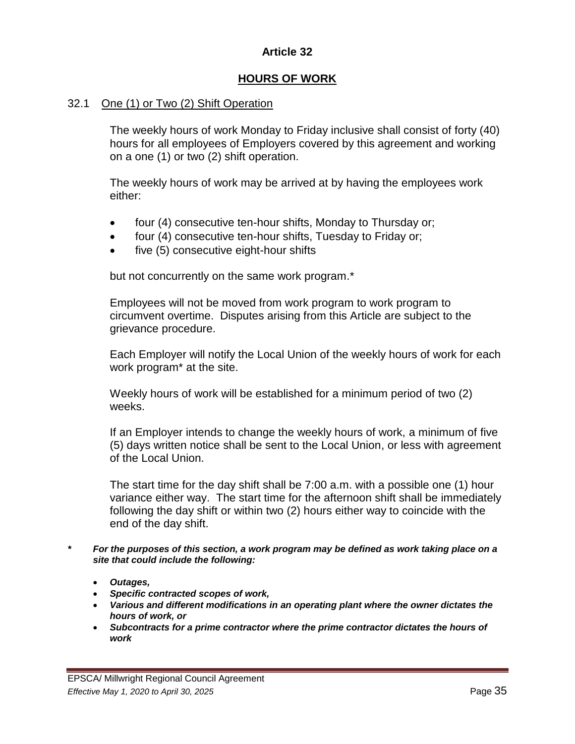# Article 32

## HOURS OF WORK

### 32.1 One (1) or Two (2) Shift Operation

The weekly hours of work Monday to Friday inclusive shall consist of forty (40) hours for all employees of Employers covered by this agreement and working on a one (1) or two (2) shift operation.

The weekly hours of work may be arrived at by having the employees work either:

- four (4) consecutive ten-hour shifts, Monday to Thursday or;
- four (4) consecutive ten-hour shifts, Tuesday to Friday or;
- five (5) consecutive eight-hour shifts

but not concurrently on the same work program.*

Employees will not be moved from work program to work program to circumvent overtime. Disputes arising from this Article are subject to the grievance procedure.

Each Employer will notify the Local Union of the weekly hours of work for each work program* at the site.

Weekly hours of work will be established for a minimum period of two (2) weeks.

If an Employer intends to change the weekly hours of work, a minimum of five (5) days written notice shall be sent to the Local Union, or less with agreement of the Local Union.

The start time for the day shift shall be 7:00 a.m. with a possible one (1) hour variance either way. The start time for the afternoon shift shall be immediately following the day shift or within two (2) hours either way to coincide with the end of the day shift.

***\* For the purposes of this section, a work program may be defined as work taking place on a site that could include the following:***

- ***Outages,***
- ***Specific contracted scopes of work,***
- ***Various and different modifications in an operating plant where the owner dictates the hours of work, or***
- ***Subcontracts for a prime contractor where the prime contractor dictates the hours of work***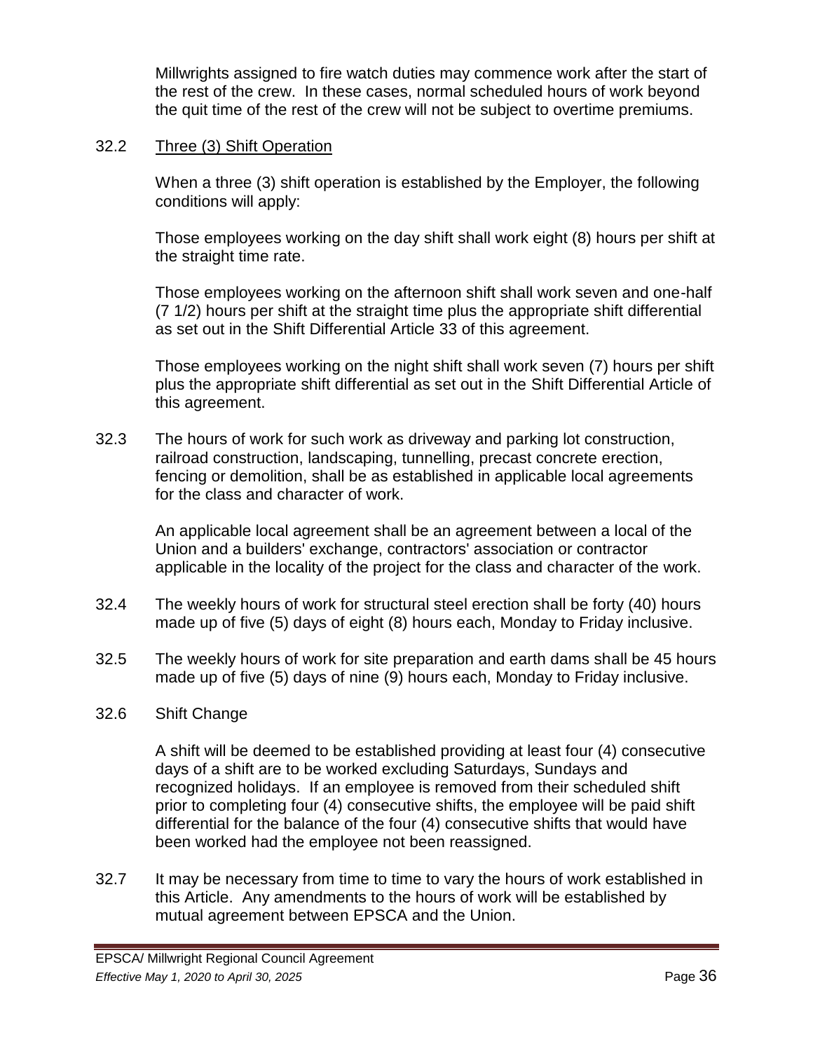Millwrights assigned to fire watch duties may commence work after the start of the rest of the crew. In these cases, normal scheduled hours of work beyond the quit time of the rest of the crew will not be subject to overtime premiums.

32.2 Three (3) Shift Operation

When a three (3) shift operation is established by the Employer, the following conditions will apply:

Those employees working on the day shift shall work eight (8) hours per shift at the straight time rate.

Those employees working on the afternoon shift shall work seven and one-half (7 1/2) hours per shift at the straight time plus the appropriate shift differential as set out in the Shift Differential Article 33 of this agreement.

Those employees working on the night shift shall work seven (7) hours per shift plus the appropriate shift differential as set out in the Shift Differential Article of this agreement.

32.3 The hours of work for such work as driveway and parking lot construction, railroad construction, landscaping, tunnelling, precast concrete erection, fencing or demolition, shall be as established in applicable local agreements for the class and character of work.

An applicable local agreement shall be an agreement between a local of the Union and a builders' exchange, contractors' association or contractor applicable in the locality of the project for the class and character of the work.

32.4 The weekly hours of work for structural steel erection shall be forty (40) hours made up of five (5) days of eight (8) hours each, Monday to Friday inclusive.

32.5 The weekly hours of work for site preparation and earth dams shall be 45 hours made up of five (5) days of nine (9) hours each, Monday to Friday inclusive.

32.6 Shift Change

A shift will be deemed to be established providing at least four (4) consecutive days of a shift are to be worked excluding Saturdays, Sundays and recognized holidays. If an employee is removed from their scheduled shift prior to completing four (4) consecutive shifts, the employee will be paid shift differential for the balance of the four (4) consecutive shifts that would have been worked had the employee not been reassigned.

32.7 It may be necessary from time to time to vary the hours of work established in this Article. Any amendments to the hours of work will be established by mutual agreement between EPSCA and the Union.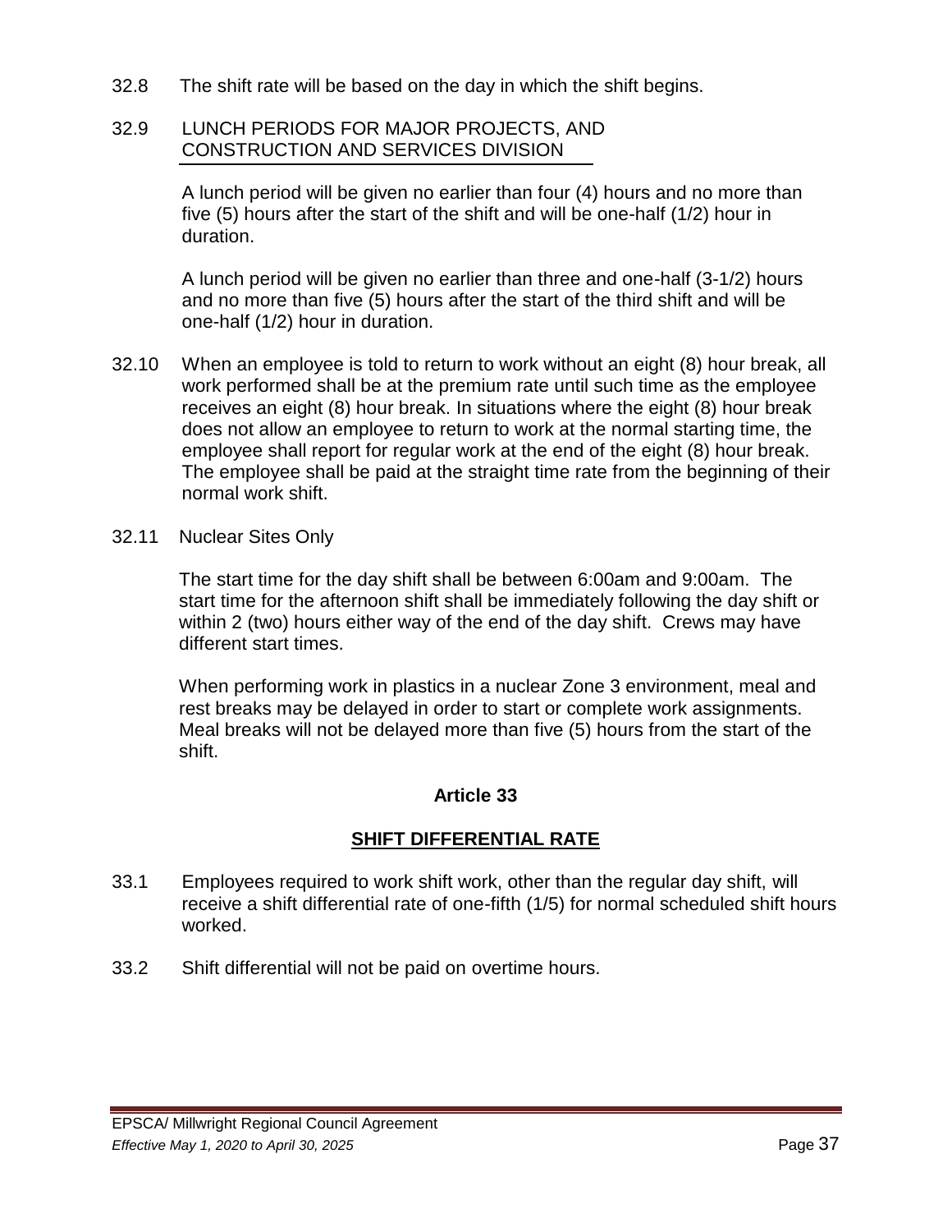32.8 The shift rate will be based on the day in which the shift begins.

32.9 LUNCH PERIODS FOR MAJOR PROJECTS, AND CONSTRUCTION AND SERVICES DIVISION

A lunch period will be given no earlier than four (4) hours and no more than five (5) hours after the start of the shift and will be one-half (1/2) hour in duration.

A lunch period will be given no earlier than three and one-half (3-1/2) hours and no more than five (5) hours after the start of the third shift and will be one-half (1/2) hour in duration.

32.10 When an employee is told to return to work without an eight (8) hour break, all work performed shall be at the premium rate until such time as the employee receives an eight (8) hour break. In situations where the eight (8) hour break does not allow an employee to return to work at the normal starting time, the employee shall report for regular work at the end of the eight (8) hour break. The employee shall be paid at the straight time rate from the beginning of their normal work shift.

32.11 Nuclear Sites Only

The start time for the day shift shall be between 6:00am and 9:00am. The start time for the afternoon shift shall be immediately following the day shift or within 2 (two) hours either way of the end of the day shift. Crews may have different start times.

When performing work in plastics in a nuclear Zone 3 environment, meal and rest breaks may be delayed in order to start or complete work assignments. Meal breaks will not be delayed more than five (5) hours from the start of the shift.

## Article 33

## SHIFT DIFFERENTIAL RATE

33.1 Employees required to work shift work, other than the regular day shift, will receive a shift differential rate of one-fifth (1/5) for normal scheduled shift hours worked.

33.2 Shift differential will not be paid on overtime hours.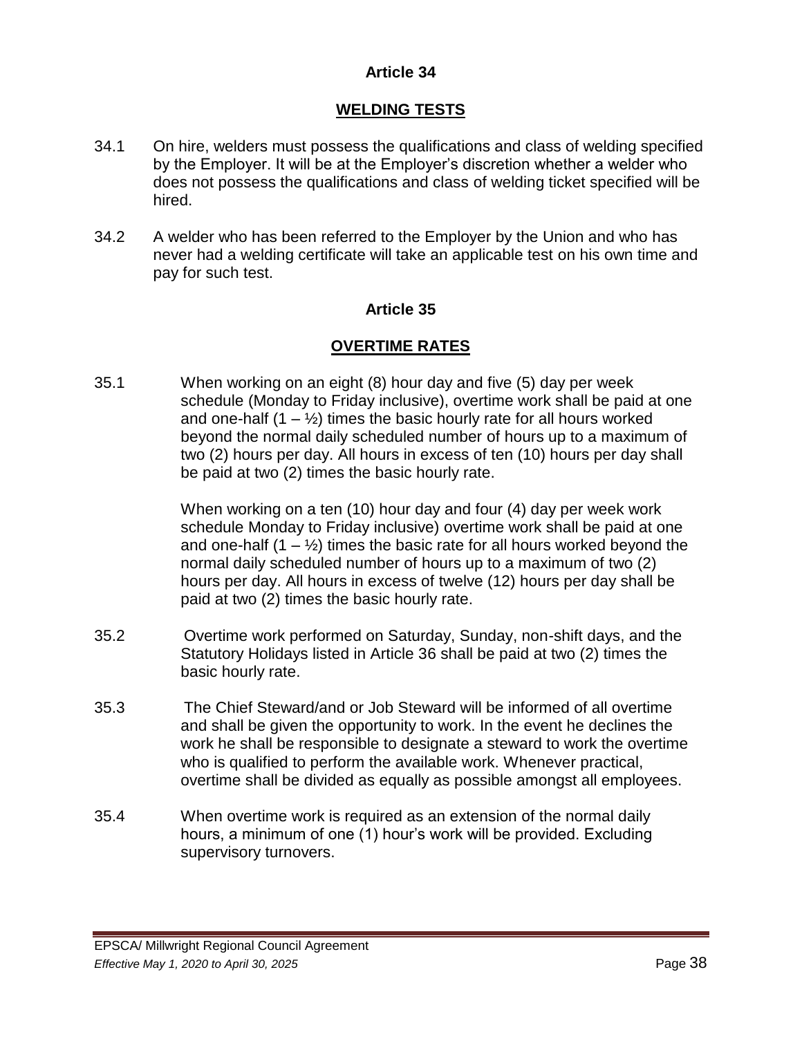## Article 34

### WELDING TESTS

34.1 On hire, welders must possess the qualifications and class of welding specified by the Employer. It will be at the Employer's discretion whether a welder who does not possess the qualifications and class of welding ticket specified will be hired.

34.2 A welder who has been referred to the Employer by the Union and who has never had a welding certificate will take an applicable test on his own time and pay for such test.

## Article 35

### OVERTIME RATES

35.1 When working on an eight (8) hour day and five (5) day per week schedule (Monday to Friday inclusive), overtime work shall be paid at one and one-half (1 – ½) times the basic hourly rate for all hours worked beyond the normal daily scheduled number of hours up to a maximum of two (2) hours per day. All hours in excess of ten (10) hours per day shall be paid at two (2) times the basic hourly rate.

When working on a ten (10) hour day and four (4) day per week work schedule Monday to Friday inclusive) overtime work shall be paid at one and one-half (1 – ½) times the basic rate for all hours worked beyond the normal daily scheduled number of hours up to a maximum of two (2) hours per day. All hours in excess of twelve (12) hours per day shall be paid at two (2) times the basic hourly rate.

35.2 Overtime work performed on Saturday, Sunday, non-shift days, and the Statutory Holidays listed in Article 36 shall be paid at two (2) times the basic hourly rate.

35.3 The Chief Steward/and or Job Steward will be informed of all overtime and shall be given the opportunity to work. In the event he declines the work he shall be responsible to designate a steward to work the overtime who is qualified to perform the available work. Whenever practical, overtime shall be divided as equally as possible amongst all employees.

35.4 When overtime work is required as an extension of the normal daily hours, a minimum of one (1) hour's work will be provided. Excluding supervisory turnovers.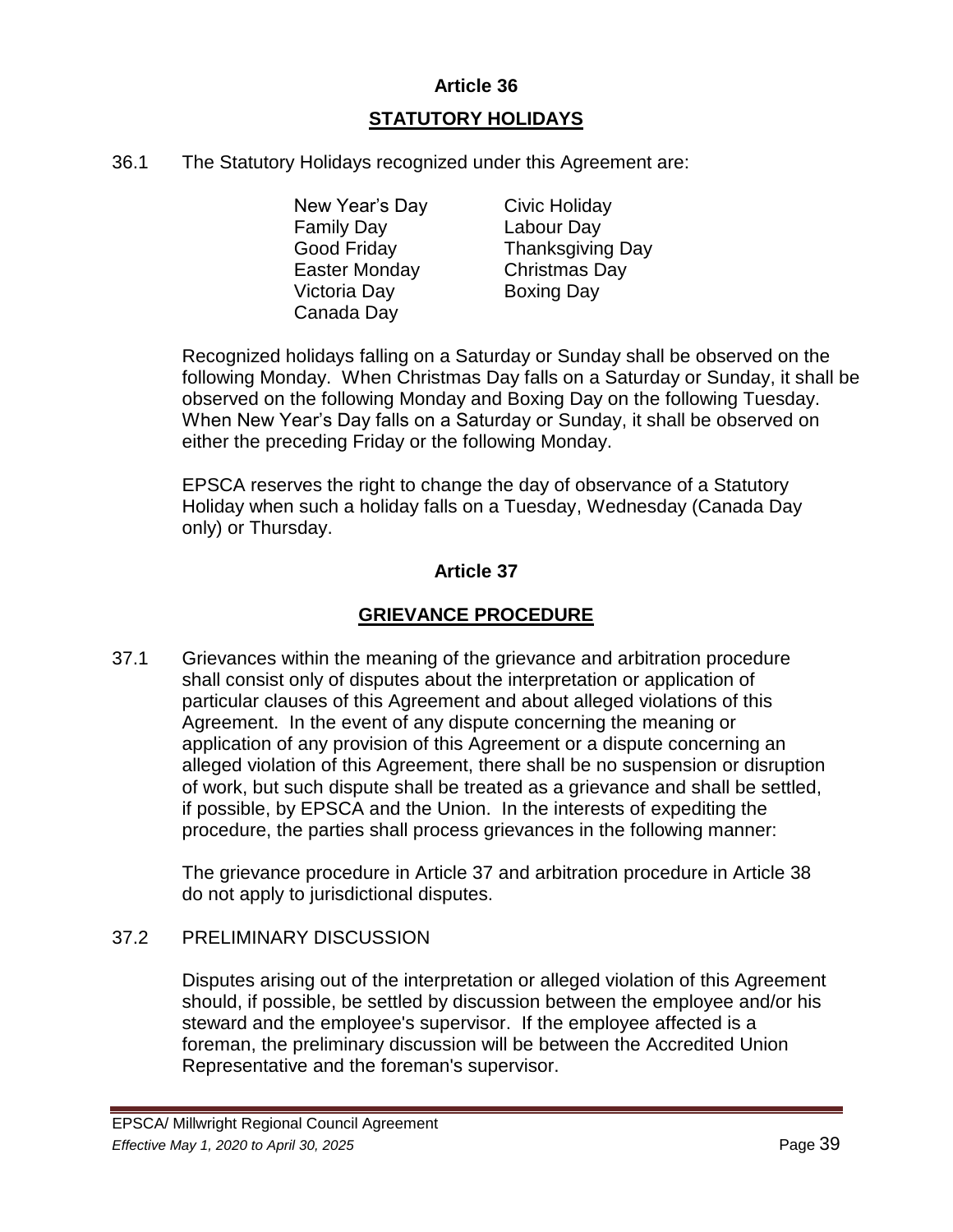## Article 36

## STATUTORY HOLIDAYS

36.1 The Statutory Holidays recognized under this Agreement are:

| | |
|---|---|
| New Year's Day | Civic Holiday |
| Family Day | Labour Day |
| Good Friday | Thanksgiving Day |
| Easter Monday | Christmas Day |
| Victoria Day | Boxing Day |
| Canada Day | |

Recognized holidays falling on a Saturday or Sunday shall be observed on the following Monday. When Christmas Day falls on a Saturday or Sunday, it shall be observed on the following Monday and Boxing Day on the following Tuesday. When New Year's Day falls on a Saturday or Sunday, it shall be observed on either the preceding Friday or the following Monday.

EPSCA reserves the right to change the day of observance of a Statutory Holiday when such a holiday falls on a Tuesday, Wednesday (Canada Day only) or Thursday.

## Article 37

## GRIEVANCE PROCEDURE

37.1 Grievances within the meaning of the grievance and arbitration procedure shall consist only of disputes about the interpretation or application of particular clauses of this Agreement and about alleged violations of this Agreement. In the event of any dispute concerning the meaning or application of any provision of this Agreement or a dispute concerning an alleged violation of this Agreement, there shall be no suspension or disruption of work, but such dispute shall be treated as a grievance and shall be settled, if possible, by EPSCA and the Union. In the interests of expediting the procedure, the parties shall process grievances in the following manner:

The grievance procedure in Article 37 and arbitration procedure in Article 38 do not apply to jurisdictional disputes.

37.2 PRELIMINARY DISCUSSION

Disputes arising out of the interpretation or alleged violation of this Agreement should, if possible, be settled by discussion between the employee and/or his steward and the employee's supervisor. If the employee affected is a foreman, the preliminary discussion will be between the Accredited Union Representative and the foreman's supervisor.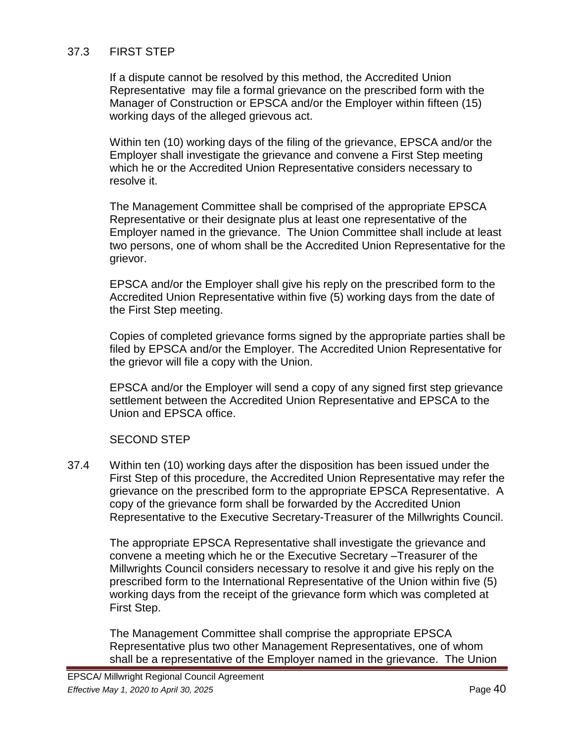37.3 FIRST STEP

If a dispute cannot be resolved by this method, the Accredited Union Representative may file a formal grievance on the prescribed form with the Manager of Construction or EPSCA and/or the Employer within fifteen (15) working days of the alleged grievous act.

Within ten (10) working days of the filing of the grievance, EPSCA and/or the Employer shall investigate the grievance and convene a First Step meeting which he or the Accredited Union Representative considers necessary to resolve it.

The Management Committee shall be comprised of the appropriate EPSCA Representative or their designate plus at least one representative of the Employer named in the grievance. The Union Committee shall include at least two persons, one of whom shall be the Accredited Union Representative for the grievor.

EPSCA and/or the Employer shall give his reply on the prescribed form to the Accredited Union Representative within five (5) working days from the date of the First Step meeting.

Copies of completed grievance forms signed by the appropriate parties shall be filed by EPSCA and/or the Employer. The Accredited Union Representative for the grievor will file a copy with the Union.

EPSCA and/or the Employer will send a copy of any signed first step grievance settlement between the Accredited Union Representative and EPSCA to the Union and EPSCA office.

SECOND STEP

37.4 Within ten (10) working days after the disposition has been issued under the First Step of this procedure, the Accredited Union Representative may refer the grievance on the prescribed form to the appropriate EPSCA Representative. A copy of the grievance form shall be forwarded by the Accredited Union Representative to the Executive Secretary-Treasurer of the Millwrights Council.

The appropriate EPSCA Representative shall investigate the grievance and convene a meeting which he or the Executive Secretary –Treasurer of the Millwrights Council considers necessary to resolve it and give his reply on the prescribed form to the International Representative of the Union within five (5) working days from the receipt of the grievance form which was completed at First Step.

The Management Committee shall comprise the appropriate EPSCA Representative plus two other Management Representatives, one of whom shall be a representative of the Employer named in the grievance. The Union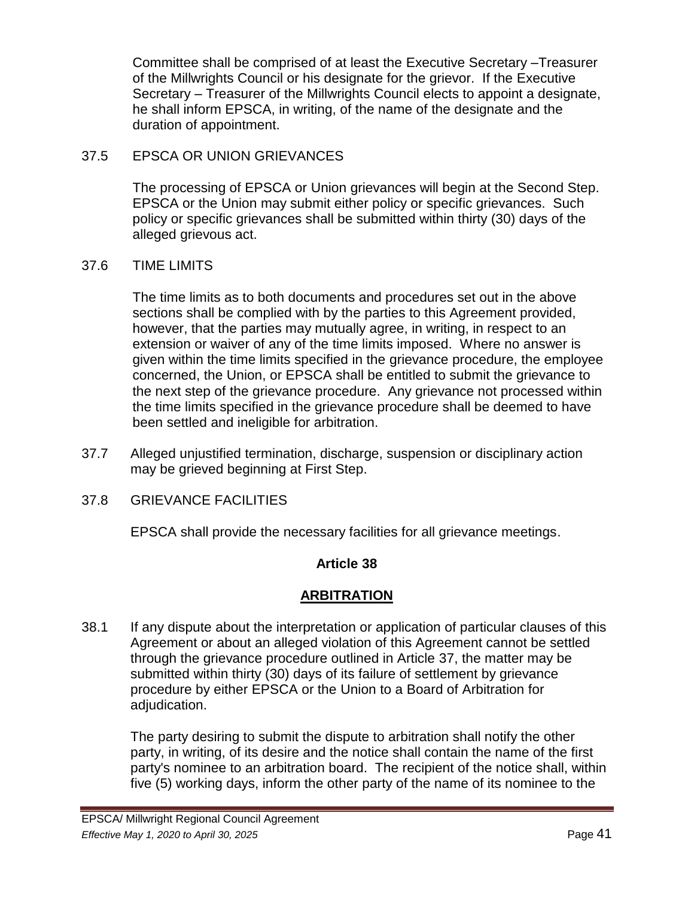Committee shall be comprised of at least the Executive Secretary –Treasurer of the Millwrights Council or his designate for the grievor. If the Executive Secretary – Treasurer of the Millwrights Council elects to appoint a designate, he shall inform EPSCA, in writing, of the name of the designate and the duration of appointment.

37.5 EPSCA OR UNION GRIEVANCES

The processing of EPSCA or Union grievances will begin at the Second Step. EPSCA or the Union may submit either policy or specific grievances. Such policy or specific grievances shall be submitted within thirty (30) days of the alleged grievous act.

37.6 TIME LIMITS

The time limits as to both documents and procedures set out in the above sections shall be complied with by the parties to this Agreement provided, however, that the parties may mutually agree, in writing, in respect to an extension or waiver of any of the time limits imposed. Where no answer is given within the time limits specified in the grievance procedure, the employee concerned, the Union, or EPSCA shall be entitled to submit the grievance to the next step of the grievance procedure. Any grievance not processed within the time limits specified in the grievance procedure shall be deemed to have been settled and ineligible for arbitration.

37.7 Alleged unjustified termination, discharge, suspension or disciplinary action may be grieved beginning at First Step.

37.8 GRIEVANCE FACILITIES

EPSCA shall provide the necessary facilities for all grievance meetings.

## Article 38

## ARBITRATION

38.1 If any dispute about the interpretation or application of particular clauses of this Agreement or about an alleged violation of this Agreement cannot be settled through the grievance procedure outlined in Article 37, the matter may be submitted within thirty (30) days of its failure of settlement by grievance procedure by either EPSCA or the Union to a Board of Arbitration for adjudication.

The party desiring to submit the dispute to arbitration shall notify the other party, in writing, of its desire and the notice shall contain the name of the first party's nominee to an arbitration board. The recipient of the notice shall, within five (5) working days, inform the other party of the name of its nominee to the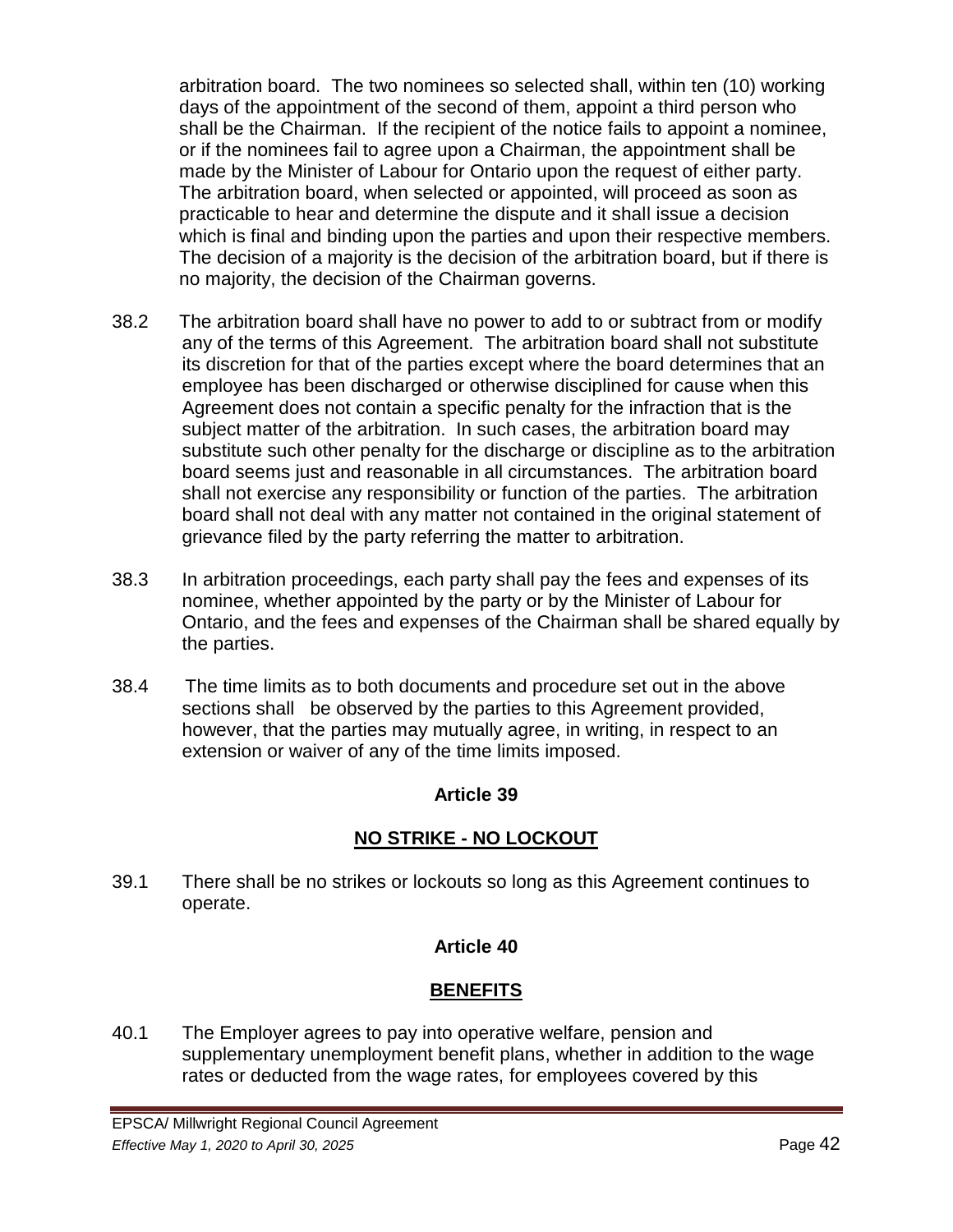arbitration board. The two nominees so selected shall, within ten (10) working days of the appointment of the second of them, appoint a third person who shall be the Chairman. If the recipient of the notice fails to appoint a nominee, or if the nominees fail to agree upon a Chairman, the appointment shall be made by the Minister of Labour for Ontario upon the request of either party. The arbitration board, when selected or appointed, will proceed as soon as practicable to hear and determine the dispute and it shall issue a decision which is final and binding upon the parties and upon their respective members. The decision of a majority is the decision of the arbitration board, but if there is no majority, the decision of the Chairman governs.

38.2 The arbitration board shall have no power to add to or subtract from or modify any of the terms of this Agreement. The arbitration board shall not substitute its discretion for that of the parties except where the board determines that an employee has been discharged or otherwise disciplined for cause when this Agreement does not contain a specific penalty for the infraction that is the subject matter of the arbitration. In such cases, the arbitration board may substitute such other penalty for the discharge or discipline as to the arbitration board seems just and reasonable in all circumstances. The arbitration board shall not exercise any responsibility or function of the parties. The arbitration board shall not deal with any matter not contained in the original statement of grievance filed by the party referring the matter to arbitration.

38.3 In arbitration proceedings, each party shall pay the fees and expenses of its nominee, whether appointed by the party or by the Minister of Labour for Ontario, and the fees and expenses of the Chairman shall be shared equally by the parties.

38.4 The time limits as to both documents and procedure set out in the above sections shall be observed by the parties to this Agreement provided, however, that the parties may mutually agree, in writing, in respect to an extension or waiver of any of the time limits imposed.

## Article 39

## NO STRIKE - NO LOCKOUT

39.1 There shall be no strikes or lockouts so long as this Agreement continues to operate.

## Article 40

## BENEFITS

40.1 The Employer agrees to pay into operative welfare, pension and supplementary unemployment benefit plans, whether in addition to the wage rates or deducted from the wage rates, for employees covered by this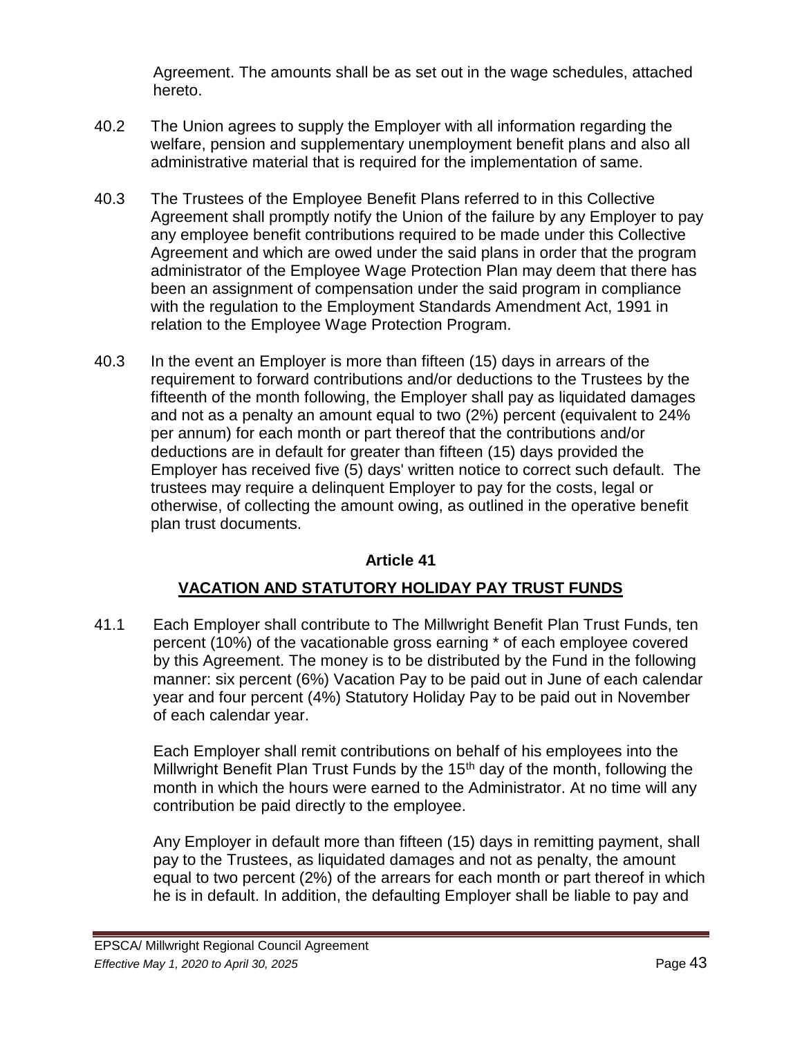Agreement. The amounts shall be as set out in the wage schedules, attached hereto.

40.2 The Union agrees to supply the Employer with all information regarding the welfare, pension and supplementary unemployment benefit plans and also all administrative material that is required for the implementation of same.

40.3 The Trustees of the Employee Benefit Plans referred to in this Collective Agreement shall promptly notify the Union of the failure by any Employer to pay any employee benefit contributions required to be made under this Collective Agreement and which are owed under the said plans in order that the program administrator of the Employee Wage Protection Plan may deem that there has been an assignment of compensation under the said program in compliance with the regulation to the Employment Standards Amendment Act, 1991 in relation to the Employee Wage Protection Program.

40.3 In the event an Employer is more than fifteen (15) days in arrears of the requirement to forward contributions and/or deductions to the Trustees by the fifteenth of the month following, the Employer shall pay as liquidated damages and not as a penalty an amount equal to two (2%) percent (equivalent to 24% per annum) for each month or part thereof that the contributions and/or deductions are in default for greater than fifteen (15) days provided the Employer has received five (5) days' written notice to correct such default. The trustees may require a delinquent Employer to pay for the costs, legal or otherwise, of collecting the amount owing, as outlined in the operative benefit plan trust documents.

## Article 41

## VACATION AND STATUTORY HOLIDAY PAY TRUST FUNDS

41.1 Each Employer shall contribute to The Millwright Benefit Plan Trust Funds, ten percent (10%) of the vacationable gross earning * of each employee covered by this Agreement. The money is to be distributed by the Fund in the following manner: six percent (6%) Vacation Pay to be paid out in June of each calendar year and four percent (4%) Statutory Holiday Pay to be paid out in November of each calendar year.

Each Employer shall remit contributions on behalf of his employees into the Millwright Benefit Plan Trust Funds by the 15th day of the month, following the month in which the hours were earned to the Administrator. At no time will any contribution be paid directly to the employee.

Any Employer in default more than fifteen (15) days in remitting payment, shall pay to the Trustees, as liquidated damages and not as penalty, the amount equal to two percent (2%) of the arrears for each month or part thereof in which he is in default. In addition, the defaulting Employer shall be liable to pay and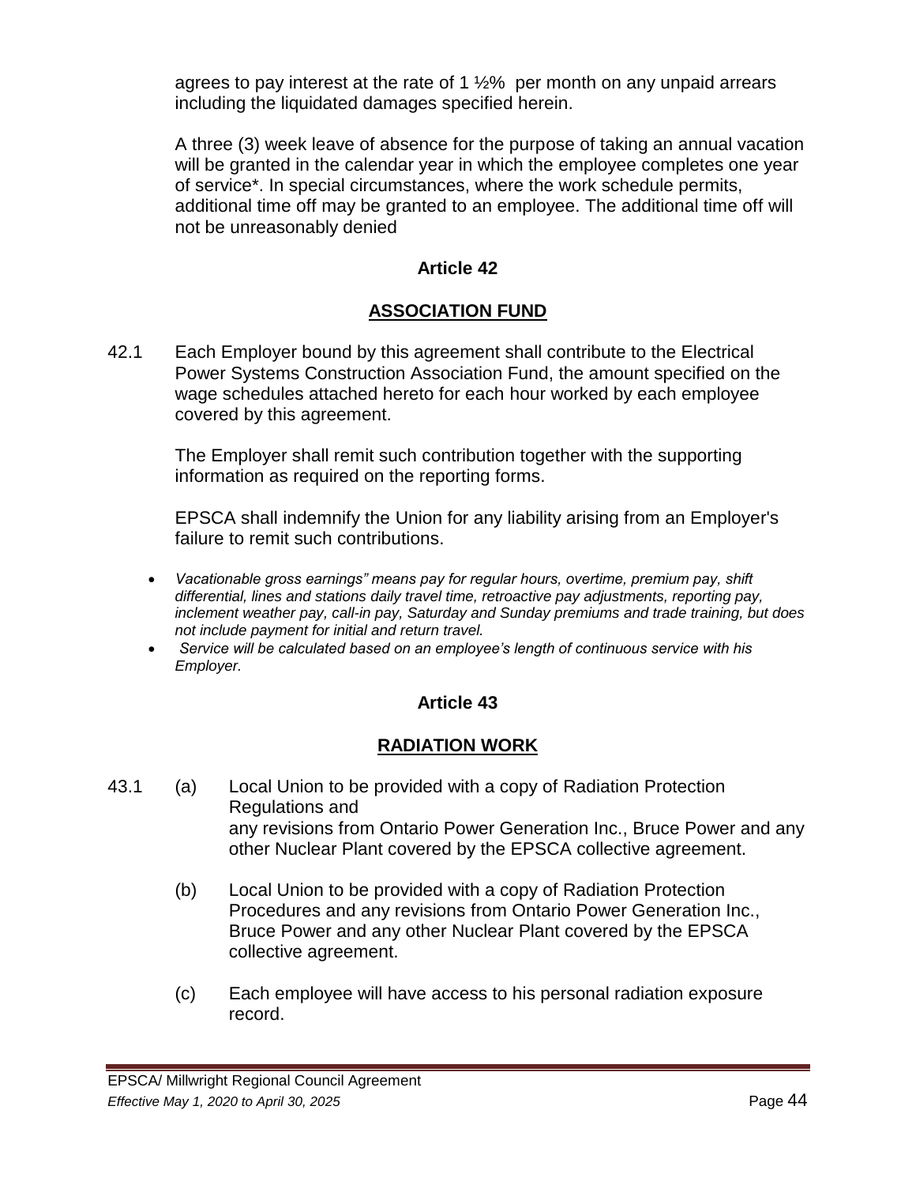agrees to pay interest at the rate of 1 ½% per month on any unpaid arrears including the liquidated damages specified herein.

A three (3) week leave of absence for the purpose of taking an annual vacation will be granted in the calendar year in which the employee completes one year of service*. In special circumstances, where the work schedule permits, additional time off may be granted to an employee. The additional time off will not be unreasonably denied

## Article 42

## ASSOCIATION FUND

42.1 Each Employer bound by this agreement shall contribute to the Electrical Power Systems Construction Association Fund, the amount specified on the wage schedules attached hereto for each hour worked by each employee covered by this agreement.

The Employer shall remit such contribution together with the supporting information as required on the reporting forms.

EPSCA shall indemnify the Union for any liability arising from an Employer's failure to remit such contributions.

- *Vacationable gross earnings" means pay for regular hours, overtime, premium pay, shift differential, lines and stations daily travel time, retroactive pay adjustments, reporting pay, inclement weather pay, call-in pay, Saturday and Sunday premiums and trade training, but does not include payment for initial and return travel.*
- *Service will be calculated based on an employee's length of continuous service with his Employer.*

## Article 43

## RADIATION WORK

43.1 (a) Local Union to be provided with a copy of Radiation Protection Regulations and any revisions from Ontario Power Generation Inc., Bruce Power and any other Nuclear Plant covered by the EPSCA collective agreement.

(b) Local Union to be provided with a copy of Radiation Protection Procedures and any revisions from Ontario Power Generation Inc., Bruce Power and any other Nuclear Plant covered by the EPSCA collective agreement.

(c) Each employee will have access to his personal radiation exposure record.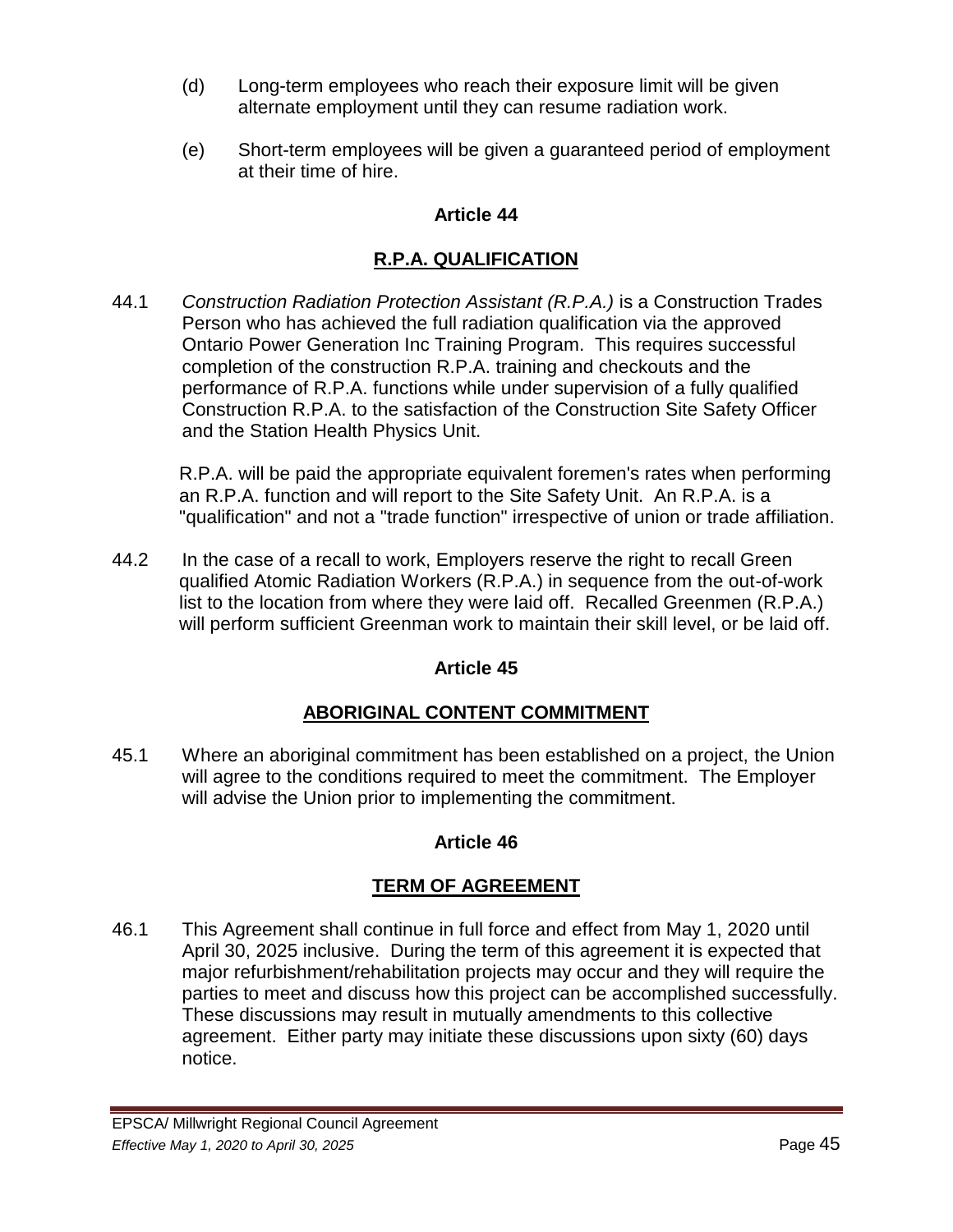(d) Long-term employees who reach their exposure limit will be given alternate employment until they can resume radiation work.

(e) Short-term employees will be given a guaranteed period of employment at their time of hire.

## Article 44

## R.P.A. QUALIFICATION

44.1 *Construction Radiation Protection Assistant (R.P.A.)* is a Construction Trades Person who has achieved the full radiation qualification via the approved Ontario Power Generation Inc Training Program. This requires successful completion of the construction R.P.A. training and checkouts and the performance of R.P.A. functions while under supervision of a fully qualified Construction R.P.A. to the satisfaction of the Construction Site Safety Officer and the Station Health Physics Unit.

R.P.A. will be paid the appropriate equivalent foremen's rates when performing an R.P.A. function and will report to the Site Safety Unit. An R.P.A. is a "qualification" and not a "trade function" irrespective of union or trade affiliation.

44.2 In the case of a recall to work, Employers reserve the right to recall Green qualified Atomic Radiation Workers (R.P.A.) in sequence from the out-of-work list to the location from where they were laid off. Recalled Greenmen (R.P.A.) will perform sufficient Greenman work to maintain their skill level, or be laid off.

## Article 45

## ABORIGINAL CONTENT COMMITMENT

45.1 Where an aboriginal commitment has been established on a project, the Union will agree to the conditions required to meet the commitment. The Employer will advise the Union prior to implementing the commitment.

## Article 46

## TERM OF AGREEMENT

46.1 This Agreement shall continue in full force and effect from May 1, 2020 until April 30, 2025 inclusive. During the term of this agreement it is expected that major refurbishment/rehabilitation projects may occur and they will require the parties to meet and discuss how this project can be accomplished successfully. These discussions may result in mutually amendments to this collective agreement. Either party may initiate these discussions upon sixty (60) days notice.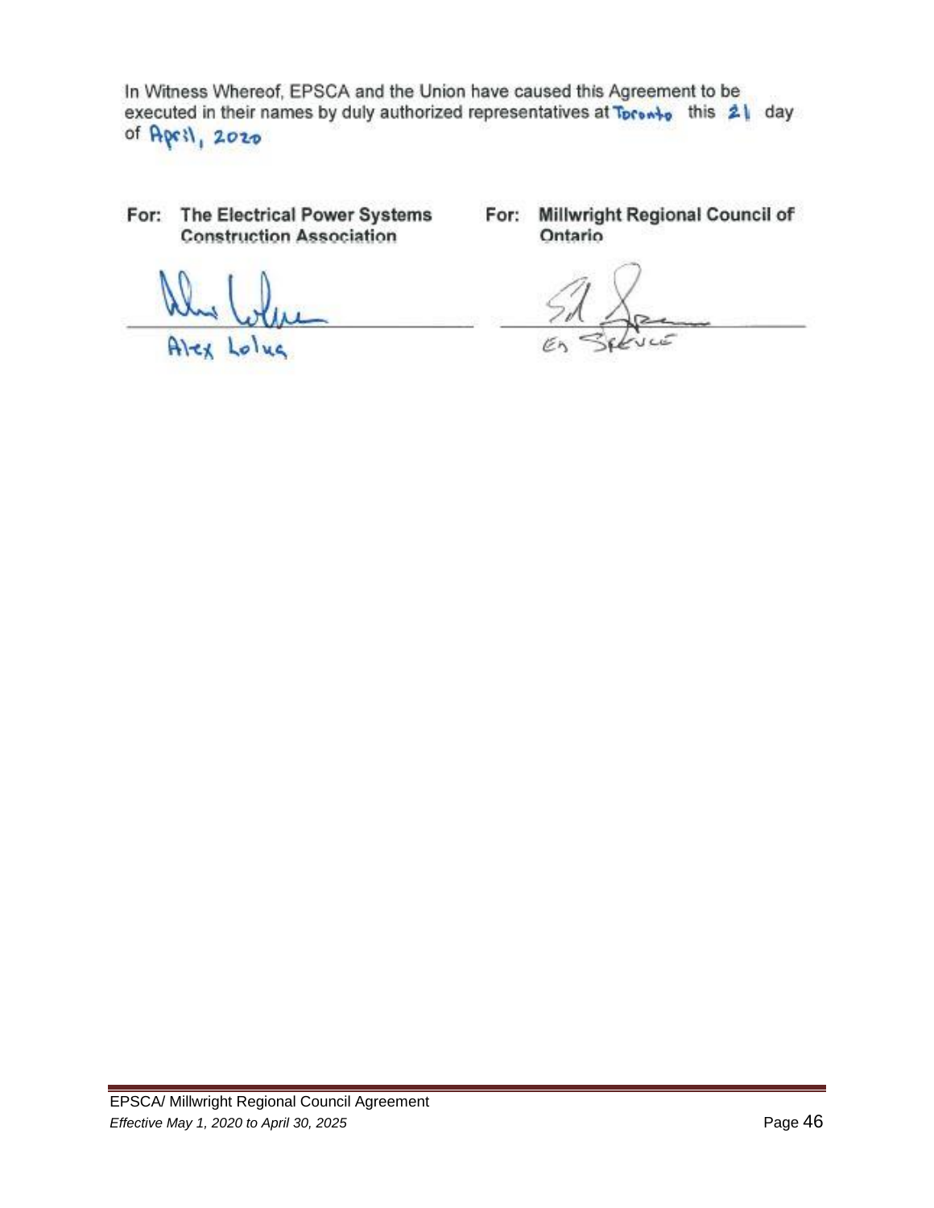In Witness Whereof, EPSCA and the Union have caused this Agreement to be executed in their names by duly authorized representatives at Toronto this 21 day of April, 2020

| For: The Electrical Power Systems Construction Association | For: Millwright Regional Council of Ontario |
| --- | --- |
| Alex Lolua | Ed Spence |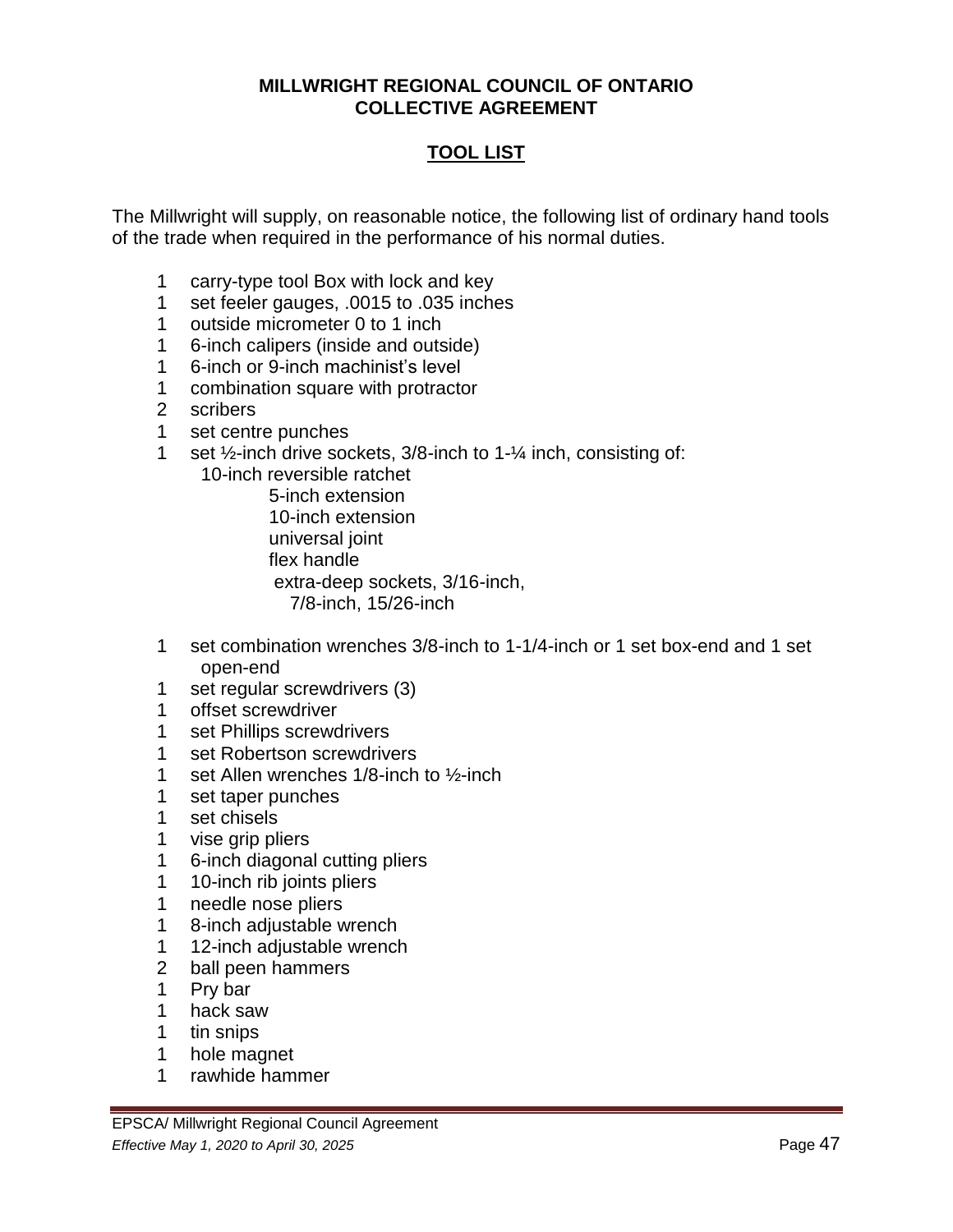**MILLWRIGHT REGIONAL COUNCIL OF ONTARIO**
**COLLECTIVE AGREEMENT**

## TOOL LIST

The Millwright will supply, on reasonable notice, the following list of ordinary hand tools of the trade when required in the performance of his normal duties.

- 1 carry-type tool Box with lock and key
- 1 set feeler gauges, .0015 to .035 inches
- 1 outside micrometer 0 to 1 inch
- 1 6-inch calipers (inside and outside)
- 1 6-inch or 9-inch machinist's level
- 1 combination square with protractor
- 2 scribers
- 1 set centre punches
- 1 set ½-inch drive sockets, 3/8-inch to 1-¼ inch, consisting of:
  - 10-inch reversible ratchet
  - 5-inch extension
  - 10-inch extension
  - universal joint
  - flex handle
  - extra-deep sockets, 3/16-inch, 7/8-inch, 15/26-inch
- 1 set combination wrenches 3/8-inch to 1-1/4-inch or 1 set box-end and 1 set open-end
- 1 set regular screwdrivers (3)
- 1 offset screwdriver
- 1 set Phillips screwdrivers
- 1 set Robertson screwdrivers
- 1 set Allen wrenches 1/8-inch to ½-inch
- 1 set taper punches
- 1 set chisels
- 1 vise grip pliers
- 1 6-inch diagonal cutting pliers
- 1 10-inch rib joints pliers
- 1 needle nose pliers
- 1 8-inch adjustable wrench
- 1 12-inch adjustable wrench
- 2 ball peen hammers
- 1 Pry bar
- 1 hack saw
- 1 tin snips
- 1 hole magnet
- 1 rawhide hammer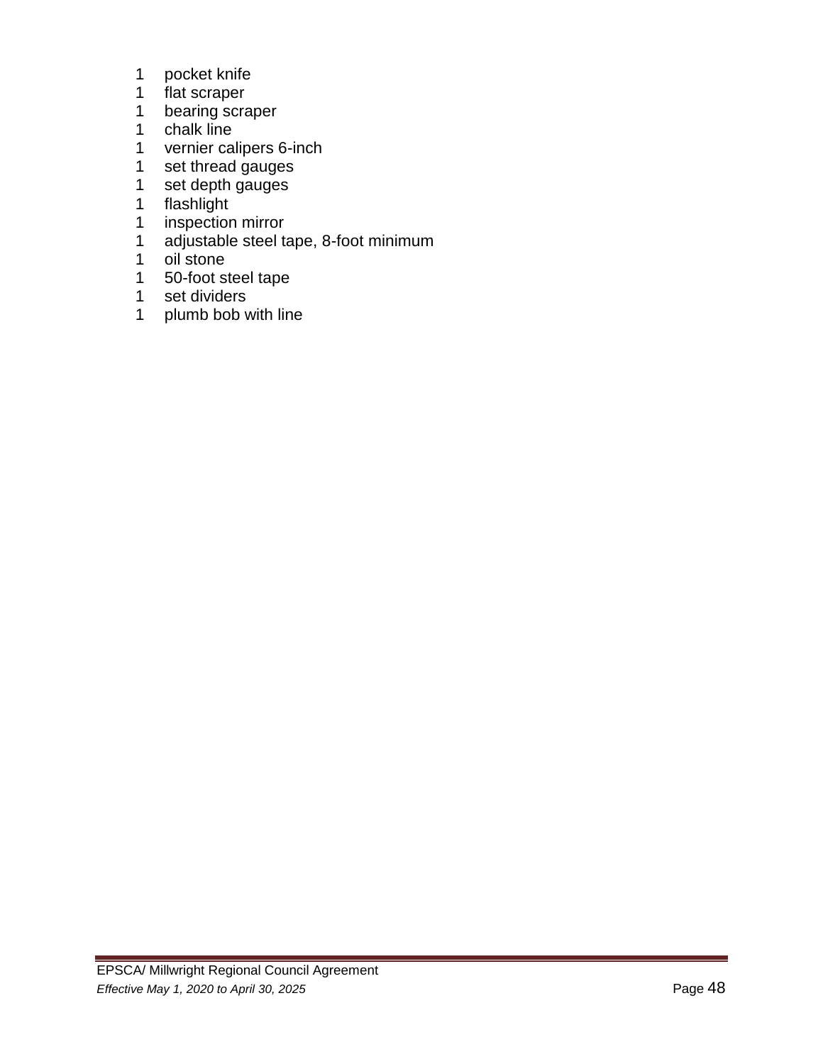1 pocket knife
1 flat scraper
1 bearing scraper
1 chalk line
1 vernier calipers 6-inch
1 set thread gauges
1 set depth gauges
1 flashlight
1 inspection mirror
1 adjustable steel tape, 8-foot minimum
1 oil stone
1 50-foot steel tape
1 set dividers
1 plumb bob with line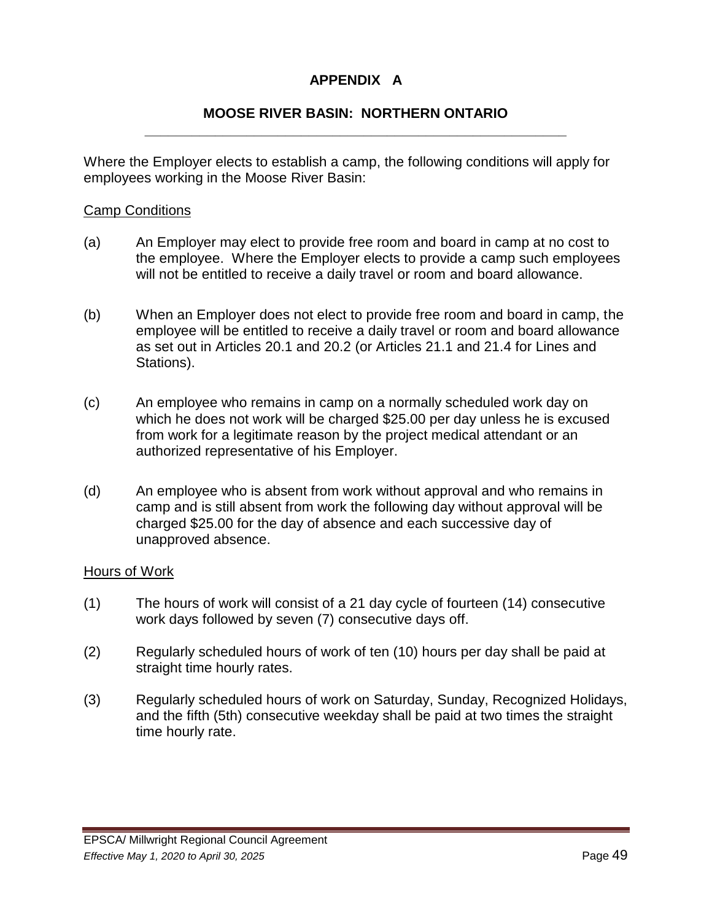# APPENDIX A

## MOOSE RIVER BASIN: NORTHERN ONTARIO

Where the Employer elects to establish a camp, the following conditions will apply for employees working in the Moose River Basin:

Camp Conditions

(a) An Employer may elect to provide free room and board in camp at no cost to the employee. Where the Employer elects to provide a camp such employees will not be entitled to receive a daily travel or room and board allowance.

(b) When an Employer does not elect to provide free room and board in camp, the employee will be entitled to receive a daily travel or room and board allowance as set out in Articles 20.1 and 20.2 (or Articles 21.1 and 21.4 for Lines and Stations).

(c) An employee who remains in camp on a normally scheduled work day on which he does not work will be charged $25.00 per day unless he is excused from work for a legitimate reason by the project medical attendant or an authorized representative of his Employer.

(d) An employee who is absent from work without approval and who remains in camp and is still absent from work the following day without approval will be charged $25.00 for the day of absence and each successive day of unapproved absence.

Hours of Work

(1) The hours of work will consist of a 21 day cycle of fourteen (14) consecutive work days followed by seven (7) consecutive days off.

(2) Regularly scheduled hours of work of ten (10) hours per day shall be paid at straight time hourly rates.

(3) Regularly scheduled hours of work on Saturday, Sunday, Recognized Holidays, and the fifth (5th) consecutive weekday shall be paid at two times the straight time hourly rate.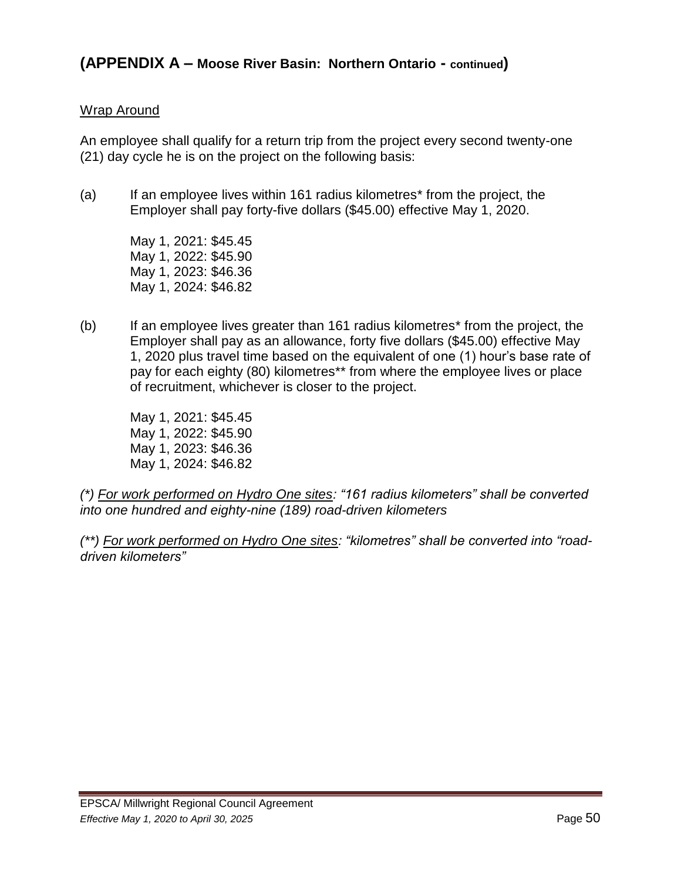## (APPENDIX A – Moose River Basin: Northern Ontario - continued)

Wrap Around

An employee shall qualify for a return trip from the project every second twenty-one (21) day cycle he is on the project on the following basis:

(a) If an employee lives within 161 radius kilometres* from the project, the Employer shall pay forty-five dollars ($45.00) effective May 1, 2020.

May 1, 2021: $45.45
May 1, 2022: $45.90
May 1, 2023: $46.36
May 1, 2024: $46.82

(b) If an employee lives greater than 161 radius kilometres* from the project, the Employer shall pay as an allowance, forty five dollars ($45.00) effective May 1, 2020 plus travel time based on the equivalent of one (1) hour's base rate of pay for each eighty (80) kilometres** from where the employee lives or place of recruitment, whichever is closer to the project.

May 1, 2021: $45.45
May 1, 2022: $45.90
May 1, 2023: $46.36
May 1, 2024: $46.82

*(\*) For work performed on Hydro One sites: "161 radius kilometers" shall be converted into one hundred and eighty-nine (189) road-driven kilometers*

*(\*\*) For work performed on Hydro One sites: "kilometres" shall be converted into "road-driven kilometers"*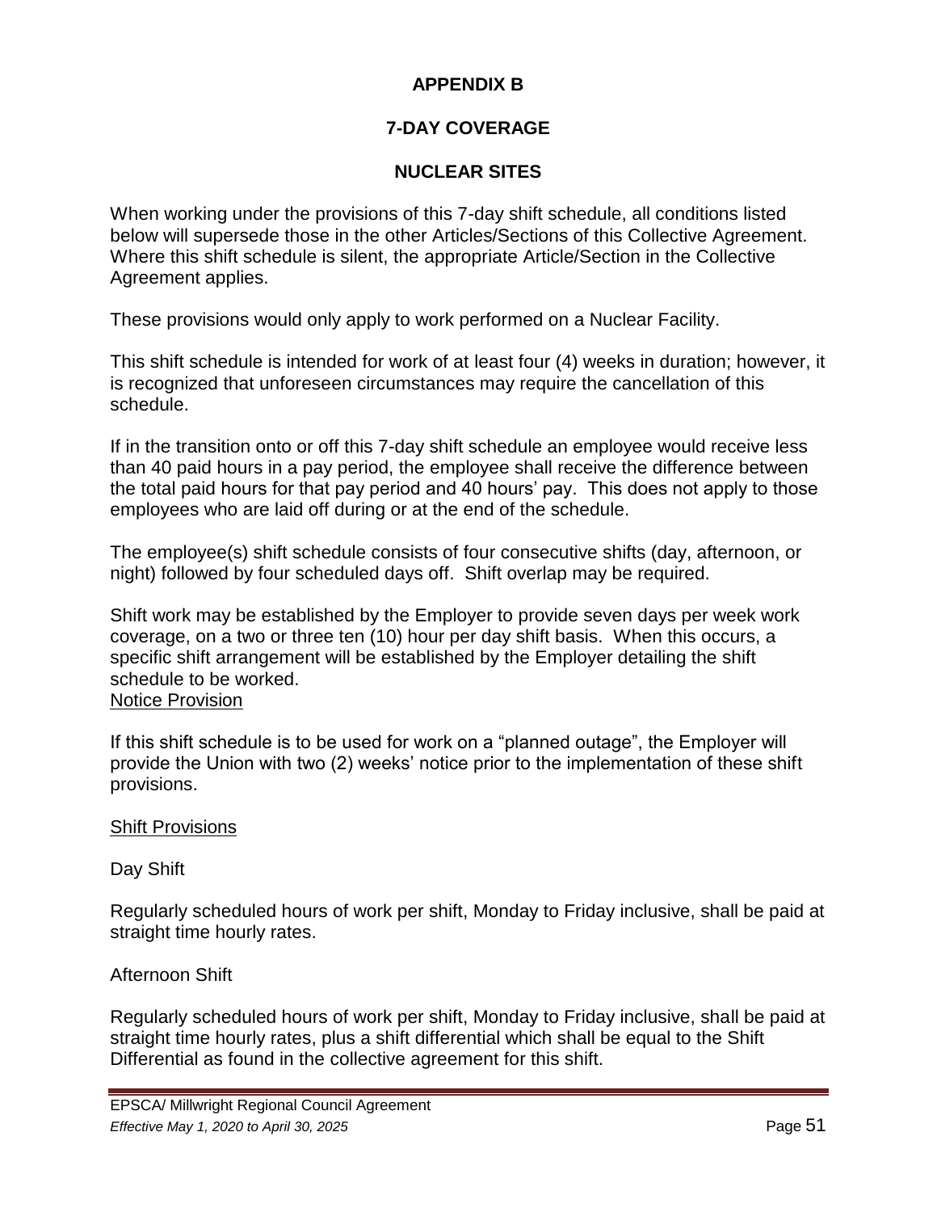# APPENDIX B

## 7-DAY COVERAGE

## NUCLEAR SITES

When working under the provisions of this 7-day shift schedule, all conditions listed below will supersede those in the other Articles/Sections of this Collective Agreement. Where this shift schedule is silent, the appropriate Article/Section in the Collective Agreement applies.

These provisions would only apply to work performed on a Nuclear Facility.

This shift schedule is intended for work of at least four (4) weeks in duration; however, it is recognized that unforeseen circumstances may require the cancellation of this schedule.

If in the transition onto or off this 7-day shift schedule an employee would receive less than 40 paid hours in a pay period, the employee shall receive the difference between the total paid hours for that pay period and 40 hours' pay. This does not apply to those employees who are laid off during or at the end of the schedule.

The employee(s) shift schedule consists of four consecutive shifts (day, afternoon, or night) followed by four scheduled days off. Shift overlap may be required.

Shift work may be established by the Employer to provide seven days per week work coverage, on a two or three ten (10) hour per day shift basis. When this occurs, a specific shift arrangement will be established by the Employer detailing the shift schedule to be worked.

Notice Provision

If this shift schedule is to be used for work on a "planned outage", the Employer will provide the Union with two (2) weeks' notice prior to the implementation of these shift provisions.

Shift Provisions

Day Shift

Regularly scheduled hours of work per shift, Monday to Friday inclusive, shall be paid at straight time hourly rates.

Afternoon Shift

Regularly scheduled hours of work per shift, Monday to Friday inclusive, shall be paid at straight time hourly rates, plus a shift differential which shall be equal to the Shift Differential as found in the collective agreement for this shift.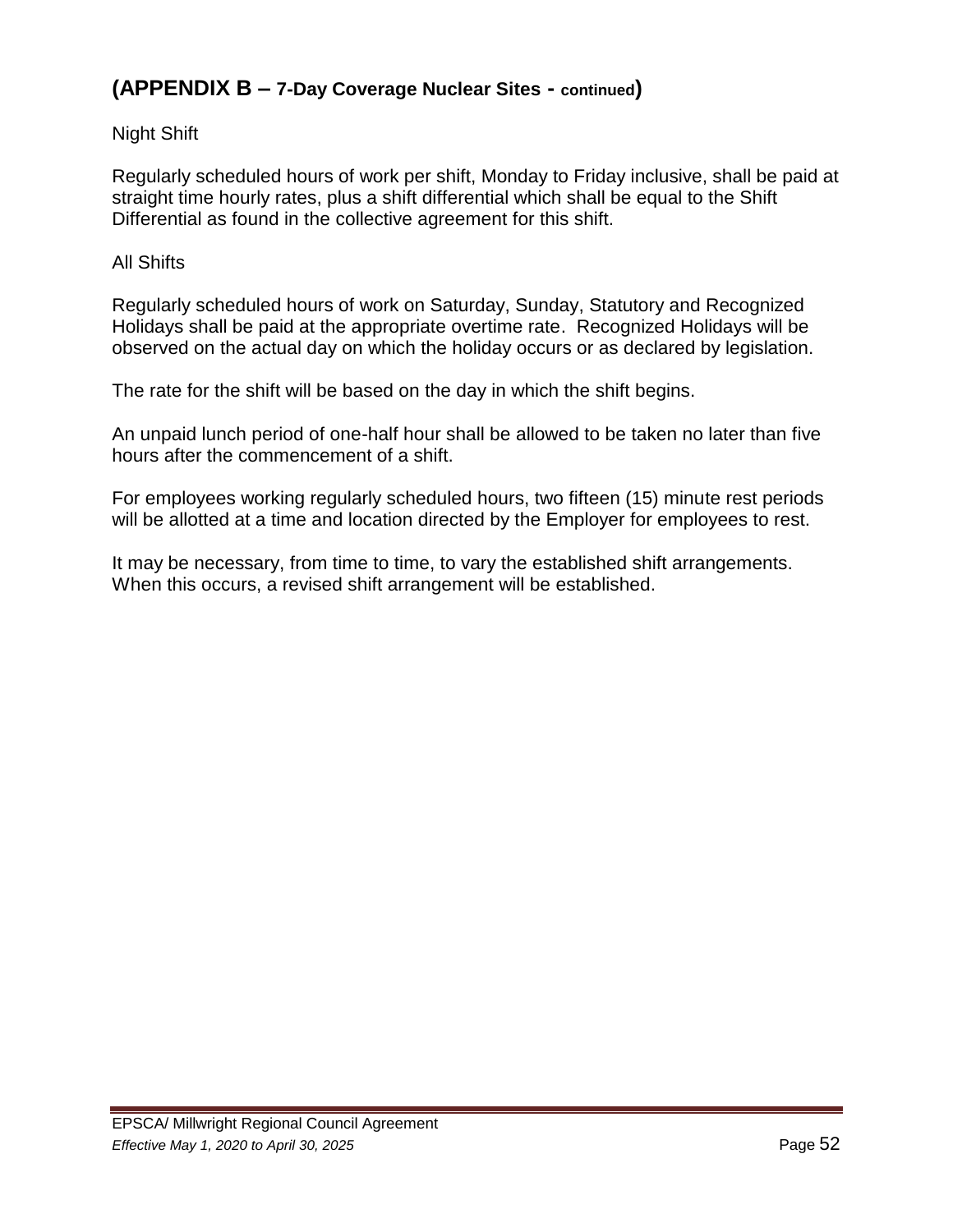## (APPENDIX B – 7-Day Coverage Nuclear Sites - continued)

Night Shift

Regularly scheduled hours of work per shift, Monday to Friday inclusive, shall be paid at straight time hourly rates, plus a shift differential which shall be equal to the Shift Differential as found in the collective agreement for this shift.

All Shifts

Regularly scheduled hours of work on Saturday, Sunday, Statutory and Recognized Holidays shall be paid at the appropriate overtime rate. Recognized Holidays will be observed on the actual day on which the holiday occurs or as declared by legislation.

The rate for the shift will be based on the day in which the shift begins.

An unpaid lunch period of one-half hour shall be allowed to be taken no later than five hours after the commencement of a shift.

For employees working regularly scheduled hours, two fifteen (15) minute rest periods will be allotted at a time and location directed by the Employer for employees to rest.

It may be necessary, from time to time, to vary the established shift arrangements. When this occurs, a revised shift arrangement will be established.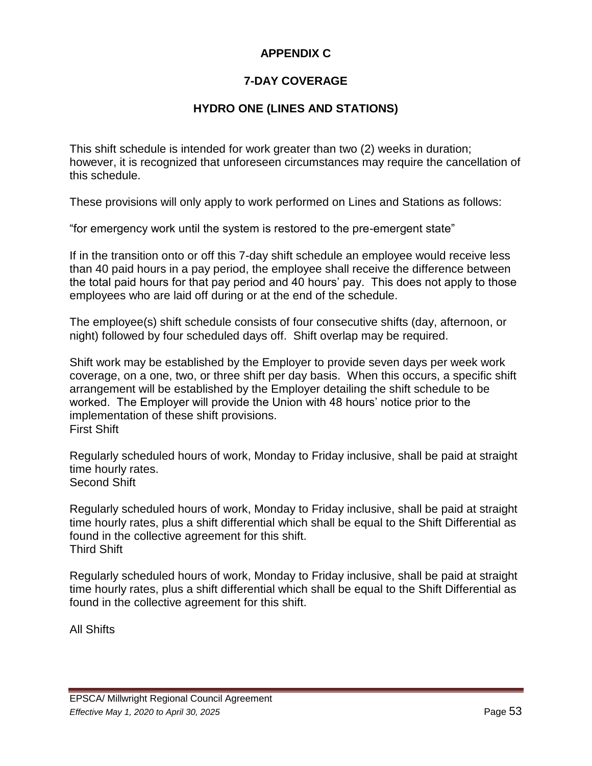# APPENDIX C

## 7-DAY COVERAGE

## HYDRO ONE (LINES AND STATIONS)

This shift schedule is intended for work greater than two (2) weeks in duration; however, it is recognized that unforeseen circumstances may require the cancellation of this schedule.

These provisions will only apply to work performed on Lines and Stations as follows:

“for emergency work until the system is restored to the pre-emergent state”

If in the transition onto or off this 7-day shift schedule an employee would receive less than 40 paid hours in a pay period, the employee shall receive the difference between the total paid hours for that pay period and 40 hours’ pay. This does not apply to those employees who are laid off during or at the end of the schedule.

The employee(s) shift schedule consists of four consecutive shifts (day, afternoon, or night) followed by four scheduled days off. Shift overlap may be required.

Shift work may be established by the Employer to provide seven days per week work coverage, on a one, two, or three shift per day basis. When this occurs, a specific shift arrangement will be established by the Employer detailing the shift schedule to be worked. The Employer will provide the Union with 48 hours’ notice prior to the implementation of these shift provisions.

First Shift

Regularly scheduled hours of work, Monday to Friday inclusive, shall be paid at straight time hourly rates.

Second Shift

Regularly scheduled hours of work, Monday to Friday inclusive, shall be paid at straight time hourly rates, plus a shift differential which shall be equal to the Shift Differential as found in the collective agreement for this shift.

Third Shift

Regularly scheduled hours of work, Monday to Friday inclusive, shall be paid at straight time hourly rates, plus a shift differential which shall be equal to the Shift Differential as found in the collective agreement for this shift.

All Shifts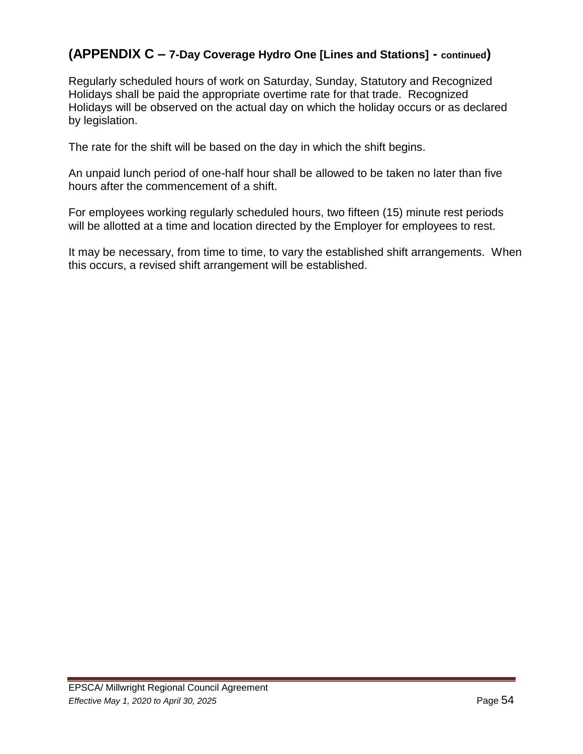## (APPENDIX C – 7-Day Coverage Hydro One [Lines and Stations] - continued)

Regularly scheduled hours of work on Saturday, Sunday, Statutory and Recognized Holidays shall be paid the appropriate overtime rate for that trade. Recognized Holidays will be observed on the actual day on which the holiday occurs or as declared by legislation.

The rate for the shift will be based on the day in which the shift begins.

An unpaid lunch period of one-half hour shall be allowed to be taken no later than five hours after the commencement of a shift.

For employees working regularly scheduled hours, two fifteen (15) minute rest periods will be allotted at a time and location directed by the Employer for employees to rest.

It may be necessary, from time to time, to vary the established shift arrangements. When this occurs, a revised shift arrangement will be established.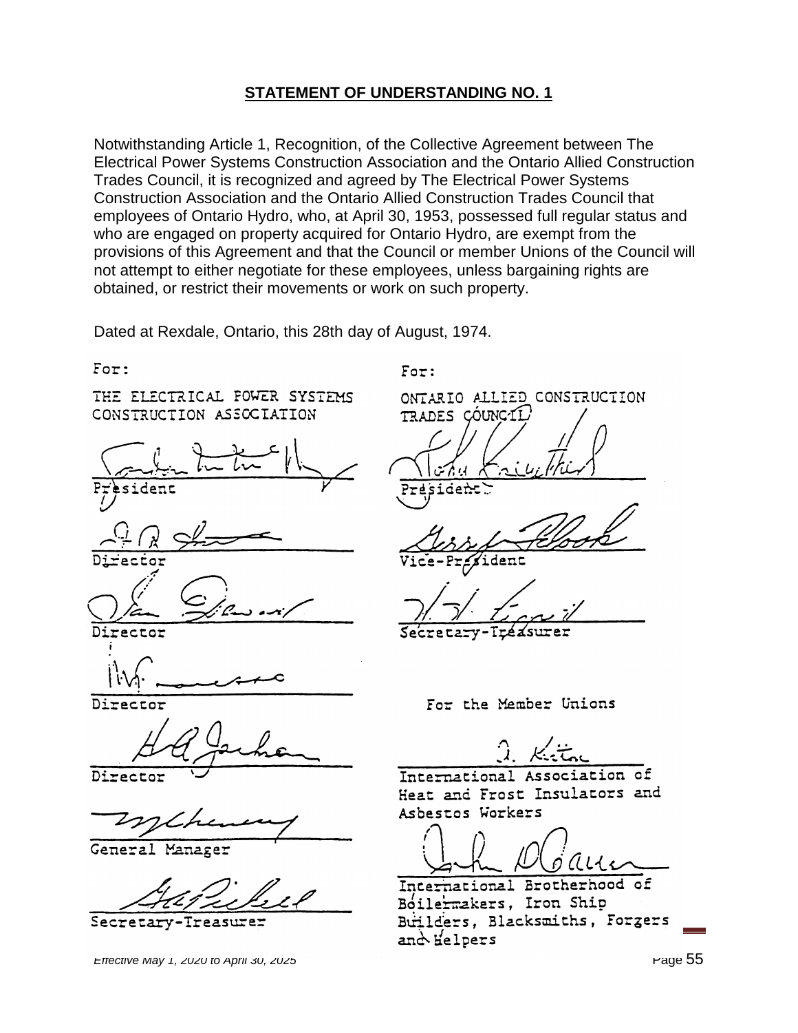## STATEMENT OF UNDERSTANDING NO. 1

Notwithstanding Article 1, Recognition, of the Collective Agreement between The Electrical Power Systems Construction Association and the Ontario Allied Construction Trades Council, it is recognized and agreed by The Electrical Power Systems Construction Association and the Ontario Allied Construction Trades Council that employees of Ontario Hydro, who, at April 30, 1953, possessed full regular status and who are engaged on property acquired for Ontario Hydro, are exempt from the provisions of this Agreement and that the Council or member Unions of the Council will not attempt to either negotiate for these employees, unless bargaining rights are obtained, or restrict their movements or work on such property.

Dated at Rexdale, Ontario, this 28th day of August, 1974.

For:

THE ELECTRICAL POWER SYSTEMS CONSTRUCTION ASSOCIATION

President

Director

Director

Director

Director

General Manager

Secretary-Treasurer

For:

ONTARIO ALLIED CONSTRUCTION TRADES COUNCIL

President

Vice-President

Secretary-Treasurer

For the Member Unions

International Association of Heat and Frost Insulators and Asbestos Workers

International Brotherhood of Boilermakers, Iron Ship Builders, Blacksmiths, Forgers and Helpers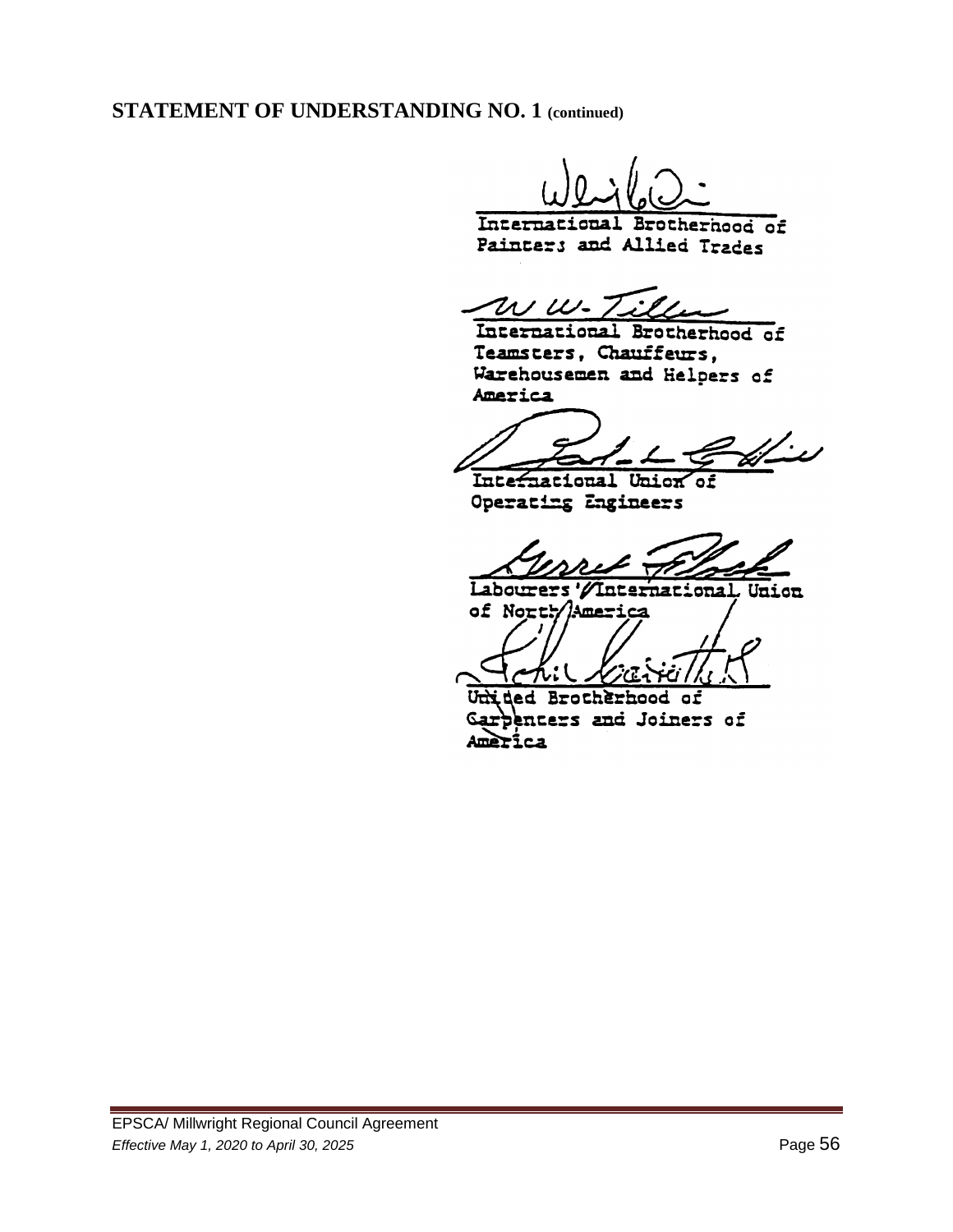## STATEMENT OF UNDERSTANDING NO. 1 (continued)

International Brotherhood of Painters and Allied Trades

International Brotherhood of Teamsters, Chauffeurs, Warehousemen and Helpers of America

International Union of Operating Engineers

Labourers' International Union of North America

United Brotherhood of Carpenters and Joiners of America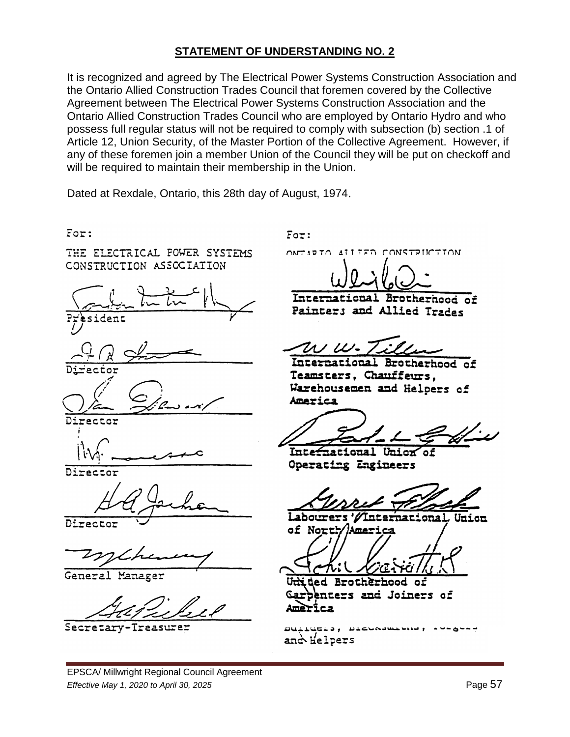## STATEMENT OF UNDERSTANDING NO. 2

It is recognized and agreed by The Electrical Power Systems Construction Association and the Ontario Allied Construction Trades Council that foremen covered by the Collective Agreement between The Electrical Power Systems Construction Association and the Ontario Allied Construction Trades Council who are employed by Ontario Hydro and who possess full regular status will not be required to comply with subsection (b) section .1 of Article 12, Union Security, of the Master Portion of the Collective Agreement. However, if any of these foremen join a member Union of the Council they will be put on checkoff and will be required to maintain their membership in the Union.

Dated at Rexdale, Ontario, this 28th day of August, 1974.

For:

THE ELECTRICAL POWER SYSTEMS CONSTRUCTION ASSOCIATION

President

Director

Director

Director

Director

General Manager

Secretary-Treasurer

For:

ONTARIO ALLIED CONSTRUCTION

International Brotherhood of Painters and Allied Trades

International Brotherhood of Teamsters, Chauffeurs, Warehousemen and Helpers of America

International Union of Operating Engineers

Labourers' International Union of North America

United Brotherhood of Carpenters and Joiners of America

Builders, Blacksmiths, Forgers and Helpers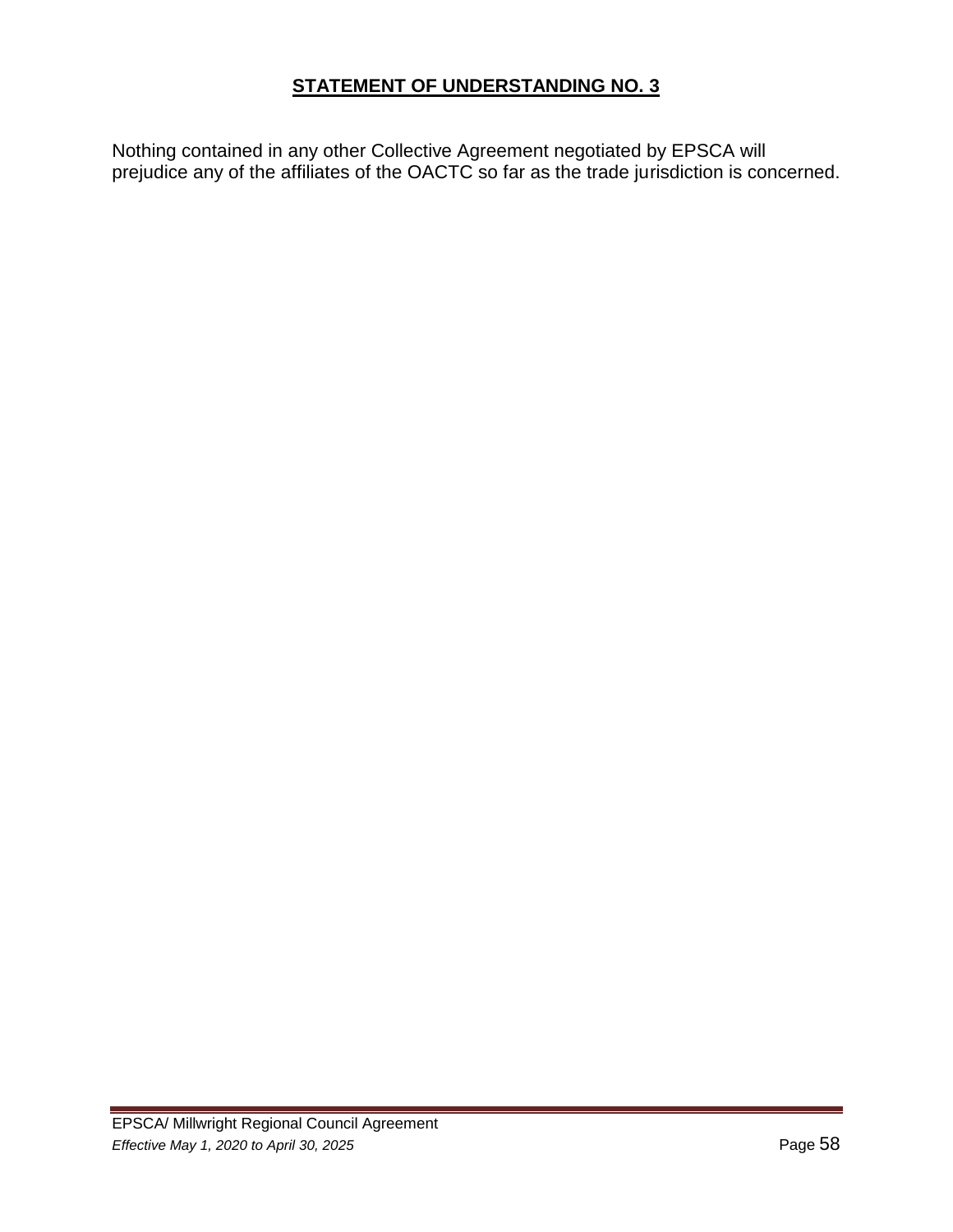## **STATEMENT OF UNDERSTANDING NO. 3**

Nothing contained in any other Collective Agreement negotiated by EPSCA will prejudice any of the affiliates of the OACTC so far as the trade jurisdiction is concerned.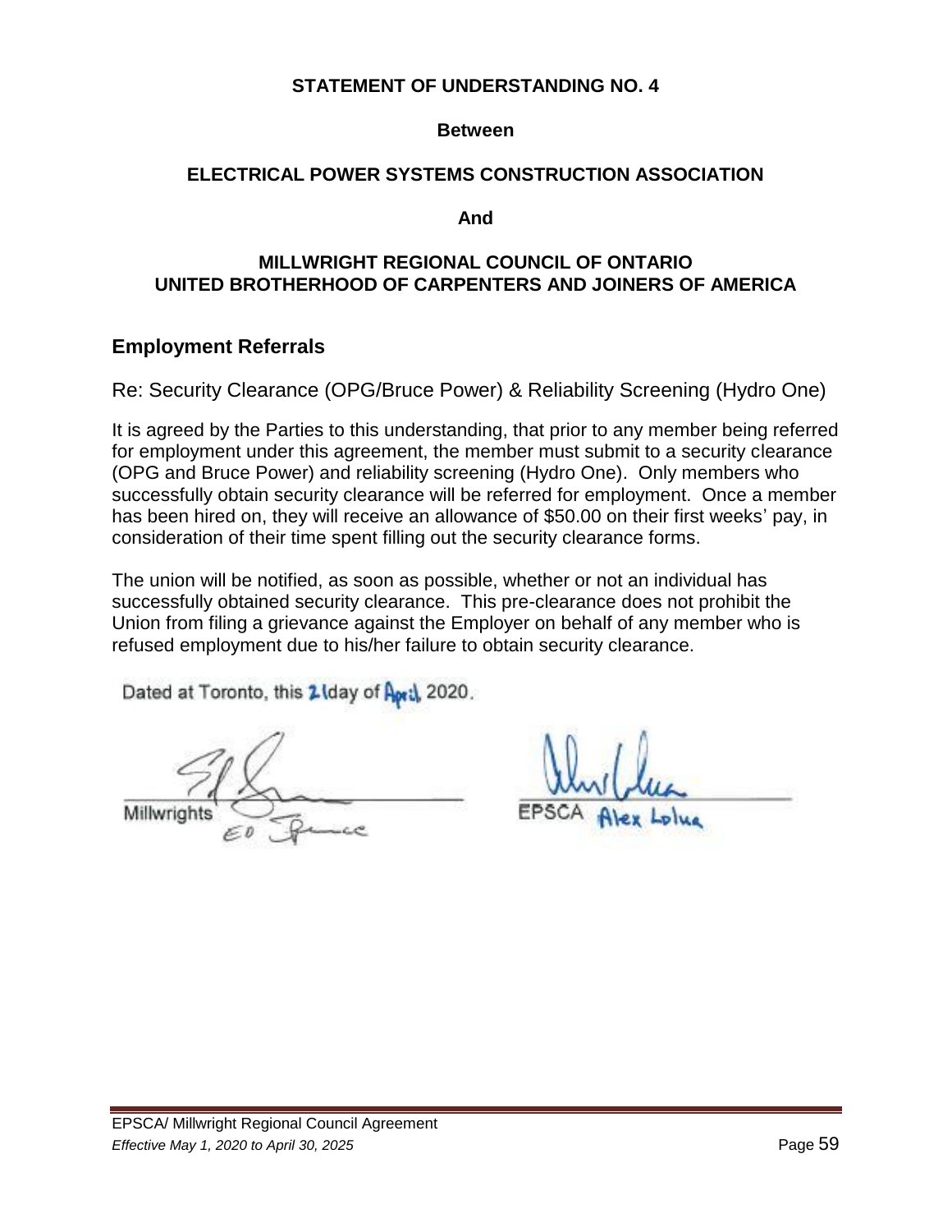**STATEMENT OF UNDERSTANDING NO. 4**

**Between**

**ELECTRICAL POWER SYSTEMS CONSTRUCTION ASSOCIATION**

**And**

**MILLWRIGHT REGIONAL COUNCIL OF ONTARIO**
**UNITED BROTHERHOOD OF CARPENTERS AND JOINERS OF AMERICA**

## Employment Referrals

Re: Security Clearance (OPG/Bruce Power) & Reliability Screening (Hydro One)

It is agreed by the Parties to this understanding, that prior to any member being referred for employment under this agreement, the member must submit to a security clearance (OPG and Bruce Power) and reliability screening (Hydro One). Only members who successfully obtain security clearance will be referred for employment. Once a member has been hired on, they will receive an allowance of $50.00 on their first weeks' pay, in consideration of their time spent filling out the security clearance forms.

The union will be notified, as soon as possible, whether or not an individual has successfully obtained security clearance. This pre-clearance does not prohibit the Union from filing a grievance against the Employer on behalf of any member who is refused employment due to his/her failure to obtain security clearance.

Dated at Toronto, this 21 day of April, 2020.

Millwrights Ed Prince

EPSCA Alex Lolua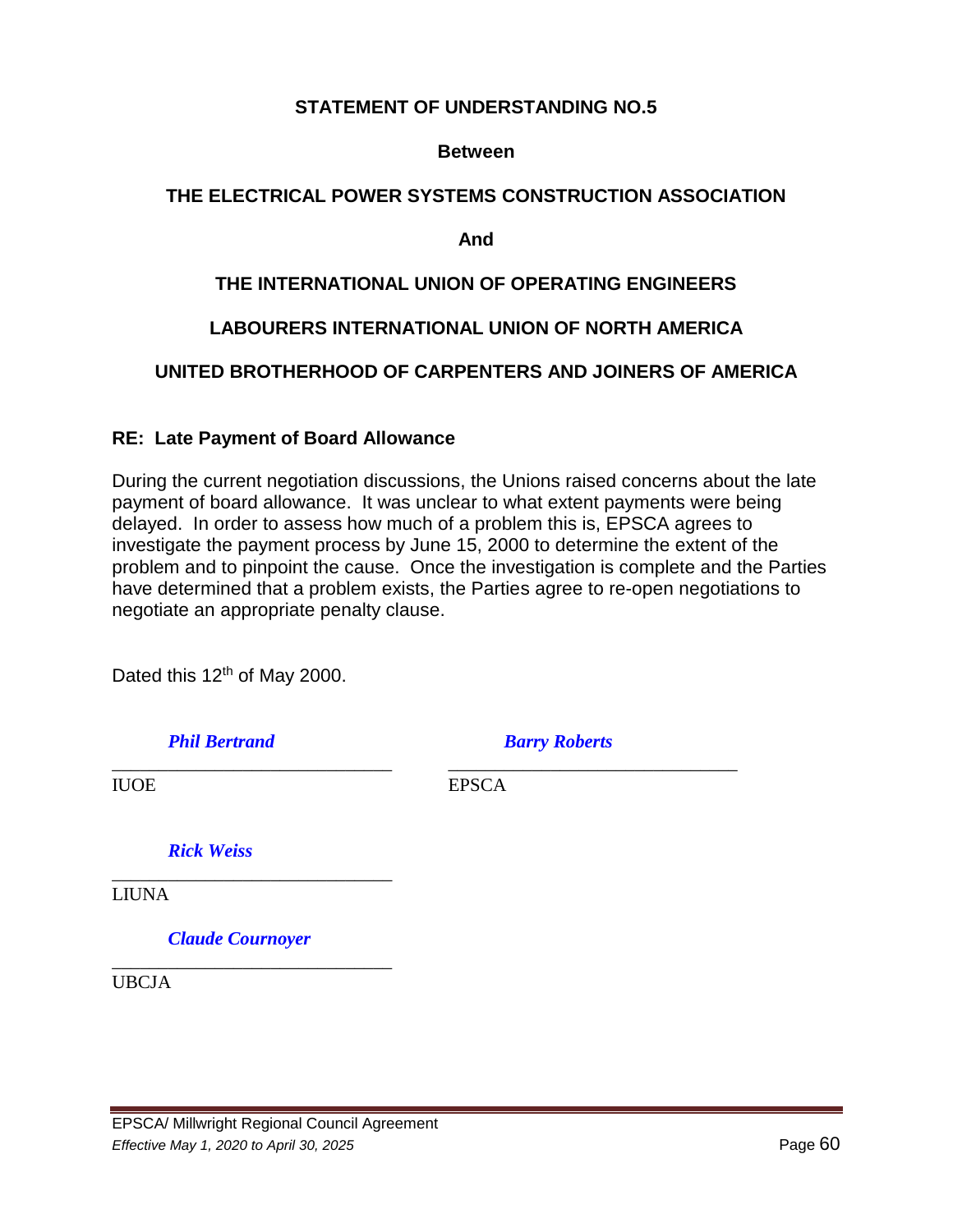**STATEMENT OF UNDERSTANDING NO.5**

**Between**

**THE ELECTRICAL POWER SYSTEMS CONSTRUCTION ASSOCIATION**

**And**

**THE INTERNATIONAL UNION OF OPERATING ENGINEERS**

**LABOURERS INTERNATIONAL UNION OF NORTH AMERICA**

**UNITED BROTHERHOOD OF CARPENTERS AND JOINERS OF AMERICA**

**RE: Late Payment of Board Allowance**

During the current negotiation discussions, the Unions raised concerns about the late payment of board allowance. It was unclear to what extent payments were being delayed. In order to assess how much of a problem this is, EPSCA agrees to investigate the payment process by June 15, 2000 to determine the extent of the problem and to pinpoint the cause. Once the investigation is complete and the Parties have determined that a problem exists, the Parties agree to re-open negotiations to negotiate an appropriate penalty clause.

Dated this 12th of May 2000.

*Phil Bertrand*
\_\_\_\_\_\_\_\_\_\_\_\_\_\_\_\_\_\_\_\_\_\_\_\_\_\_\_\_\_\_
IUOE

*Barry Roberts*
\_\_\_\_\_\_\_\_\_\_\_\_\_\_\_\_\_\_\_\_\_\_\_\_\_\_\_\_\_\_
EPSCA

*Rick Weiss*
\_\_\_\_\_\_\_\_\_\_\_\_\_\_\_\_\_\_\_\_\_\_\_\_\_\_\_\_\_\_
LIUNA

*Claude Cournoyer*
\_\_\_\_\_\_\_\_\_\_\_\_\_\_\_\_\_\_\_\_\_\_\_\_\_\_\_\_\_\_
UBCJA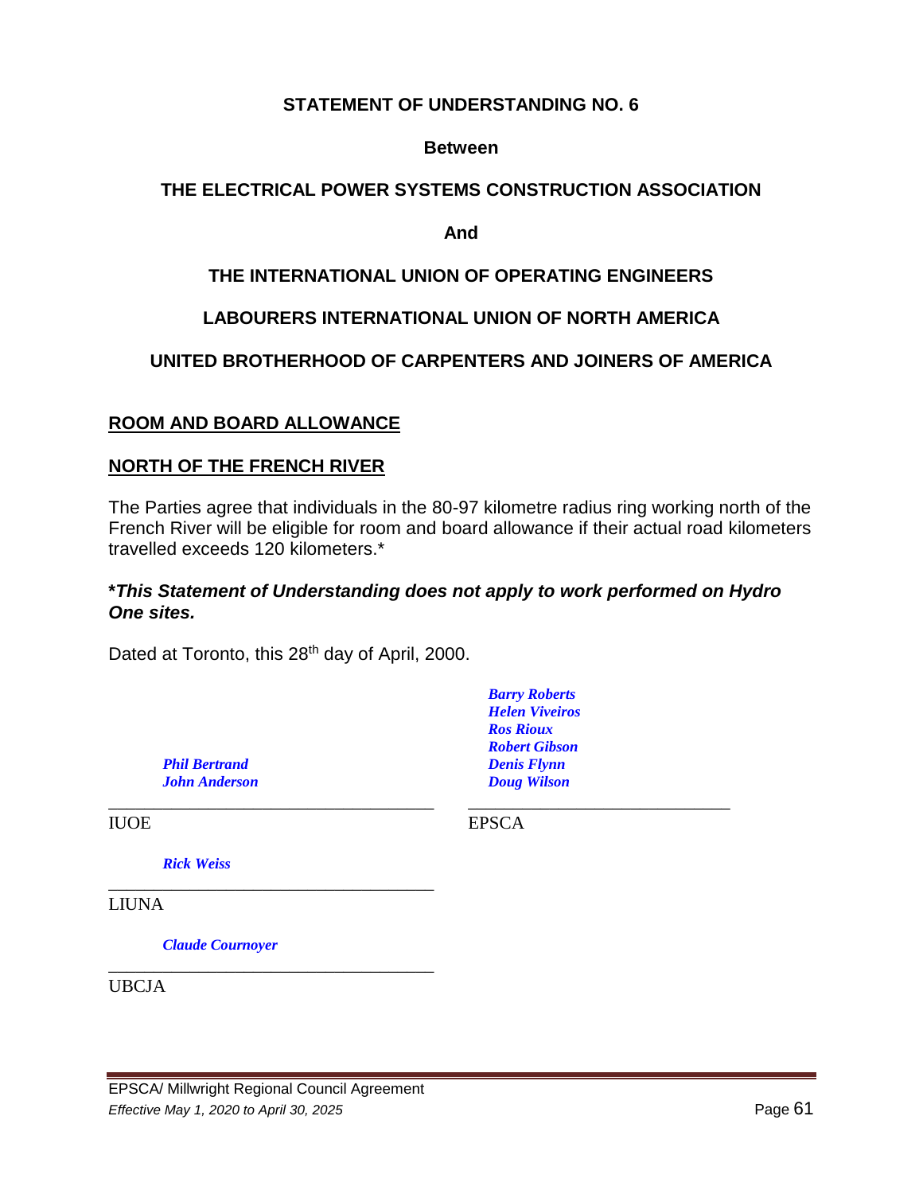**STATEMENT OF UNDERSTANDING NO. 6**

**Between**

**THE ELECTRICAL POWER SYSTEMS CONSTRUCTION ASSOCIATION**

**And**

**THE INTERNATIONAL UNION OF OPERATING ENGINEERS**

**LABOURERS INTERNATIONAL UNION OF NORTH AMERICA**

**UNITED BROTHERHOOD OF CARPENTERS AND JOINERS OF AMERICA**

**ROOM AND BOARD ALLOWANCE**

**NORTH OF THE FRENCH RIVER**

The Parties agree that individuals in the 80-97 kilometre radius ring working north of the French River will be eligible for room and board allowance if their actual road kilometers travelled exceeds 120 kilometers.*

***This Statement of Understanding does not apply to work performed on Hydro One sites.***

Dated at Toronto, this 28th day of April, 2000.

*Phil Bertrand*
*John Anderson*
IUOE

*Barry Roberts*
*Helen Viveiros*
*Ros Rioux*
*Robert Gibson*
*Denis Flynn*
*Doug Wilson*
EPSCA

*Rick Weiss*
LIUNA

*Claude Cournoyer*
UBCJA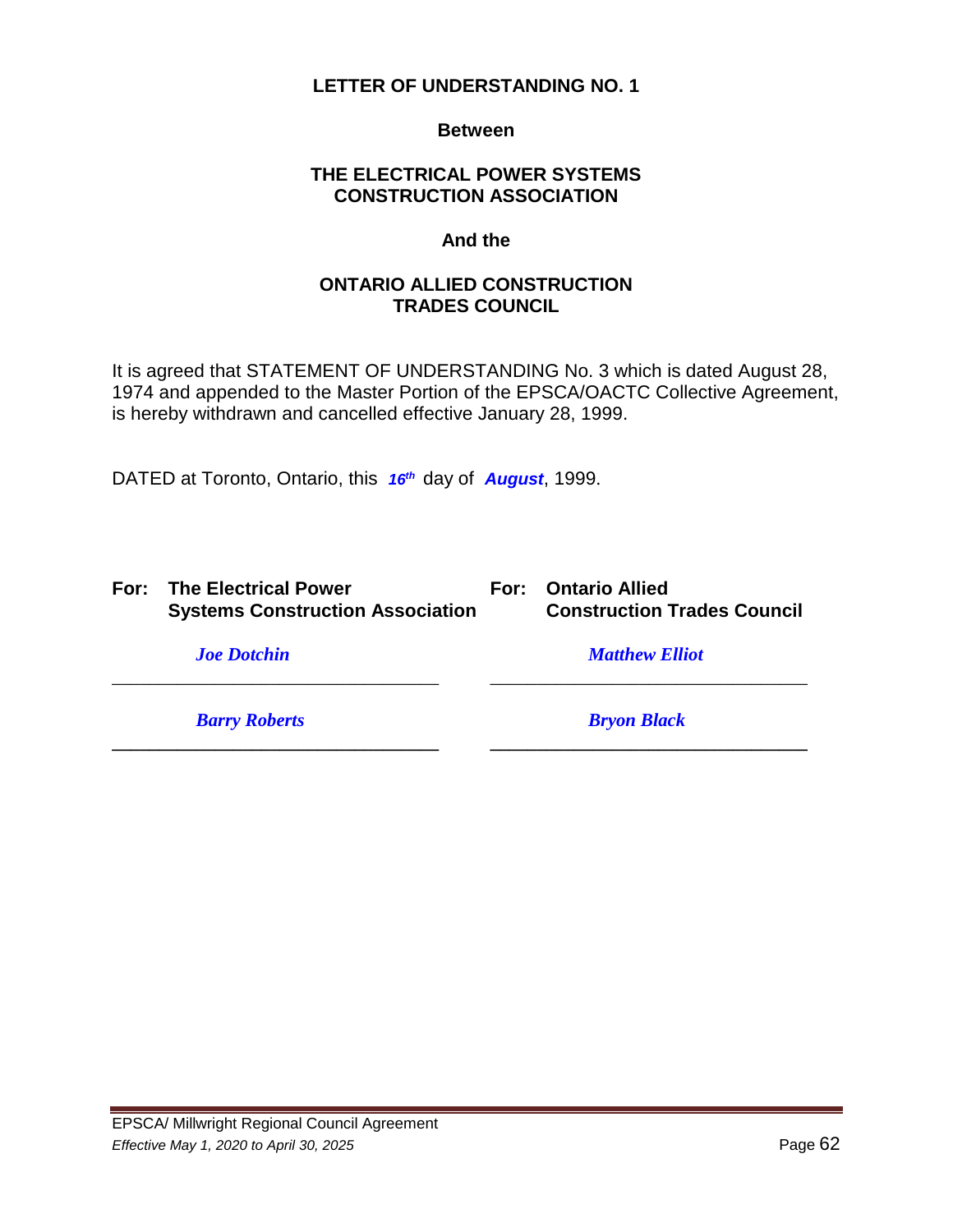# LETTER OF UNDERSTANDING NO. 1

**Between**

**THE ELECTRICAL POWER SYSTEMS CONSTRUCTION ASSOCIATION**

**And the**

**ONTARIO ALLIED CONSTRUCTION TRADES COUNCIL**

It is agreed that STATEMENT OF UNDERSTANDING No. 3 which is dated August 28, 1974 and appended to the Master Portion of the EPSCA/OACTC Collective Agreement, is hereby withdrawn and cancelled effective January 28, 1999.

DATED at Toronto, Ontario, this ***16th*** day of ***August***, 1999.

| **For: The Electrical Power Systems Construction Association** | **For: Ontario Allied Construction Trades Council** |
|---|---|
| *Joe Dotchin* | *Matthew Elliot* |
| *Barry Roberts* | *Bryon Black* |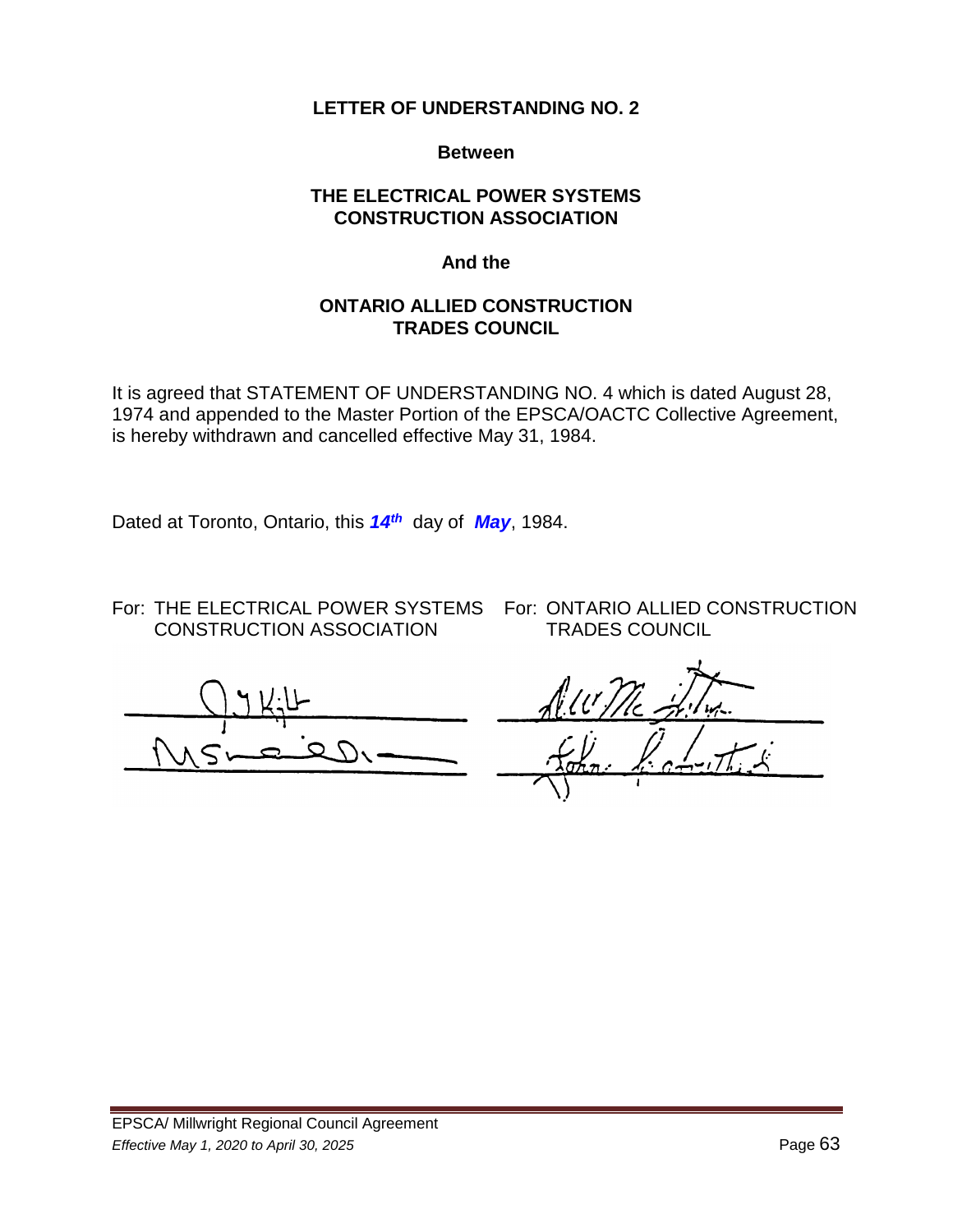# LETTER OF UNDERSTANDING NO. 2

**Between**

**THE ELECTRICAL POWER SYSTEMS CONSTRUCTION ASSOCIATION**

**And the**

**ONTARIO ALLIED CONSTRUCTION TRADES COUNCIL**

It is agreed that STATEMENT OF UNDERSTANDING NO. 4 which is dated August 28, 1974 and appended to the Master Portion of the EPSCA/OACTC Collective Agreement, is hereby withdrawn and cancelled effective May 31, 1984.

Dated at Toronto, Ontario, this ***14th*** day of ***May***, 1984.

For: THE ELECTRICAL POWER SYSTEMS CONSTRUCTION ASSOCIATION

For: ONTARIO ALLIED CONSTRUCTION TRADES COUNCIL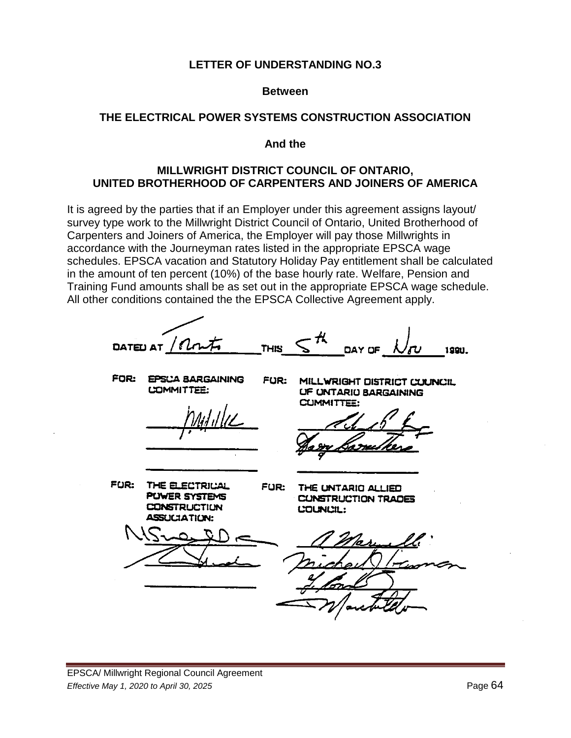# LETTER OF UNDERSTANDING NO.3

**Between**

**THE ELECTRICAL POWER SYSTEMS CONSTRUCTION ASSOCIATION**

**And the**

**MILLWRIGHT DISTRICT COUNCIL OF ONTARIO,**
**UNITED BROTHERHOOD OF CARPENTERS AND JOINERS OF AMERICA**

It is agreed by the parties that if an Employer under this agreement assigns layout/ survey type work to the Millwright District Council of Ontario, United Brotherhood of Carpenters and Joiners of America, the Employer will pay those Millwrights in accordance with the Journeyman rates listed in the appropriate EPSCA wage schedules. EPSCA vacation and Statutory Holiday Pay entitlement shall be calculated in the amount of ten percent (10%) of the base hourly rate. Welfare, Pension and Training Fund amounts shall be as set out in the appropriate EPSCA wage schedule. All other conditions contained the the EPSCA Collective Agreement apply.

DATED AT Toronto THIS 5th DAY OF Nov 1990.

FOR: EPSCA BARGAINING COMMITTEE:

FOR: MILLWRIGHT DISTRICT COUNCIL OF ONTARIO BARGAINING COMMITTEE:

FOR: THE ELECTRICAL POWER SYSTEMS CONSTRUCTION ASSOCIATION:

FOR: THE ONTARIO ALLIED CONSTRUCTION TRADES COUNCIL: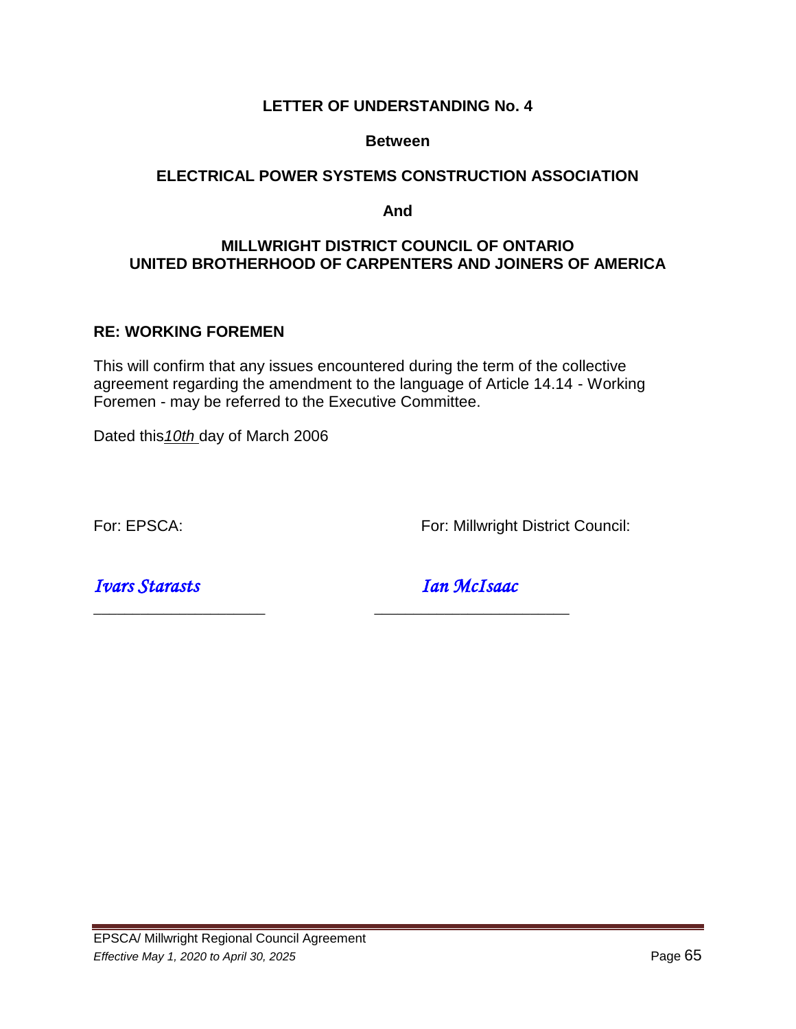## LETTER OF UNDERSTANDING No. 4

**Between**

**ELECTRICAL POWER SYSTEMS CONSTRUCTION ASSOCIATION**

**And**

**MILLWRIGHT DISTRICT COUNCIL OF ONTARIO**
**UNITED BROTHERHOOD OF CARPENTERS AND JOINERS OF AMERICA**

**RE: WORKING FOREMEN**

This will confirm that any issues encountered during the term of the collective agreement regarding the amendment to the language of Article 14.14 - Working Foremen - may be referred to the Executive Committee.

Dated this *10th* day of March 2006

| For: EPSCA: | For: Millwright District Council: |
| --- | --- |
| *Ivars Starasts* | *Ian McIsaac* |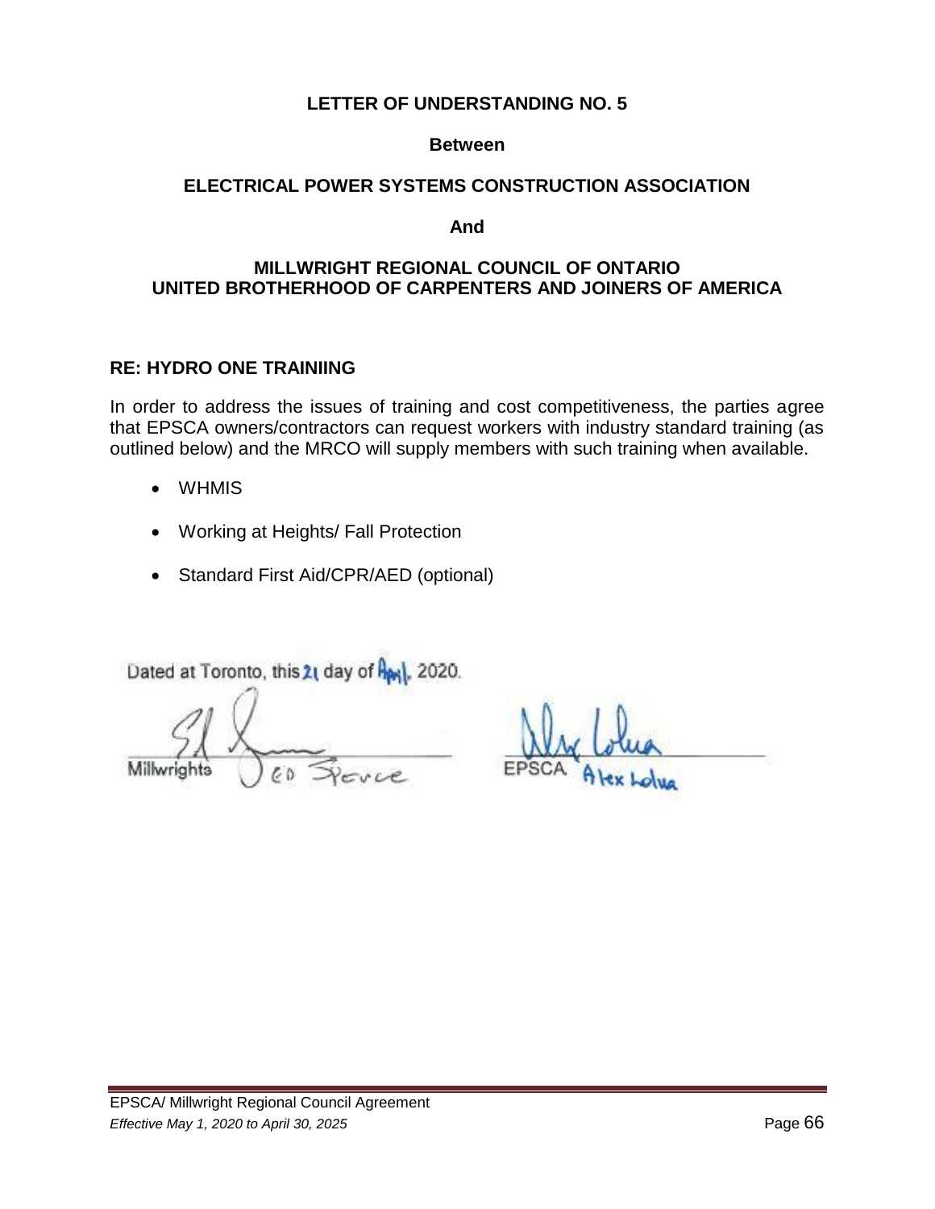**LETTER OF UNDERSTANDING NO. 5**

**Between**

**ELECTRICAL POWER SYSTEMS CONSTRUCTION ASSOCIATION**

**And**

**MILLWRIGHT REGIONAL COUNCIL OF ONTARIO**
**UNITED BROTHERHOOD OF CARPENTERS AND JOINERS OF AMERICA**

**RE: HYDRO ONE TRAINIING**

In order to address the issues of training and cost competitiveness, the parties agree that EPSCA owners/contractors can request workers with industry standard training (as outlined below) and the MRCO will supply members with such training when available.

- WHMIS
- Working at Heights/ Fall Protection
- Standard First Aid/CPR/AED (optional)

Dated at Toronto, this 21 day of April, 2020.

Millwrights Ed Spence

EPSCA Alex Lolua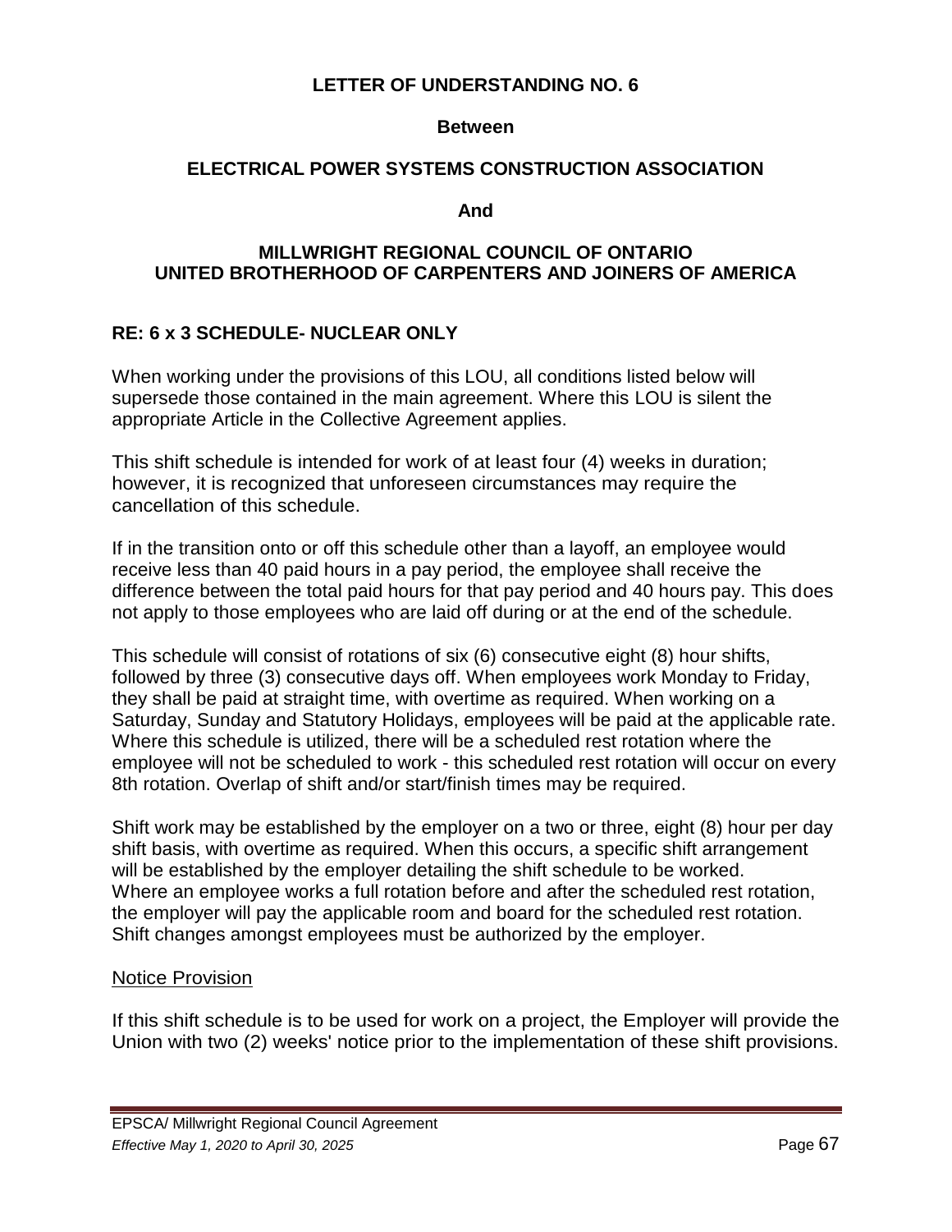**LETTER OF UNDERSTANDING NO. 6**

**Between**

**ELECTRICAL POWER SYSTEMS CONSTRUCTION ASSOCIATION**

**And**

**MILLWRIGHT REGIONAL COUNCIL OF ONTARIO**
**UNITED BROTHERHOOD OF CARPENTERS AND JOINERS OF AMERICA**

**RE: 6 x 3 SCHEDULE- NUCLEAR ONLY**

When working under the provisions of this LOU, all conditions listed below will supersede those contained in the main agreement. Where this LOU is silent the appropriate Article in the Collective Agreement applies.

This shift schedule is intended for work of at least four (4) weeks in duration; however, it is recognized that unforeseen circumstances may require the cancellation of this schedule.

If in the transition onto or off this schedule other than a layoff, an employee would receive less than 40 paid hours in a pay period, the employee shall receive the difference between the total paid hours for that pay period and 40 hours pay. This does not apply to those employees who are laid off during or at the end of the schedule.

This schedule will consist of rotations of six (6) consecutive eight (8) hour shifts, followed by three (3) consecutive days off. When employees work Monday to Friday, they shall be paid at straight time, with overtime as required. When working on a Saturday, Sunday and Statutory Holidays, employees will be paid at the applicable rate. Where this schedule is utilized, there will be a scheduled rest rotation where the employee will not be scheduled to work - this scheduled rest rotation will occur on every 8th rotation. Overlap of shift and/or start/finish times may be required.

Shift work may be established by the employer on a two or three, eight (8) hour per day shift basis, with overtime as required. When this occurs, a specific shift arrangement will be established by the employer detailing the shift schedule to be worked.
Where an employee works a full rotation before and after the scheduled rest rotation, the employer will pay the applicable room and board for the scheduled rest rotation. Shift changes amongst employees must be authorized by the employer.

<u>Notice Provision</u>

If this shift schedule is to be used for work on a project, the Employer will provide the Union with two (2) weeks' notice prior to the implementation of these shift provisions.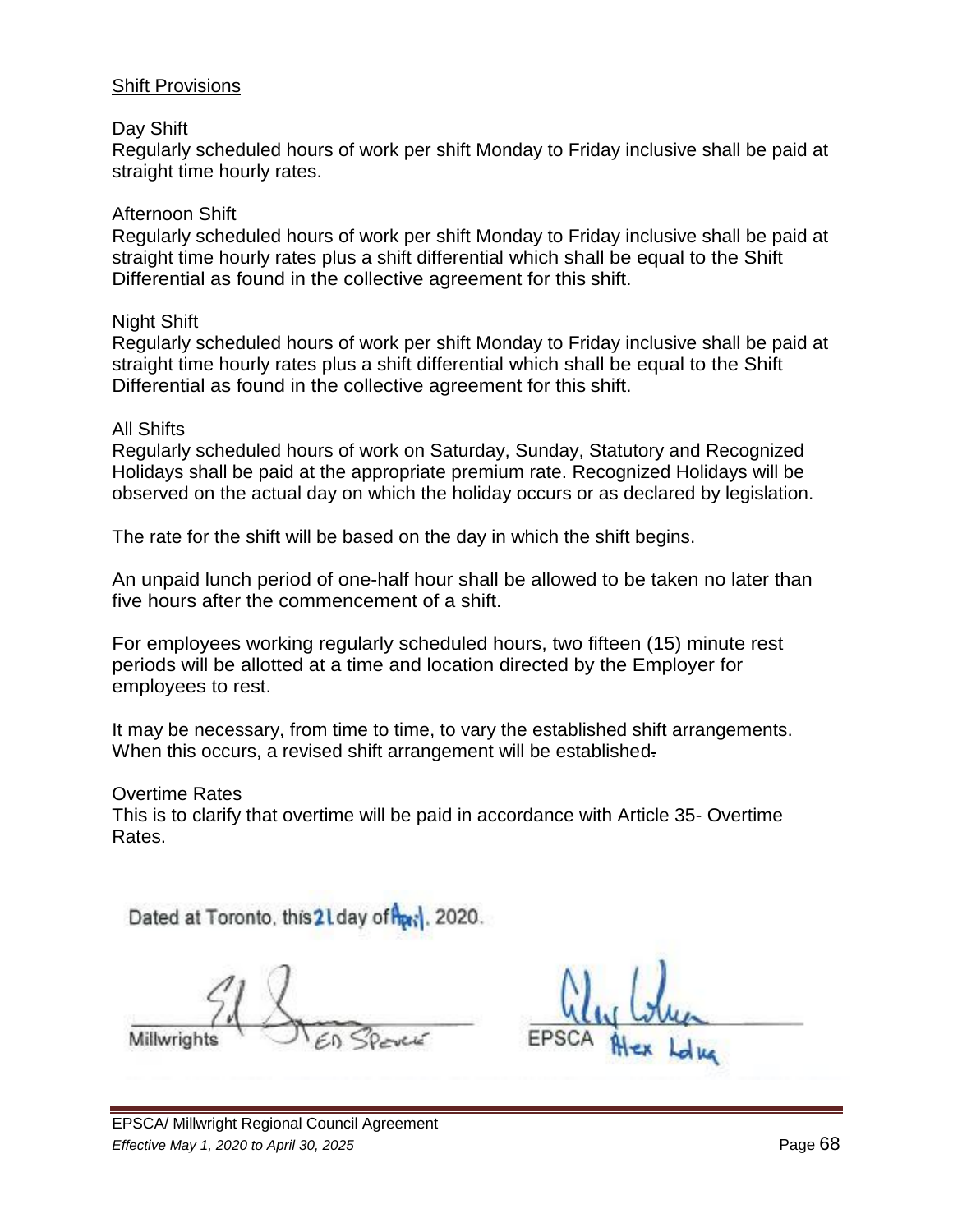<u>Shift Provisions</u>

Day Shift
Regularly scheduled hours of work per shift Monday to Friday inclusive shall be paid at straight time hourly rates.

Afternoon Shift
Regularly scheduled hours of work per shift Monday to Friday inclusive shall be paid at straight time hourly rates plus a shift differential which shall be equal to the Shift Differential as found in the collective agreement for this shift.

Night Shift
Regularly scheduled hours of work per shift Monday to Friday inclusive shall be paid at straight time hourly rates plus a shift differential which shall be equal to the Shift Differential as found in the collective agreement for this shift.

All Shifts
Regularly scheduled hours of work on Saturday, Sunday, Statutory and Recognized Holidays shall be paid at the appropriate premium rate. Recognized Holidays will be observed on the actual day on which the holiday occurs or as declared by legislation.

The rate for the shift will be based on the day in which the shift begins.

An unpaid lunch period of one-half hour shall be allowed to be taken no later than five hours after the commencement of a shift.

For employees working regularly scheduled hours, two fifteen (15) minute rest periods will be allotted at a time and location directed by the Employer for employees to rest.

It may be necessary, from time to time, to vary the established shift arrangements. When this occurs, a revised shift arrangement will be established.

Overtime Rates
This is to clarify that overtime will be paid in accordance with Article 35- Overtime Rates.

Dated at Toronto, this 21 day of April, 2020.

Millwrights — Ed Spencer

EPSCA — Alex Lolua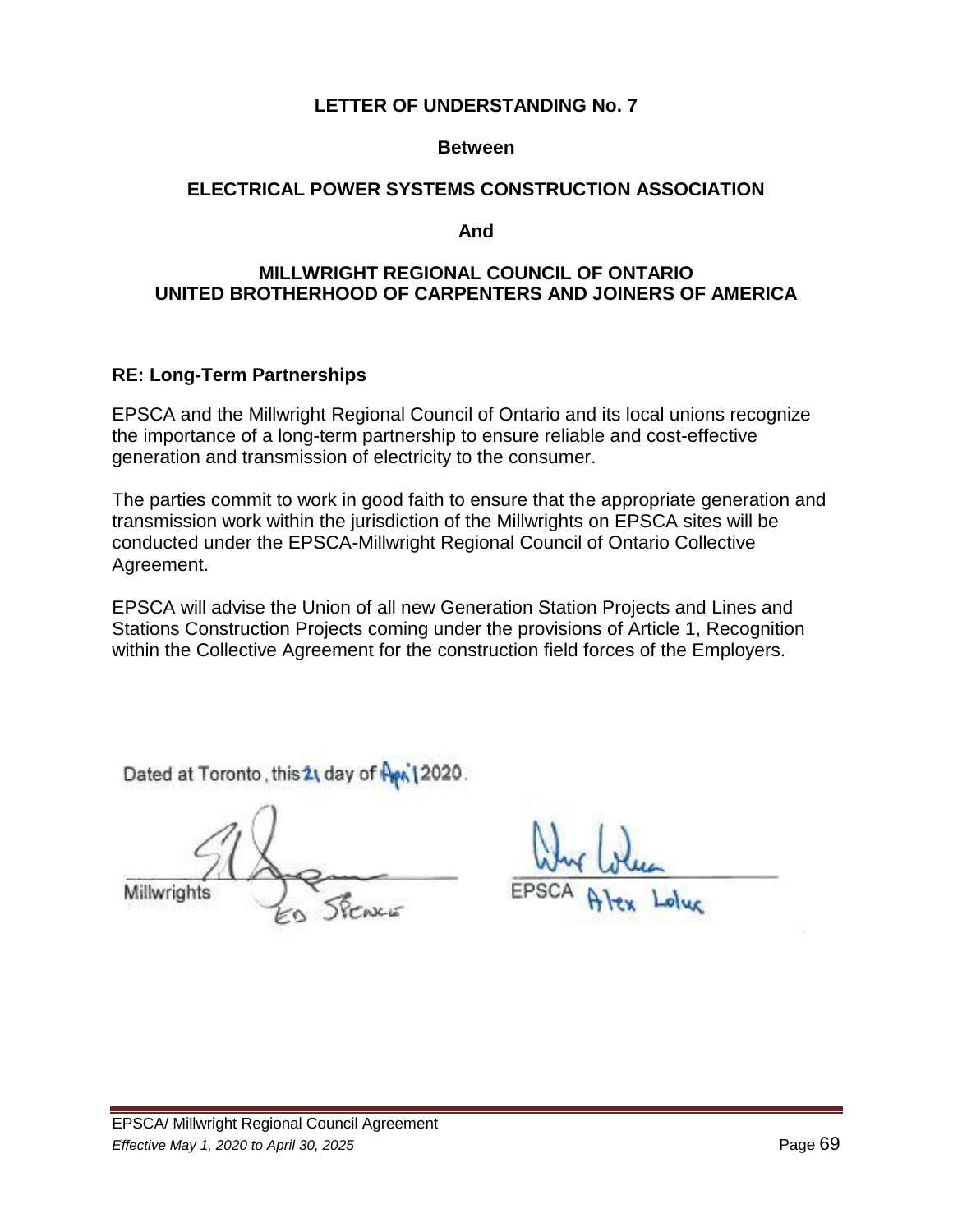**LETTER OF UNDERSTANDING No. 7**

**Between**

**ELECTRICAL POWER SYSTEMS CONSTRUCTION ASSOCIATION**

**And**

**MILLWRIGHT REGIONAL COUNCIL OF ONTARIO**
**UNITED BROTHERHOOD OF CARPENTERS AND JOINERS OF AMERICA**

**RE: Long-Term Partnerships**

EPSCA and the Millwright Regional Council of Ontario and its local unions recognize the importance of a long-term partnership to ensure reliable and cost-effective generation and transmission of electricity to the consumer.

The parties commit to work in good faith to ensure that the appropriate generation and transmission work within the jurisdiction of the Millwrights on EPSCA sites will be conducted under the EPSCA-Millwright Regional Council of Ontario Collective Agreement.

EPSCA will advise the Union of all new Generation Station Projects and Lines and Stations Construction Projects coming under the provisions of Article 1, Recognition within the Collective Agreement for the construction field forces of the Employers.

Dated at Toronto, this 21 day of April 2020.

Millwrights — Ed Spence

EPSCA — Alex Lolua